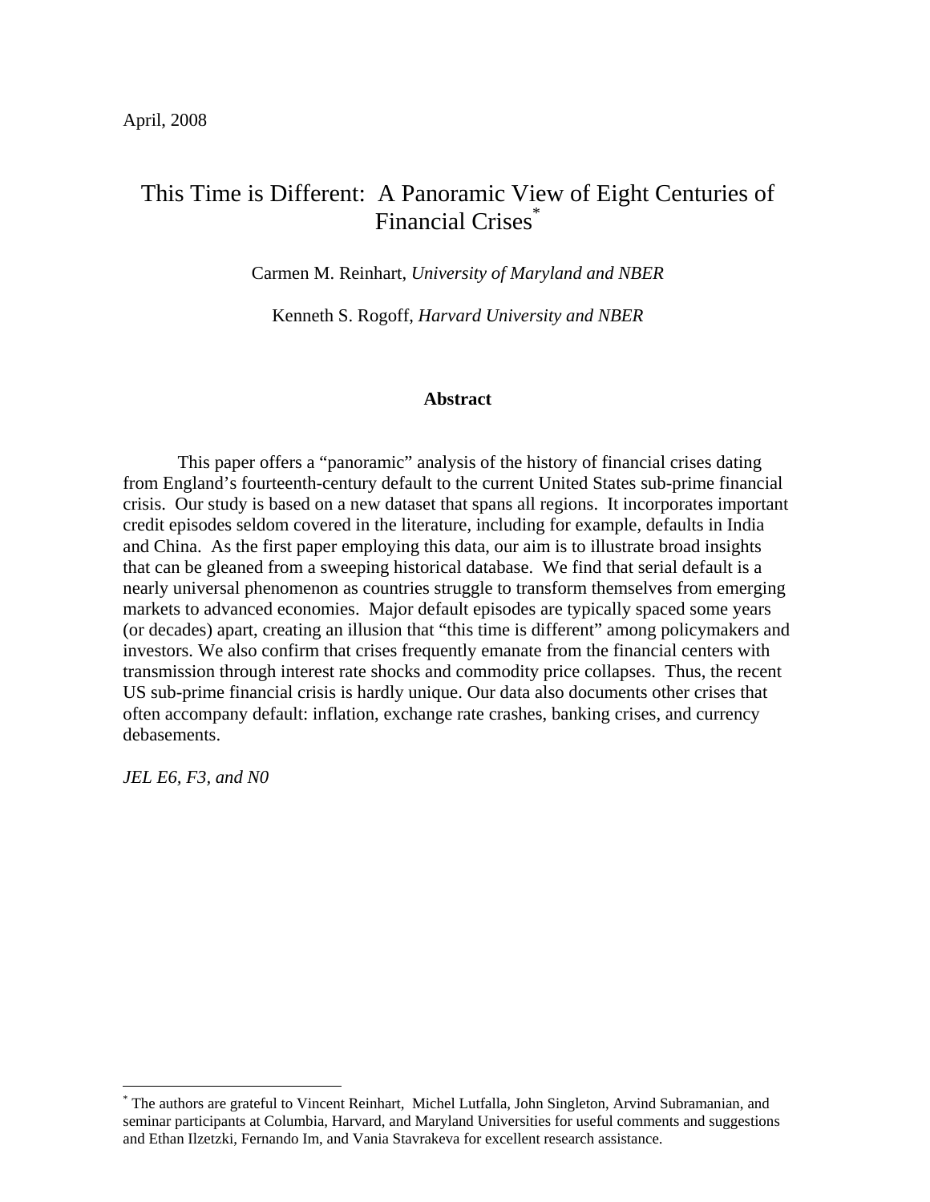April, 2008

# This Time is Different: A Panoramic View of Eight Centuries of Financial Crises[*]

Carmen M. Reinhart, *University of Maryland and NBER*

Kenneth S. Rogoff, *Harvard University and NBER*

## Abstract

This paper offers a "panoramic" analysis of the history of financial crises dating from England's fourteenth-century default to the current United States sub-prime financial crisis. Our study is based on a new dataset that spans all regions. It incorporates important credit episodes seldom covered in the literature, including for example, defaults in India and China. As the first paper employing this data, our aim is to illustrate broad insights that can be gleaned from a sweeping historical database. We find that serial default is a nearly universal phenomenon as countries struggle to transform themselves from emerging markets to advanced economies. Major default episodes are typically spaced some years (or decades) apart, creating an illusion that "this time is different" among policymakers and investors. We also confirm that crises frequently emanate from the financial centers with transmission through interest rate shocks and commodity price collapses. Thus, the recent US sub-prime financial crisis is hardly unique. Our data also documents other crises that often accompany default: inflation, exchange rate crashes, banking crises, and currency debasements.

*JEL E6, F3, and N0*

---

[*] The authors are grateful to Vincent Reinhart, Michel Lutfalla, John Singleton, Arvind Subramanian, and seminar participants at Columbia, Harvard, and Maryland Universities for useful comments and suggestions and Ethan Ilzetzki, Fernando Im, and Vania Stavrakeva for excellent research assistance.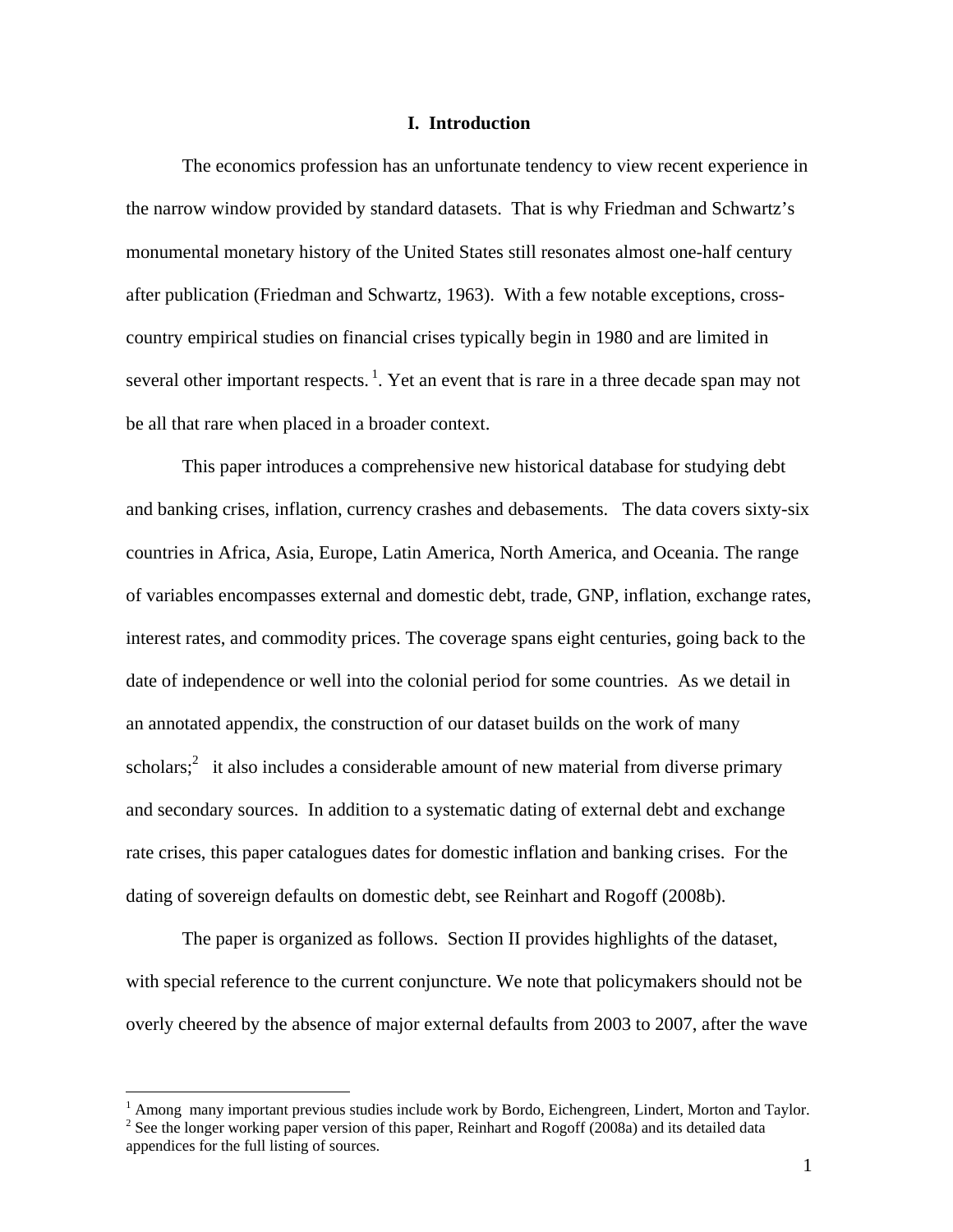## I. Introduction

The economics profession has an unfortunate tendency to view recent experience in the narrow window provided by standard datasets. That is why Friedman and Schwartz's monumental monetary history of the United States still resonates almost one-half century after publication (Friedman and Schwartz, 1963). With a few notable exceptions, cross-country empirical studies on financial crises typically begin in 1980 and are limited in several other important respects. [1]. Yet an event that is rare in a three decade span may not be all that rare when placed in a broader context.

This paper introduces a comprehensive new historical database for studying debt and banking crises, inflation, currency crashes and debasements. The data covers sixty-six countries in Africa, Asia, Europe, Latin America, North America, and Oceania. The range of variables encompasses external and domestic debt, trade, GNP, inflation, exchange rates, interest rates, and commodity prices. The coverage spans eight centuries, going back to the date of independence or well into the colonial period for some countries. As we detail in an annotated appendix, the construction of our dataset builds on the work of many scholars;[2] it also includes a considerable amount of new material from diverse primary and secondary sources. In addition to a systematic dating of external debt and exchange rate crises, this paper catalogues dates for domestic inflation and banking crises. For the dating of sovereign defaults on domestic debt, see Reinhart and Rogoff (2008b).

The paper is organized as follows. Section II provides highlights of the dataset, with special reference to the current conjuncture. We note that policymakers should not be overly cheered by the absence of major external defaults from 2003 to 2007, after the wave

[1] Among many important previous studies include work by Bordo, Eichengreen, Lindert, Morton and Taylor.

[2] See the longer working paper version of this paper, Reinhart and Rogoff (2008a) and its detailed data appendices for the full listing of sources.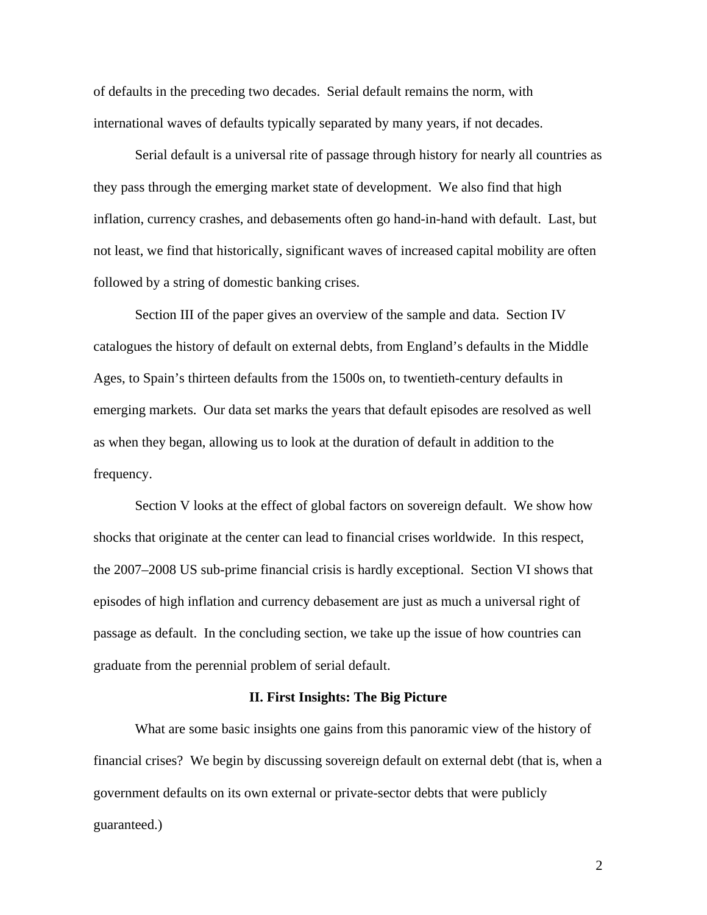of defaults in the preceding two decades. Serial default remains the norm, with international waves of defaults typically separated by many years, if not decades.

Serial default is a universal rite of passage through history for nearly all countries as they pass through the emerging market state of development. We also find that high inflation, currency crashes, and debasements often go hand-in-hand with default. Last, but not least, we find that historically, significant waves of increased capital mobility are often followed by a string of domestic banking crises.

Section III of the paper gives an overview of the sample and data. Section IV catalogues the history of default on external debts, from England's defaults in the Middle Ages, to Spain's thirteen defaults from the 1500s on, to twentieth-century defaults in emerging markets. Our data set marks the years that default episodes are resolved as well as when they began, allowing us to look at the duration of default in addition to the frequency.

Section V looks at the effect of global factors on sovereign default. We show how shocks that originate at the center can lead to financial crises worldwide. In this respect, the 2007–2008 US sub-prime financial crisis is hardly exceptional. Section VI shows that episodes of high inflation and currency debasement are just as much a universal right of passage as default. In the concluding section, we take up the issue of how countries can graduate from the perennial problem of serial default.

## II. First Insights: The Big Picture

What are some basic insights one gains from this panoramic view of the history of financial crises? We begin by discussing sovereign default on external debt (that is, when a government defaults on its own external or private-sector debts that were publicly guaranteed.)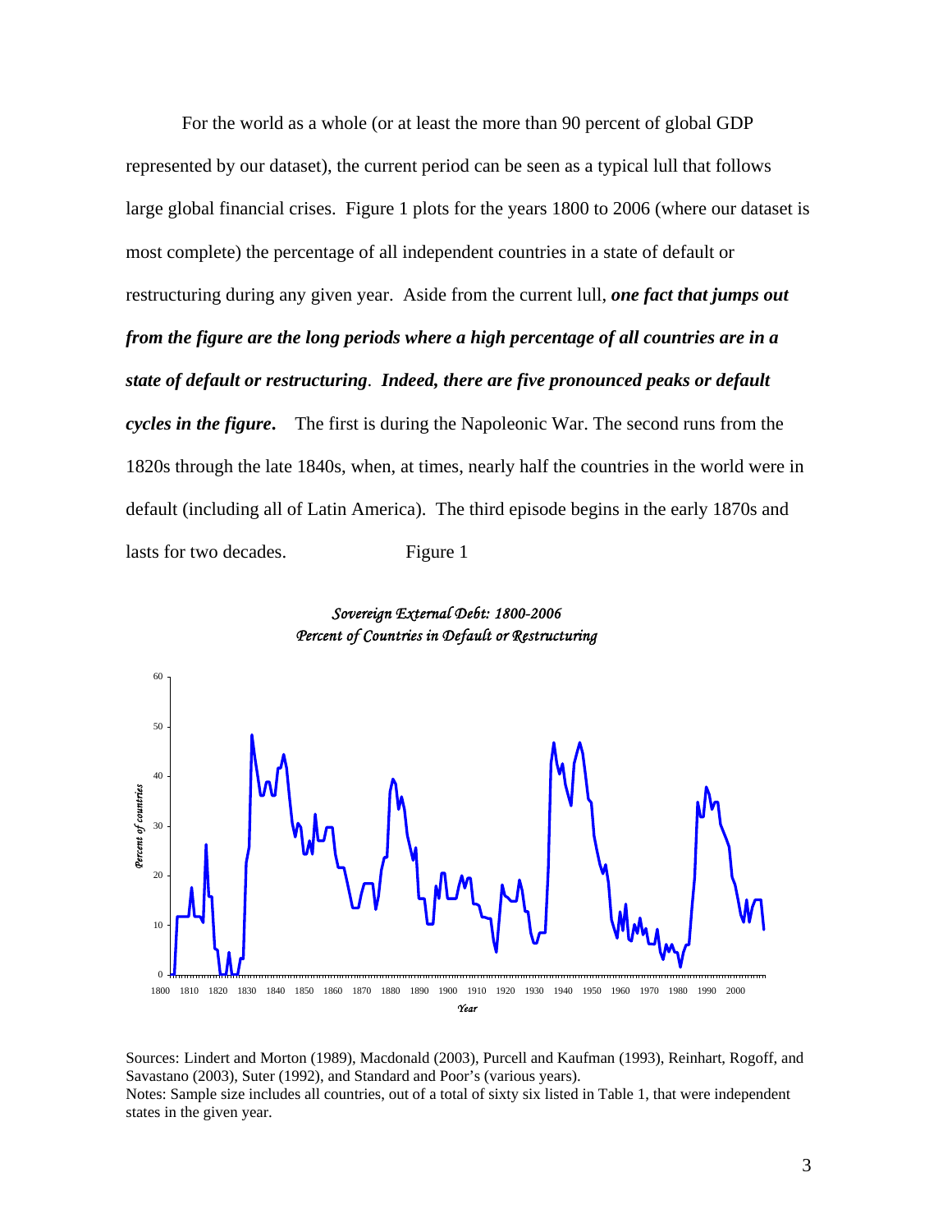For the world as a whole (or at least the more than 90 percent of global GDP represented by our dataset), the current period can be seen as a typical lull that follows large global financial crises. Figure 1 plots for the years 1800 to 2006 (where our dataset is most complete) the percentage of all independent countries in a state of default or restructuring during any given year. Aside from the current lull, ***one fact that jumps out from the figure are the long periods where a high percentage of all countries are in a state of default or restructuring***. ***Indeed, there are five pronounced peaks or default cycles in the figure***. The first is during the Napoleonic War. The second runs from the 1820s through the late 1840s, when, at times, nearly half the countries in the world were in default (including all of Latin America). The third episode begins in the early 1870s and lasts for two decades.

Figure 1

*Sovereign External Debt: 1800-2006*
*Percent of Countries in Default or Restructuring*

Sources: Lindert and Morton (1989), Macdonald (2003), Purcell and Kaufman (1993), Reinhart, Rogoff, and Savastano (2003), Suter (1992), and Standard and Poor's (various years).
Notes: Sample size includes all countries, out of a total of sixty six listed in Table 1, that were independent states in the given year.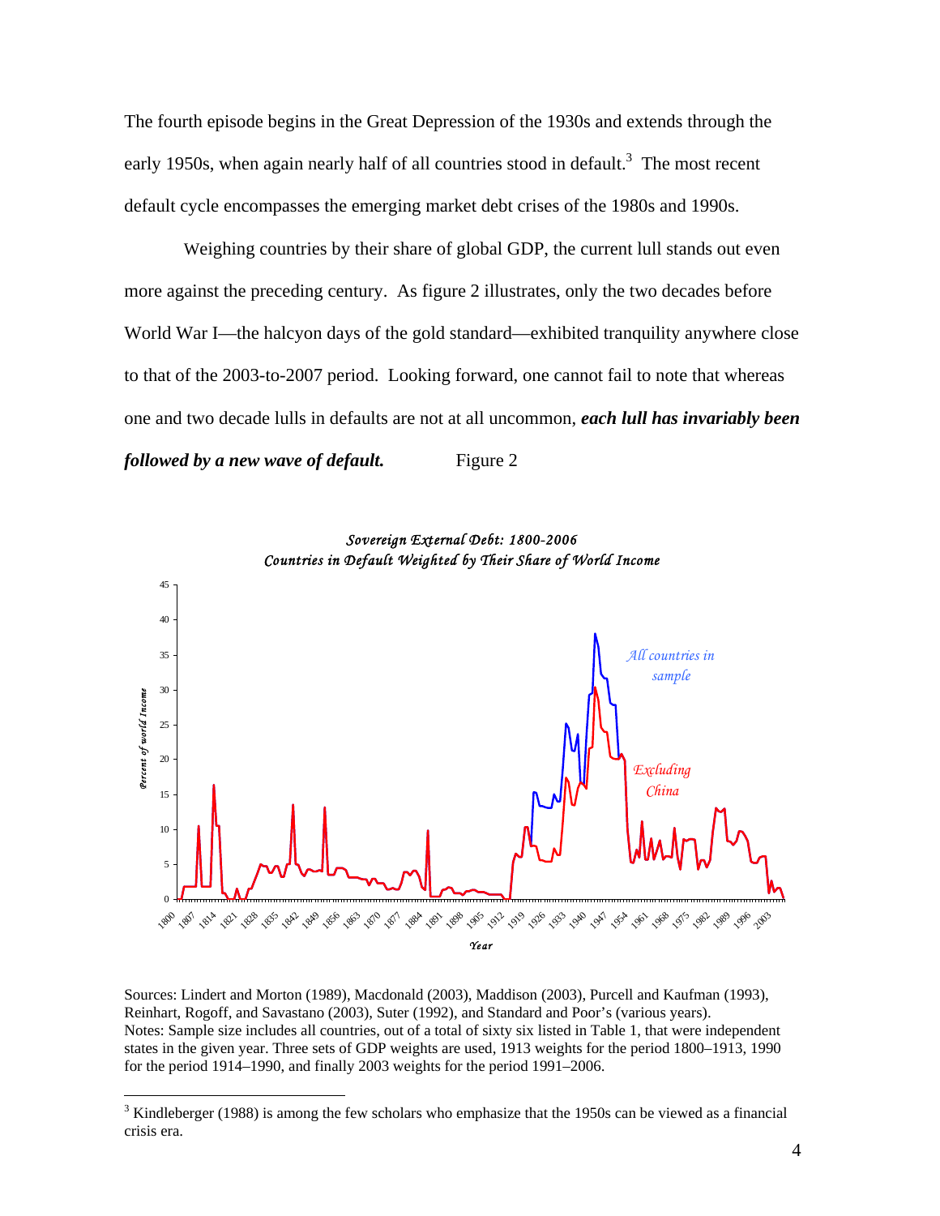The fourth episode begins in the Great Depression of the 1930s and extends through the early 1950s, when again nearly half of all countries stood in default.[3] The most recent default cycle encompasses the emerging market debt crises of the 1980s and 1990s.

Weighing countries by their share of global GDP, the current lull stands out even more against the preceding century. As figure 2 illustrates, only the two decades before World War I—the halcyon days of the gold standard—exhibited tranquility anywhere close to that of the 2003-to-2007 period. Looking forward, one cannot fail to note that whereas one and two decade lulls in defaults are not at all uncommon, ***each lull has invariably been followed by a new wave of default.*** Figure 2

*Sovereign External Debt: 1800-2006*
*Countries in Default Weighted by Their Share of World Income*

Sources: Lindert and Morton (1989), Macdonald (2003), Maddison (2003), Purcell and Kaufman (1993), Reinhart, Rogoff, and Savastano (2003), Suter (1992), and Standard and Poor's (various years).
Notes: Sample size includes all countries, out of a total of sixty six listed in Table 1, that were independent states in the given year. Three sets of GDP weights are used, 1913 weights for the period 1800–1913, 1990 for the period 1914–1990, and finally 2003 weights for the period 1991–2006.

[3] Kindleberger (1988) is among the few scholars who emphasize that the 1950s can be viewed as a financial crisis era.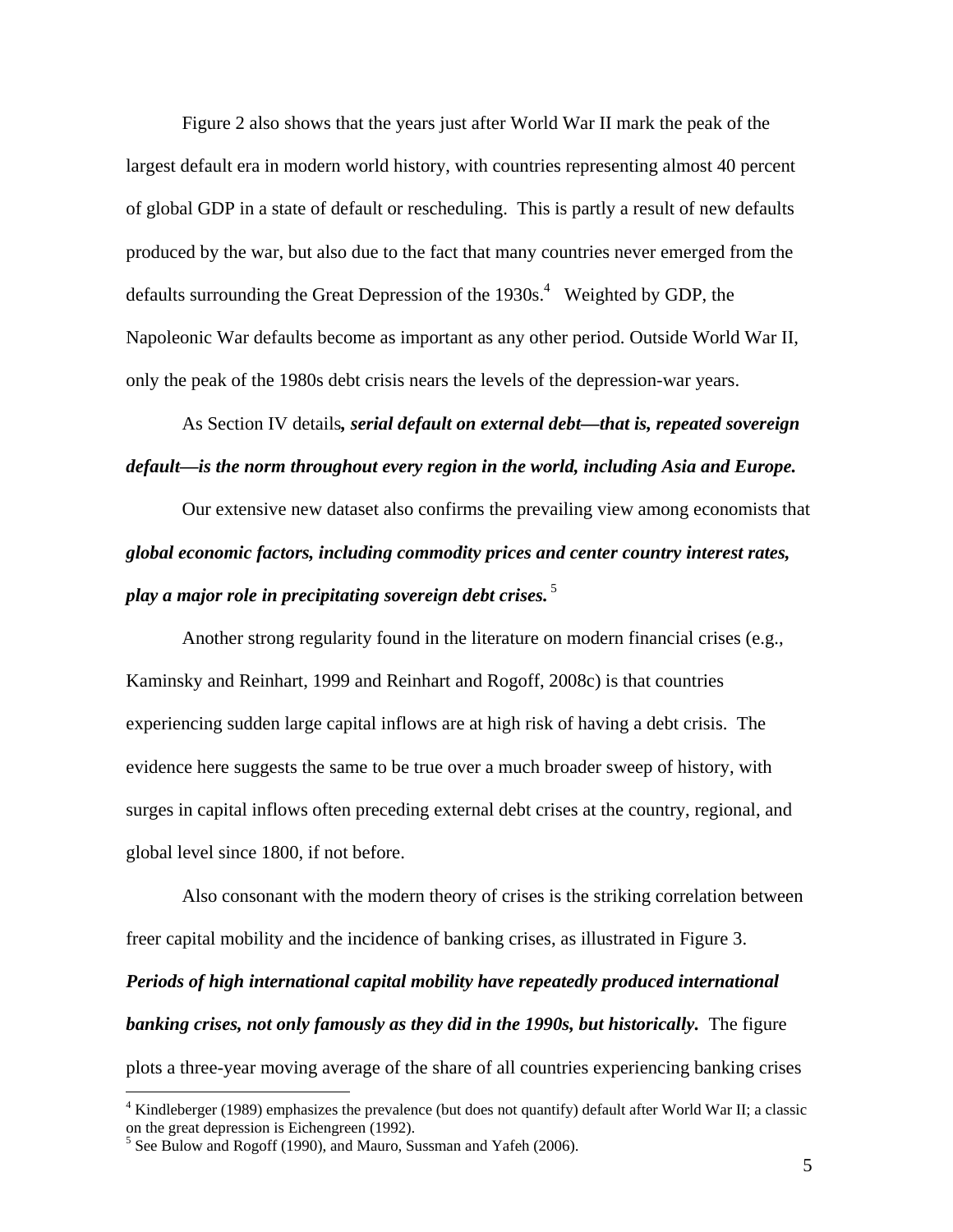Figure 2 also shows that the years just after World War II mark the peak of the largest default era in modern world history, with countries representing almost 40 percent of global GDP in a state of default or rescheduling. This is partly a result of new defaults produced by the war, but also due to the fact that many countries never emerged from the defaults surrounding the Great Depression of the 1930s.[4] Weighted by GDP, the Napoleonic War defaults become as important as any other period. Outside World War II, only the peak of the 1980s debt crisis nears the levels of the depression-war years.

As Section IV details***, serial default on external debt—that is, repeated sovereign default—is the norm throughout every region in the world, including Asia and Europe.***

Our extensive new dataset also confirms the prevailing view among economists that ***global economic factors, including commodity prices and center country interest rates, play a major role in precipitating sovereign debt crises.***[5]

Another strong regularity found in the literature on modern financial crises (e.g., Kaminsky and Reinhart, 1999 and Reinhart and Rogoff, 2008c) is that countries experiencing sudden large capital inflows are at high risk of having a debt crisis. The evidence here suggests the same to be true over a much broader sweep of history, with surges in capital inflows often preceding external debt crises at the country, regional, and global level since 1800, if not before.

Also consonant with the modern theory of crises is the striking correlation between freer capital mobility and the incidence of banking crises, as illustrated in Figure 3. ***Periods of high international capital mobility have repeatedly produced international banking crises, not only famously as they did in the 1990s, but historically.*** The figure plots a three-year moving average of the share of all countries experiencing banking crises

[4] Kindleberger (1989) emphasizes the prevalence (but does not quantify) default after World War II; a classic on the great depression is Eichengreen (1992).

[5] See Bulow and Rogoff (1990), and Mauro, Sussman and Yafeh (2006).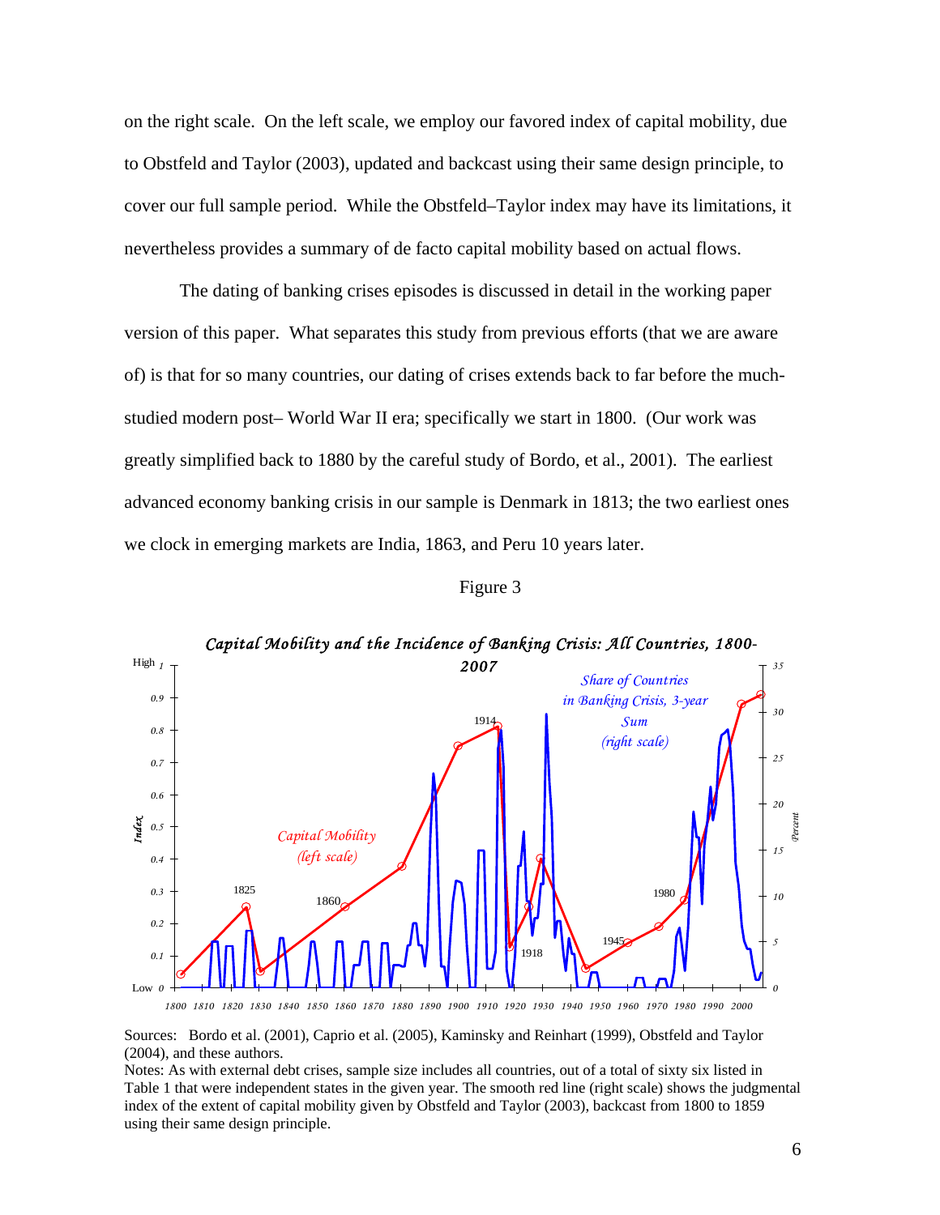on the right scale. On the left scale, we employ our favored index of capital mobility, due to Obstfeld and Taylor (2003), updated and backcast using their same design principle, to cover our full sample period. While the Obstfeld–Taylor index may have its limitations, it nevertheless provides a summary of de facto capital mobility based on actual flows.

The dating of banking crises episodes is discussed in detail in the working paper version of this paper. What separates this study from previous efforts (that we are aware of) is that for so many countries, our dating of crises extends back to far before the much-studied modern post– World War II era; specifically we start in 1800. (Our work was greatly simplified back to 1880 by the careful study of Bordo, et al., 2001). The earliest advanced economy banking crisis in our sample is Denmark in 1813; the two earliest ones we clock in emerging markets are India, 1863, and Peru 10 years later.

Figure 3

*Capital Mobility and the Incidence of Banking Crisis: All Countries, 1800-2007*

Sources: Bordo et al. (2001), Caprio et al. (2005), Kaminsky and Reinhart (1999), Obstfeld and Taylor (2004), and these authors.

Notes: As with external debt crises, sample size includes all countries, out of a total of sixty six listed in Table 1 that were independent states in the given year. The smooth red line (right scale) shows the judgmental index of the extent of capital mobility given by Obstfeld and Taylor (2003), backcast from 1800 to 1859 using their same design principle.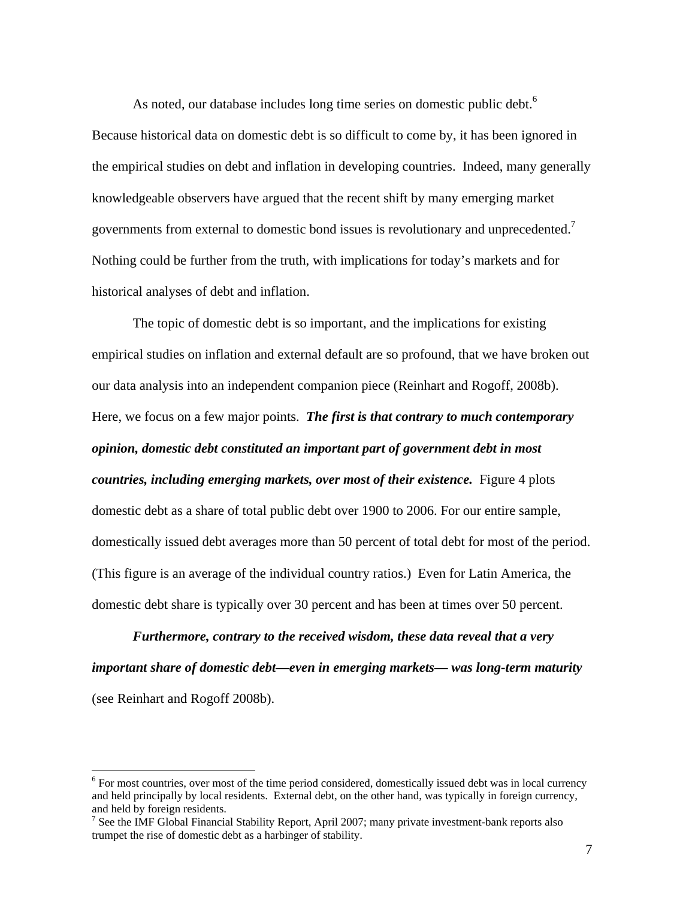As noted, our database includes long time series on domestic public debt.[6] Because historical data on domestic debt is so difficult to come by, it has been ignored in the empirical studies on debt and inflation in developing countries. Indeed, many generally knowledgeable observers have argued that the recent shift by many emerging market governments from external to domestic bond issues is revolutionary and unprecedented.[7] Nothing could be further from the truth, with implications for today's markets and for historical analyses of debt and inflation.

The topic of domestic debt is so important, and the implications for existing empirical studies on inflation and external default are so profound, that we have broken out our data analysis into an independent companion piece (Reinhart and Rogoff, 2008b). Here, we focus on a few major points. ***The first is that contrary to much contemporary opinion, domestic debt constituted an important part of government debt in most countries, including emerging markets, over most of their existence.*** Figure 4 plots domestic debt as a share of total public debt over 1900 to 2006. For our entire sample, domestically issued debt averages more than 50 percent of total debt for most of the period. (This figure is an average of the individual country ratios.) Even for Latin America, the domestic debt share is typically over 30 percent and has been at times over 50 percent.

***Furthermore, contrary to the received wisdom, these data reveal that a very important share of domestic debt—even in emerging markets— was long-term maturity*** (see Reinhart and Rogoff 2008b).

---

[6] For most countries, over most of the time period considered, domestically issued debt was in local currency and held principally by local residents. External debt, on the other hand, was typically in foreign currency, and held by foreign residents.

[7] See the IMF Global Financial Stability Report, April 2007; many private investment-bank reports also trumpet the rise of domestic debt as a harbinger of stability.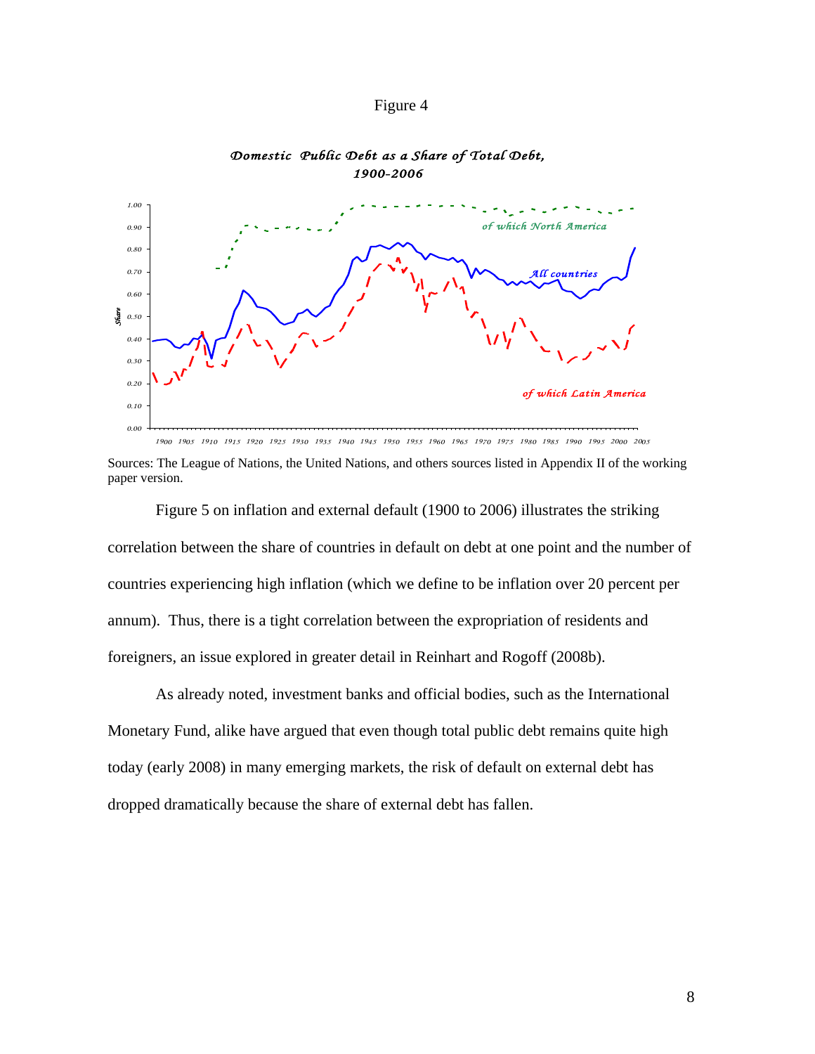Figure 4

*Domestic Public Debt as a Share of Total Debt, 1900-2006*

Sources: The League of Nations, the United Nations, and others sources listed in Appendix II of the working paper version.

Figure 5 on inflation and external default (1900 to 2006) illustrates the striking correlation between the share of countries in default on debt at one point and the number of countries experiencing high inflation (which we define to be inflation over 20 percent per annum). Thus, there is a tight correlation between the expropriation of residents and foreigners, an issue explored in greater detail in Reinhart and Rogoff (2008b).

As already noted, investment banks and official bodies, such as the International Monetary Fund, alike have argued that even though total public debt remains quite high today (early 2008) in many emerging markets, the risk of default on external debt has dropped dramatically because the share of external debt has fallen.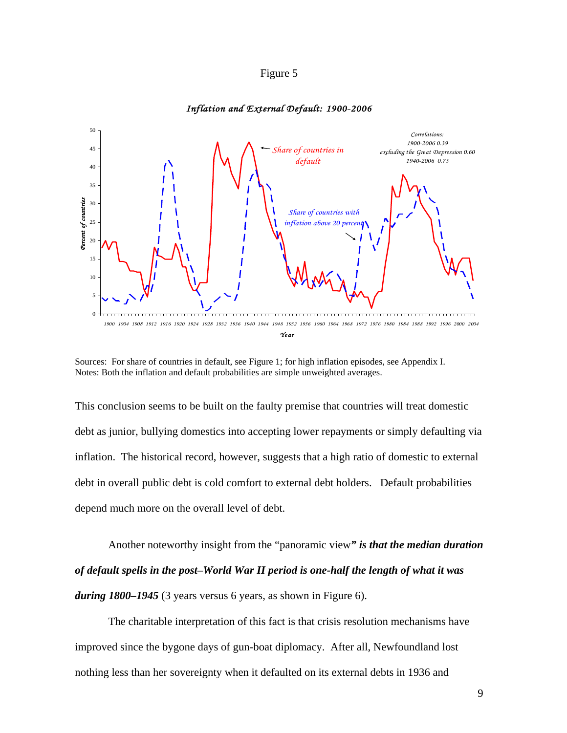Figure 5

*Inflation and External Default: 1900-2006*

Sources: For share of countries in default, see Figure 1; for high inflation episodes, see Appendix I.
Notes: Both the inflation and default probabilities are simple unweighted averages.

This conclusion seems to be built on the faulty premise that countries will treat domestic debt as junior, bullying domestics into accepting lower repayments or simply defaulting via inflation. The historical record, however, suggests that a high ratio of domestic to external debt in overall public debt is cold comfort to external debt holders. Default probabilities depend much more on the overall level of debt.

Another noteworthy insight from the "panoramic view***" is that the median duration of default spells in the post–World War II period is one-half the length of what it was during 1800–1945*** (3 years versus 6 years, as shown in Figure 6).

The charitable interpretation of this fact is that crisis resolution mechanisms have improved since the bygone days of gun-boat diplomacy. After all, Newfoundland lost nothing less than her sovereignty when it defaulted on its external debts in 1936 and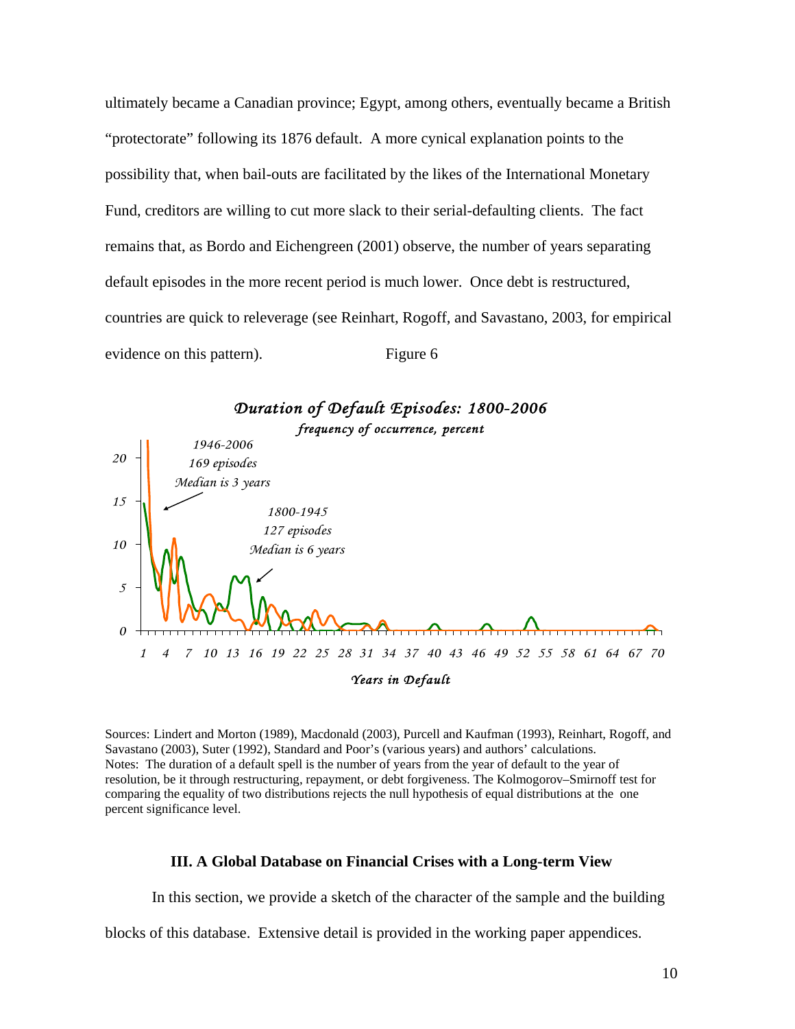ultimately became a Canadian province; Egypt, among others, eventually became a British "protectorate" following its 1876 default. A more cynical explanation points to the possibility that, when bail-outs are facilitated by the likes of the International Monetary Fund, creditors are willing to cut more slack to their serial-defaulting clients. The fact remains that, as Bordo and Eichengreen (2001) observe, the number of years separating default episodes in the more recent period is much lower. Once debt is restructured, countries are quick to releverage (see Reinhart, Rogoff, and Savastano, 2003, for empirical evidence on this pattern).

Figure 6

*Duration of Default Episodes: 1800-2006*

*frequency of occurrence, percent*

*1946-2006*
*169 episodes*
*Median is 3 years*

*1800-1945*
*127 episodes*
*Median is 6 years*

*Years in Default*

Sources: Lindert and Morton (1989), Macdonald (2003), Purcell and Kaufman (1993), Reinhart, Rogoff, and Savastano (2003), Suter (1992), Standard and Poor's (various years) and authors' calculations.
Notes: The duration of a default spell is the number of years from the year of default to the year of resolution, be it through restructuring, repayment, or debt forgiveness. The Kolmogorov–Smirnoff test for comparing the equality of two distributions rejects the null hypothesis of equal distributions at the one percent significance level.

### III. A Global Database on Financial Crises with a Long-term View

In this section, we provide a sketch of the character of the sample and the building blocks of this database. Extensive detail is provided in the working paper appendices.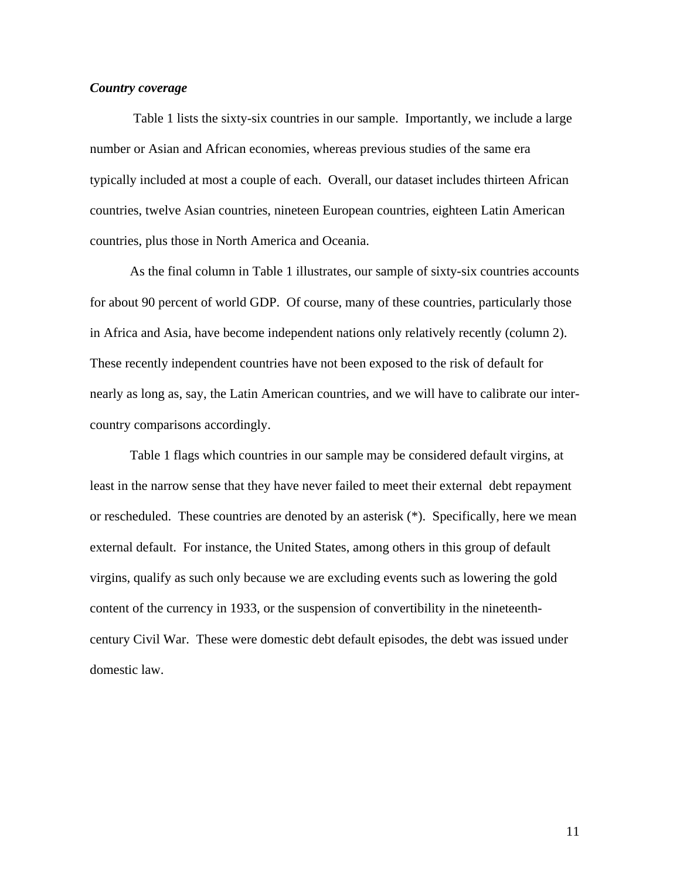***Country coverage***

Table 1 lists the sixty-six countries in our sample. Importantly, we include a large number or Asian and African economies, whereas previous studies of the same era typically included at most a couple of each. Overall, our dataset includes thirteen African countries, twelve Asian countries, nineteen European countries, eighteen Latin American countries, plus those in North America and Oceania.

As the final column in Table 1 illustrates, our sample of sixty-six countries accounts for about 90 percent of world GDP. Of course, many of these countries, particularly those in Africa and Asia, have become independent nations only relatively recently (column 2). These recently independent countries have not been exposed to the risk of default for nearly as long as, say, the Latin American countries, and we will have to calibrate our inter-country comparisons accordingly.

Table 1 flags which countries in our sample may be considered default virgins, at least in the narrow sense that they have never failed to meet their external debt repayment or rescheduled. These countries are denoted by an asterisk (*). Specifically, here we mean external default. For instance, the United States, among others in this group of default virgins, qualify as such only because we are excluding events such as lowering the gold content of the currency in 1933, or the suspension of convertibility in the nineteenth-century Civil War. These were domestic debt default episodes, the debt was issued under domestic law.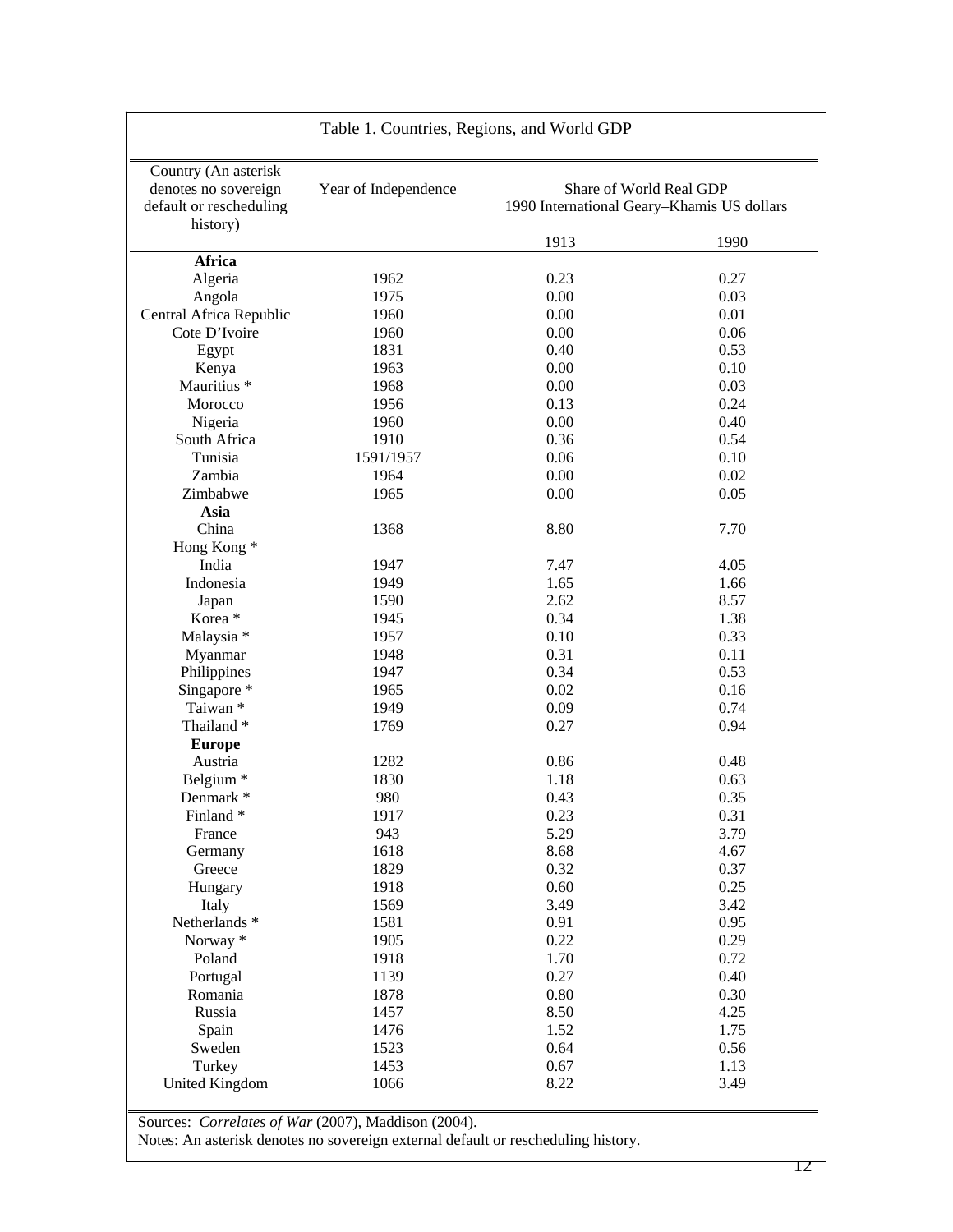Table 1. Countries, Regions, and World GDP

| Country (An asterisk denotes no sovereign default or rescheduling history) | Year of Independence | Share of World Real GDP 1990 International Geary–Khamis US dollars | |
|---|---|---|---|
| | | 1913 | 1990 |
| **Africa** | | | |
| Algeria | 1962 | 0.23 | 0.27 |
| Angola | 1975 | 0.00 | 0.03 |
| Central Africa Republic | 1960 | 0.00 | 0.01 |
| Cote D'Ivoire | 1960 | 0.00 | 0.06 |
| Egypt | 1831 | 0.40 | 0.53 |
| Kenya | 1963 | 0.00 | 0.10 |
| Mauritius * | 1968 | 0.00 | 0.03 |
| Morocco | 1956 | 0.13 | 0.24 |
| Nigeria | 1960 | 0.00 | 0.40 |
| South Africa | 1910 | 0.36 | 0.54 |
| Tunisia | 1591/1957 | 0.06 | 0.10 |
| Zambia | 1964 | 0.00 | 0.02 |
| Zimbabwe | 1965 | 0.00 | 0.05 |
| **Asia** | | | |
| China | 1368 | 8.80 | 7.70 |
| Hong Kong * | | | |
| India | 1947 | 7.47 | 4.05 |
| Indonesia | 1949 | 1.65 | 1.66 |
| Japan | 1590 | 2.62 | 8.57 |
| Korea * | 1945 | 0.34 | 1.38 |
| Malaysia * | 1957 | 0.10 | 0.33 |
| Myanmar | 1948 | 0.31 | 0.11 |
| Philippines | 1947 | 0.34 | 0.53 |
| Singapore * | 1965 | 0.02 | 0.16 |
| Taiwan * | 1949 | 0.09 | 0.74 |
| Thailand * | 1769 | 0.27 | 0.94 |
| **Europe** | | | |
| Austria | 1282 | 0.86 | 0.48 |
| Belgium * | 1830 | 1.18 | 0.63 |
| Denmark * | 980 | 0.43 | 0.35 |
| Finland * | 1917 | 0.23 | 0.31 |
| France | 943 | 5.29 | 3.79 |
| Germany | 1618 | 8.68 | 4.67 |
| Greece | 1829 | 0.32 | 0.37 |
| Hungary | 1918 | 0.60 | 0.25 |
| Italy | 1569 | 3.49 | 3.42 |
| Netherlands * | 1581 | 0.91 | 0.95 |
| Norway * | 1905 | 0.22 | 0.29 |
| Poland | 1918 | 1.70 | 0.72 |
| Portugal | 1139 | 0.27 | 0.40 |
| Romania | 1878 | 0.80 | 0.30 |
| Russia | 1457 | 8.50 | 4.25 |
| Spain | 1476 | 1.52 | 1.75 |
| Sweden | 1523 | 0.64 | 0.56 |
| Turkey | 1453 | 0.67 | 1.13 |
| United Kingdom | 1066 | 8.22 | 3.49 |

Sources: *Correlates of War* (2007), Maddison (2004).
Notes: An asterisk denotes no sovereign external default or rescheduling history.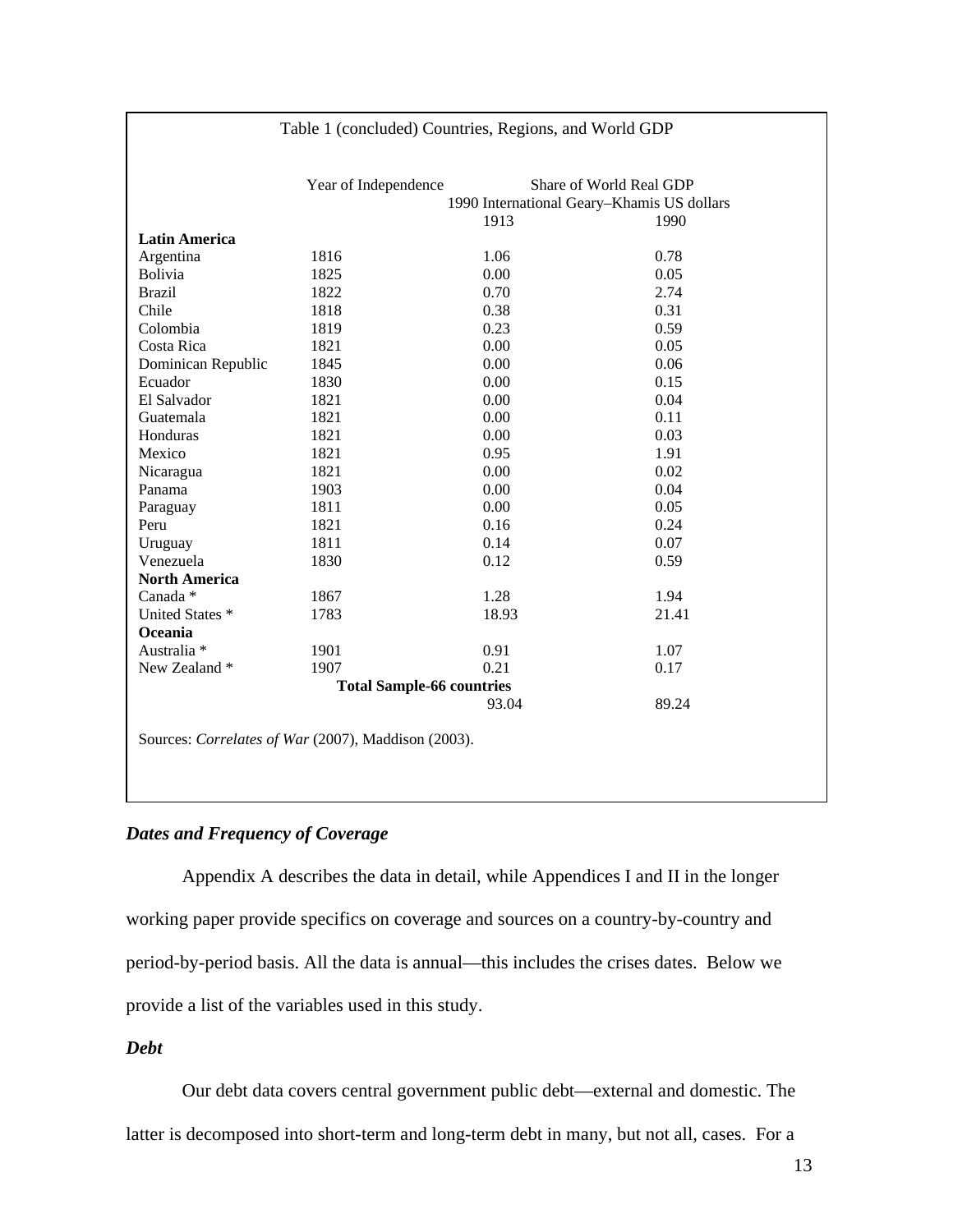Table 1 (concluded) Countries, Regions, and World GDP

| | Year of Independence | Share of World Real GDP 1990 International Geary–Khamis US dollars | |
|---|---|---|---|
| | | 1913 | 1990 |
| **Latin America** | | | |
| Argentina | 1816 | 1.06 | 0.78 |
| Bolivia | 1825 | 0.00 | 0.05 |
| Brazil | 1822 | 0.70 | 2.74 |
| Chile | 1818 | 0.38 | 0.31 |
| Colombia | 1819 | 0.23 | 0.59 |
| Costa Rica | 1821 | 0.00 | 0.05 |
| Dominican Republic | 1845 | 0.00 | 0.06 |
| Ecuador | 1830 | 0.00 | 0.15 |
| El Salvador | 1821 | 0.00 | 0.04 |
| Guatemala | 1821 | 0.00 | 0.11 |
| Honduras | 1821 | 0.00 | 0.03 |
| Mexico | 1821 | 0.95 | 1.91 |
| Nicaragua | 1821 | 0.00 | 0.02 |
| Panama | 1903 | 0.00 | 0.04 |
| Paraguay | 1811 | 0.00 | 0.05 |
| Peru | 1821 | 0.16 | 0.24 |
| Uruguay | 1811 | 0.14 | 0.07 |
| Venezuela | 1830 | 0.12 | 0.59 |
| **North America** | | | |
| Canada * | 1867 | 1.28 | 1.94 |
| United States * | 1783 | 18.93 | 21.41 |
| **Oceania** | | | |
| Australia * | 1901 | 0.91 | 1.07 |
| New Zealand * | 1907 | 0.21 | 0.17 |
| **Total Sample-66 countries** | | 93.04 | 89.24 |

Sources: *Correlates of War* (2007), Maddison (2003).

### *Dates and Frequency of Coverage*

Appendix A describes the data in detail, while Appendices I and II in the longer working paper provide specifics on coverage and sources on a country-by-country and period-by-period basis. All the data is annual—this includes the crises dates. Below we provide a list of the variables used in this study.

### *Debt*

Our debt data covers central government public debt—external and domestic. The latter is decomposed into short-term and long-term debt in many, but not all, cases. For a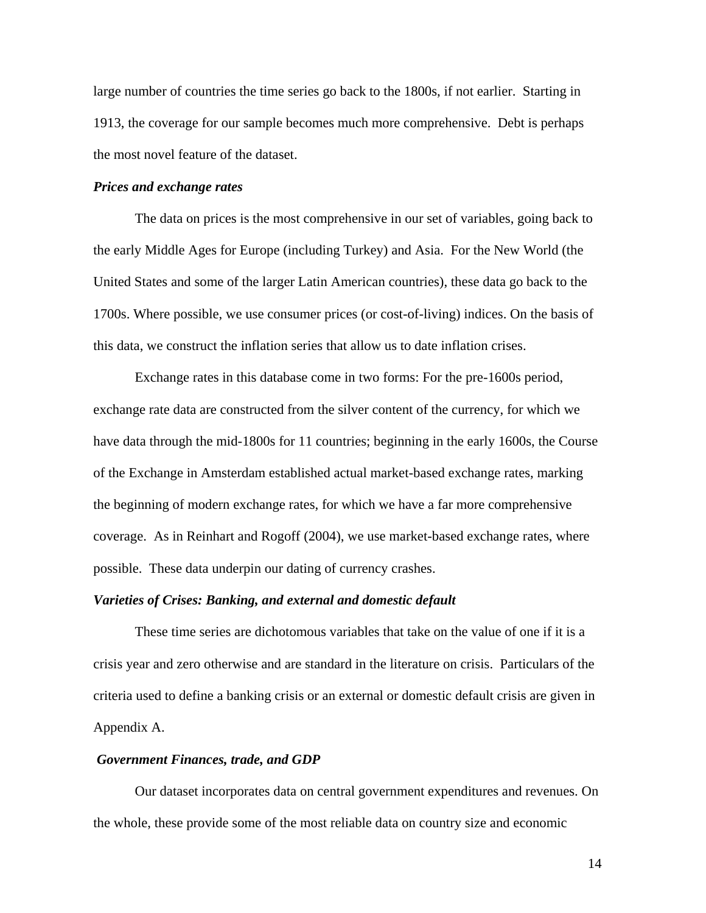large number of countries the time series go back to the 1800s, if not earlier. Starting in 1913, the coverage for our sample becomes much more comprehensive. Debt is perhaps the most novel feature of the dataset.

***Prices and exchange rates***

The data on prices is the most comprehensive in our set of variables, going back to the early Middle Ages for Europe (including Turkey) and Asia. For the New World (the United States and some of the larger Latin American countries), these data go back to the 1700s. Where possible, we use consumer prices (or cost-of-living) indices. On the basis of this data, we construct the inflation series that allow us to date inflation crises.

Exchange rates in this database come in two forms: For the pre-1600s period, exchange rate data are constructed from the silver content of the currency, for which we have data through the mid-1800s for 11 countries; beginning in the early 1600s, the Course of the Exchange in Amsterdam established actual market-based exchange rates, marking the beginning of modern exchange rates, for which we have a far more comprehensive coverage. As in Reinhart and Rogoff (2004), we use market-based exchange rates, where possible. These data underpin our dating of currency crashes.

***Varieties of Crises: Banking, and external and domestic default***

These time series are dichotomous variables that take on the value of one if it is a crisis year and zero otherwise and are standard in the literature on crisis. Particulars of the criteria used to define a banking crisis or an external or domestic default crisis are given in Appendix A.

***Government Finances, trade, and GDP***

Our dataset incorporates data on central government expenditures and revenues. On the whole, these provide some of the most reliable data on country size and economic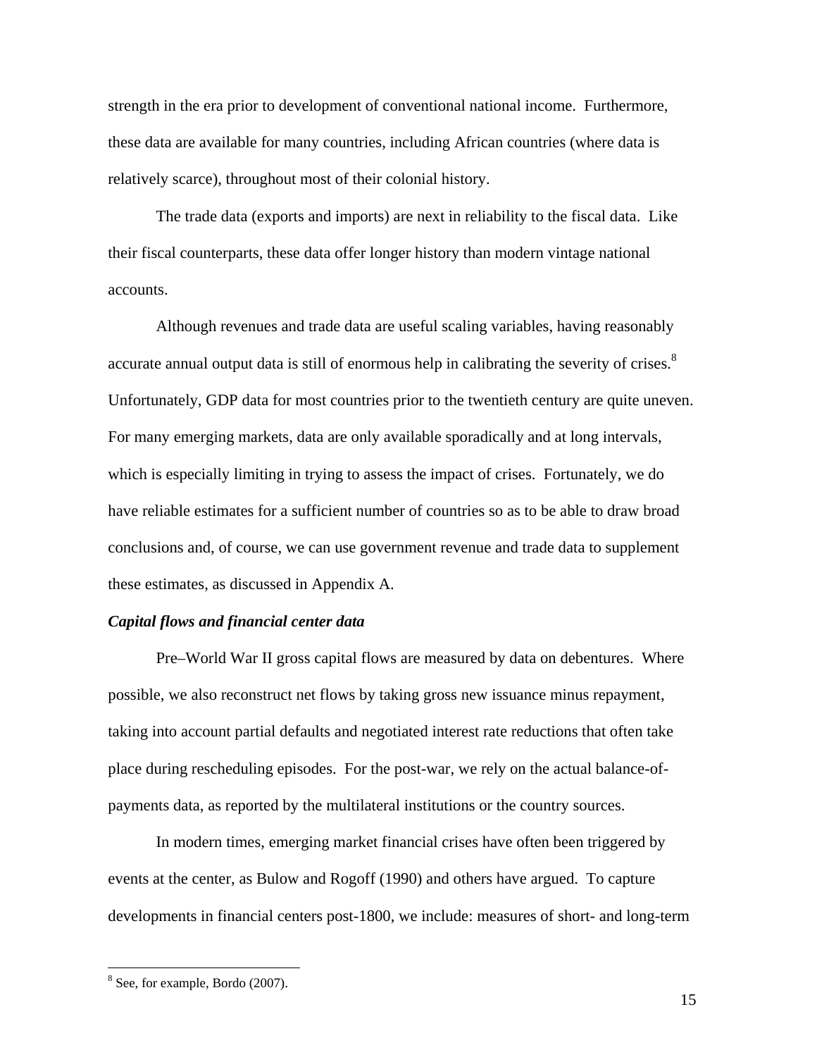strength in the era prior to development of conventional national income. Furthermore, these data are available for many countries, including African countries (where data is relatively scarce), throughout most of their colonial history.

The trade data (exports and imports) are next in reliability to the fiscal data. Like their fiscal counterparts, these data offer longer history than modern vintage national accounts.

Although revenues and trade data are useful scaling variables, having reasonably accurate annual output data is still of enormous help in calibrating the severity of crises.[8] Unfortunately, GDP data for most countries prior to the twentieth century are quite uneven. For many emerging markets, data are only available sporadically and at long intervals, which is especially limiting in trying to assess the impact of crises. Fortunately, we do have reliable estimates for a sufficient number of countries so as to be able to draw broad conclusions and, of course, we can use government revenue and trade data to supplement these estimates, as discussed in Appendix A.

***Capital flows and financial center data***

Pre–World War II gross capital flows are measured by data on debentures. Where possible, we also reconstruct net flows by taking gross new issuance minus repayment, taking into account partial defaults and negotiated interest rate reductions that often take place during rescheduling episodes. For the post-war, we rely on the actual balance-of-payments data, as reported by the multilateral institutions or the country sources.

In modern times, emerging market financial crises have often been triggered by events at the center, as Bulow and Rogoff (1990) and others have argued. To capture developments in financial centers post-1800, we include: measures of short- and long-term

[8] See, for example, Bordo (2007).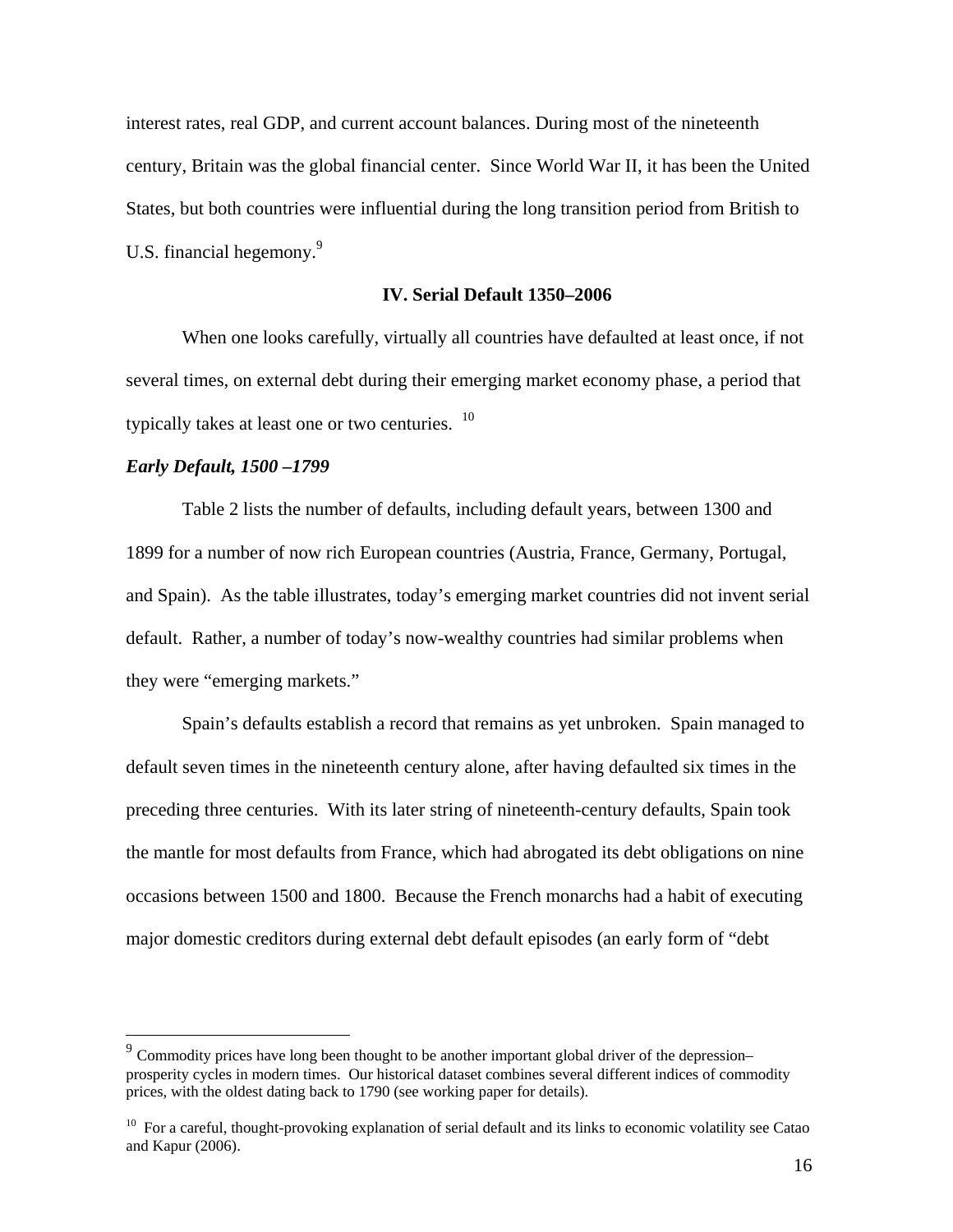interest rates, real GDP, and current account balances. During most of the nineteenth century, Britain was the global financial center. Since World War II, it has been the United States, but both countries were influential during the long transition period from British to U.S. financial hegemony.[9]

## IV. Serial Default 1350–2006

When one looks carefully, virtually all countries have defaulted at least once, if not several times, on external debt during their emerging market economy phase, a period that typically takes at least one or two centuries. [10]

### *Early Default, 1500 –1799*

Table 2 lists the number of defaults, including default years, between 1300 and 1899 for a number of now rich European countries (Austria, France, Germany, Portugal, and Spain). As the table illustrates, today's emerging market countries did not invent serial default. Rather, a number of today's now-wealthy countries had similar problems when they were "emerging markets."

Spain's defaults establish a record that remains as yet unbroken. Spain managed to default seven times in the nineteenth century alone, after having defaulted six times in the preceding three centuries. With its later string of nineteenth-century defaults, Spain took the mantle for most defaults from France, which had abrogated its debt obligations on nine occasions between 1500 and 1800. Because the French monarchs had a habit of executing major domestic creditors during external debt default episodes (an early form of "debt

---

[9] Commodity prices have long been thought to be another important global driver of the depression–prosperity cycles in modern times. Our historical dataset combines several different indices of commodity prices, with the oldest dating back to 1790 (see working paper for details).

[10] For a careful, thought-provoking explanation of serial default and its links to economic volatility see Catao and Kapur (2006).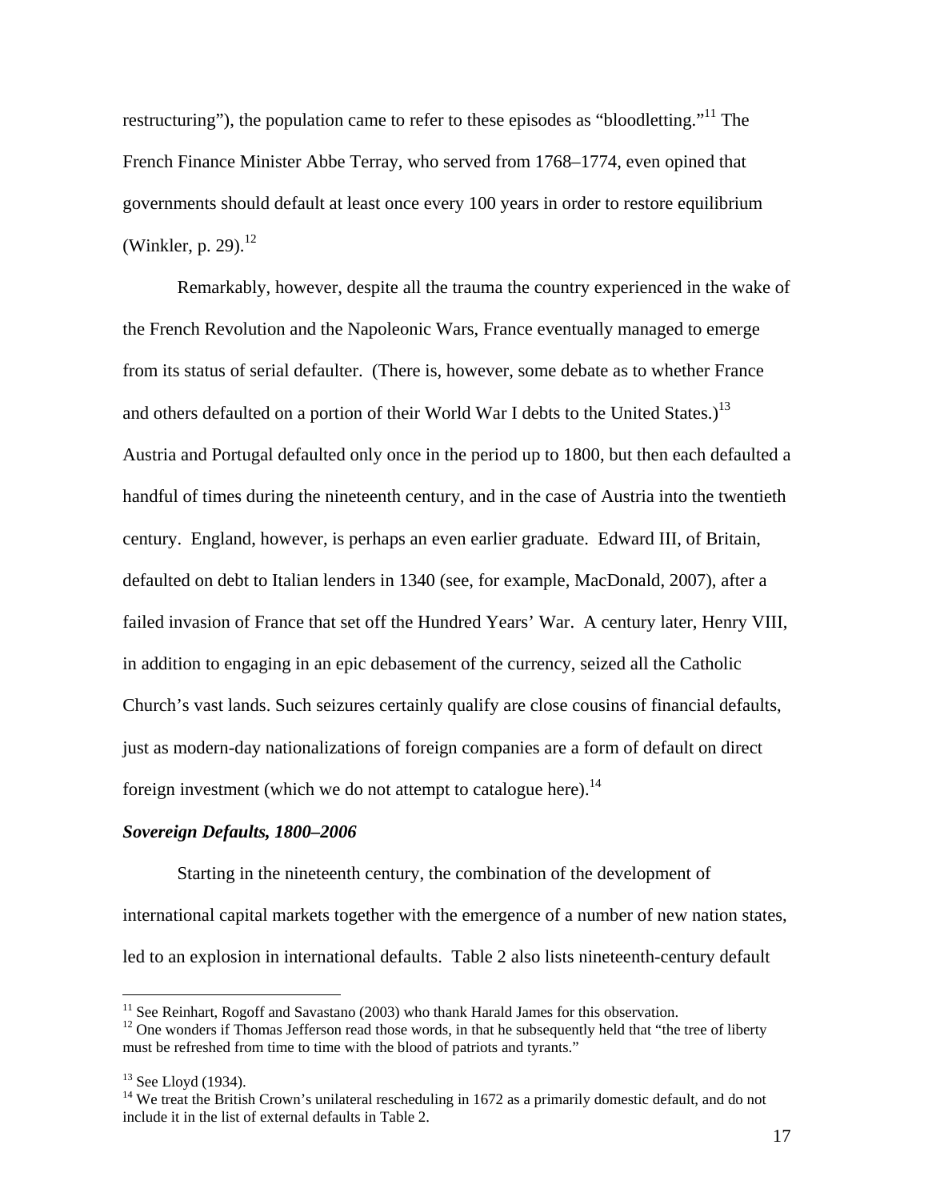restructuring"), the population came to refer to these episodes as "bloodletting."[11] The French Finance Minister Abbe Terray, who served from 1768–1774, even opined that governments should default at least once every 100 years in order to restore equilibrium (Winkler, p. 29).[12]

Remarkably, however, despite all the trauma the country experienced in the wake of the French Revolution and the Napoleonic Wars, France eventually managed to emerge from its status of serial defaulter. (There is, however, some debate as to whether France and others defaulted on a portion of their World War I debts to the United States.)[13] Austria and Portugal defaulted only once in the period up to 1800, but then each defaulted a handful of times during the nineteenth century, and in the case of Austria into the twentieth century. England, however, is perhaps an even earlier graduate. Edward III, of Britain, defaulted on debt to Italian lenders in 1340 (see, for example, MacDonald, 2007), after a failed invasion of France that set off the Hundred Years' War. A century later, Henry VIII, in addition to engaging in an epic debasement of the currency, seized all the Catholic Church's vast lands. Such seizures certainly qualify are close cousins of financial defaults, just as modern-day nationalizations of foreign companies are a form of default on direct foreign investment (which we do not attempt to catalogue here).[14]

### *Sovereign Defaults, 1800–2006*

Starting in the nineteenth century, the combination of the development of international capital markets together with the emergence of a number of new nation states, led to an explosion in international defaults. Table 2 also lists nineteenth-century default

---

[11] See Reinhart, Rogoff and Savastano (2003) who thank Harald James for this observation.

[12] One wonders if Thomas Jefferson read those words, in that he subsequently held that "the tree of liberty must be refreshed from time to time with the blood of patriots and tyrants."

[13] See Lloyd (1934).

[14] We treat the British Crown's unilateral rescheduling in 1672 as a primarily domestic default, and do not include it in the list of external defaults in Table 2.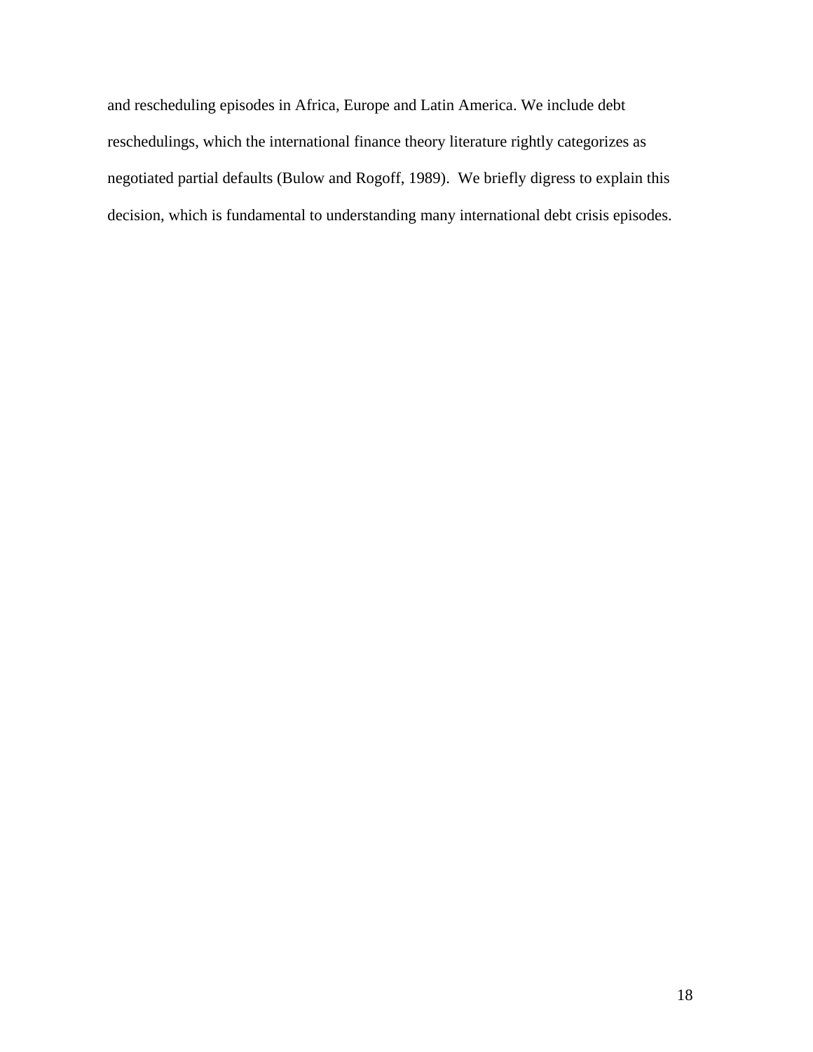and rescheduling episodes in Africa, Europe and Latin America. We include debt reschedulings, which the international finance theory literature rightly categorizes as negotiated partial defaults (Bulow and Rogoff, 1989). We briefly digress to explain this decision, which is fundamental to understanding many international debt crisis episodes.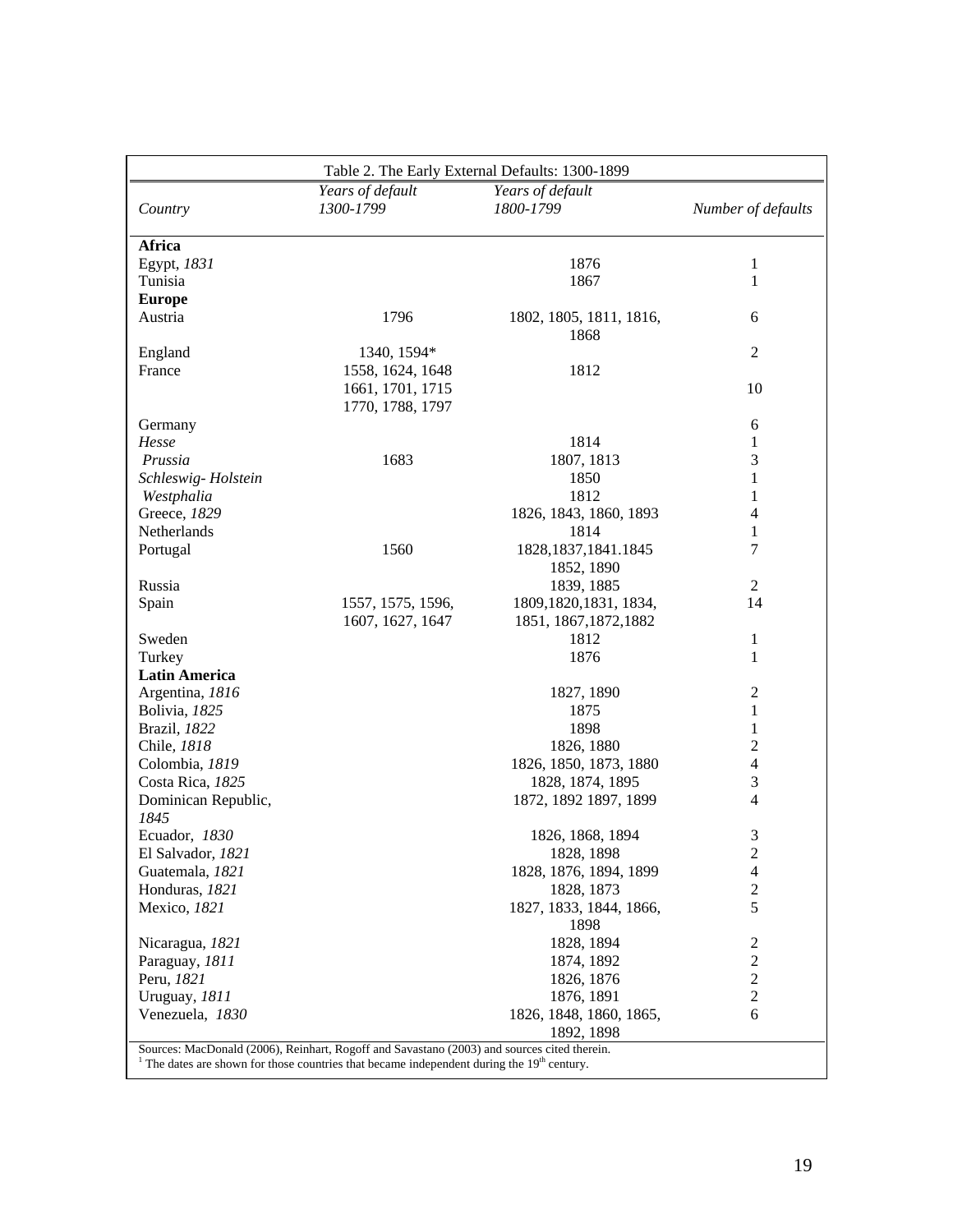Table 2. The Early External Defaults: 1300-1899

| *Country* | *Years of default 1300-1799* | *Years of default 1800-1799* | *Number of defaults* |
|---|---|---|---|
| **Africa** | | | |
| Egypt, *1831* | | 1876 | 1 |
| Tunisia | | 1867 | 1 |
| **Europe** | | | |
| Austria | 1796 | 1802, 1805, 1811, 1816, 1868 | 6 |
| England | 1340, 1594* | | 2 |
| France | 1558, 1624, 1648 1661, 1701, 1715 1770, 1788, 1797 | 1812 | 10 |
| Germany | | | 6 |
| *Hesse* | | 1814 | 1 |
| *Prussia* | 1683 | 1807, 1813 | 3 |
| *Schleswig- Holstein* | | 1850 | 1 |
| *Westphalia* | | 1812 | 1 |
| Greece, *1829* | | 1826, 1843, 1860, 1893 | 4 |
| Netherlands | | 1814 | 1 |
| Portugal | 1560 | 1828,1837,1841.1845 1852, 1890 | 7 |
| Russia | | 1839, 1885 | 2 |
| Spain | 1557, 1575, 1596, 1607, 1627, 1647 | 1809,1820,1831, 1834, 1851, 1867,1872,1882 | 14 |
| Sweden | | 1812 | 1 |
| Turkey | | 1876 | 1 |
| **Latin America** | | | |
| Argentina, *1816* | | 1827, 1890 | 2 |
| Bolivia, *1825* | | 1875 | 1 |
| Brazil, *1822* | | 1898 | 1 |
| Chile, *1818* | | 1826, 1880 | 2 |
| Colombia, *1819* | | 1826, 1850, 1873, 1880 | 4 |
| Costa Rica, *1825* | | 1828, 1874, 1895 | 3 |
| Dominican Republic, *1845* | | 1872, 1892 1897, 1899 | 4 |
| Ecuador, *1830* | | 1826, 1868, 1894 | 3 |
| El Salvador, *1821* | | 1828, 1898 | 2 |
| Guatemala, *1821* | | 1828, 1876, 1894, 1899 | 4 |
| Honduras, *1821* | | 1828, 1873 | 2 |
| Mexico, *1821* | | 1827, 1833, 1844, 1866, 1898 | 5 |
| Nicaragua, *1821* | | 1828, 1894 | 2 |
| Paraguay, *1811* | | 1874, 1892 | 2 |
| Peru, *1821* | | 1826, 1876 | 2 |
| Uruguay, *1811* | | 1876, 1891 | 2 |
| Venezuela, *1830* | | 1826, 1848, 1860, 1865, 1892, 1898 | 6 |

Sources: MacDonald (2006), Reinhart, Rogoff and Savastano (2003) and sources cited therein.
[1] The dates are shown for those countries that became independent during the 19th century.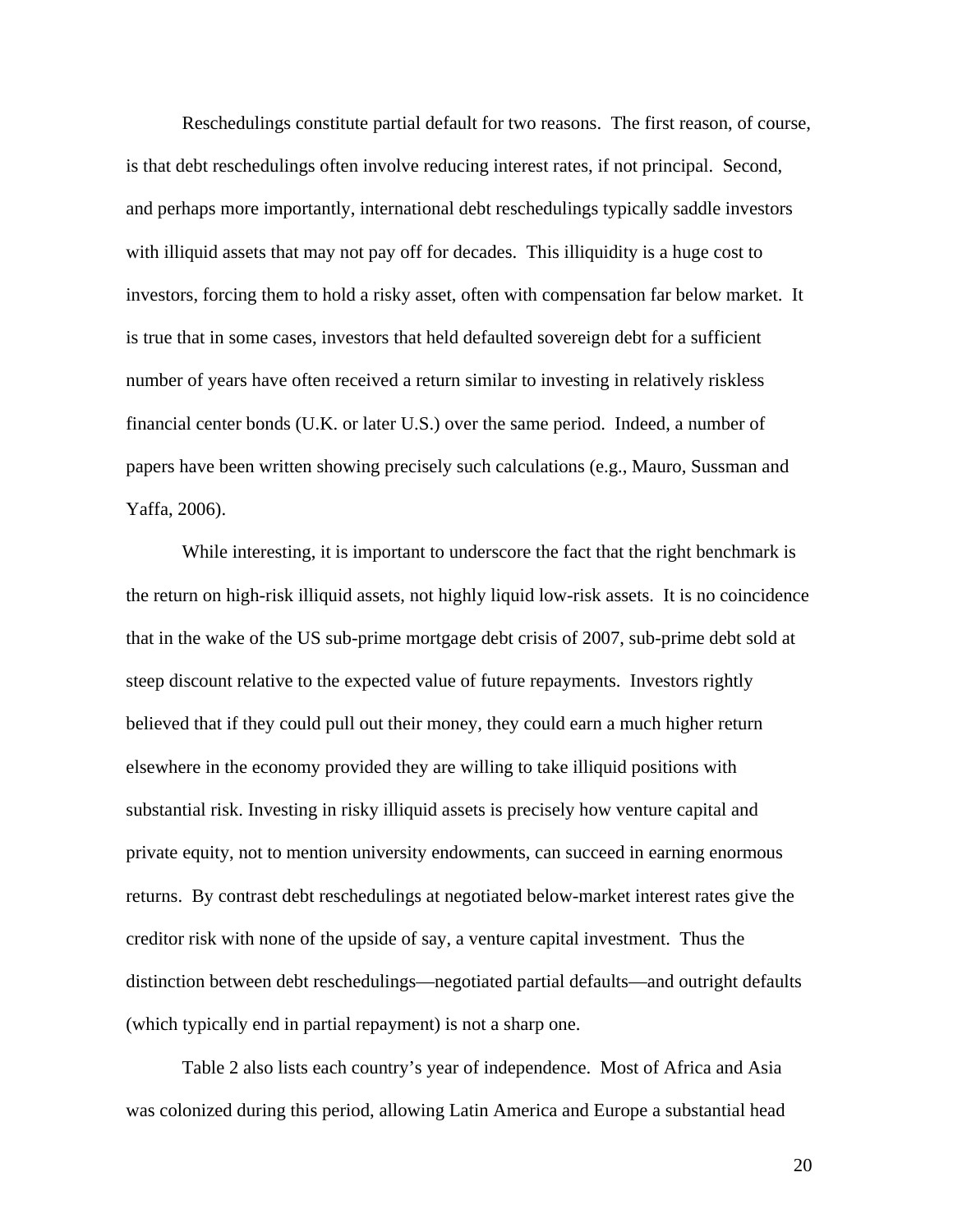Reschedulings constitute partial default for two reasons. The first reason, of course, is that debt reschedulings often involve reducing interest rates, if not principal. Second, and perhaps more importantly, international debt reschedulings typically saddle investors with illiquid assets that may not pay off for decades. This illiquidity is a huge cost to investors, forcing them to hold a risky asset, often with compensation far below market. It is true that in some cases, investors that held defaulted sovereign debt for a sufficient number of years have often received a return similar to investing in relatively riskless financial center bonds (U.K. or later U.S.) over the same period. Indeed, a number of papers have been written showing precisely such calculations (e.g., Mauro, Sussman and Yaffa, 2006).

While interesting, it is important to underscore the fact that the right benchmark is the return on high-risk illiquid assets, not highly liquid low-risk assets. It is no coincidence that in the wake of the US sub-prime mortgage debt crisis of 2007, sub-prime debt sold at steep discount relative to the expected value of future repayments. Investors rightly believed that if they could pull out their money, they could earn a much higher return elsewhere in the economy provided they are willing to take illiquid positions with substantial risk. Investing in risky illiquid assets is precisely how venture capital and private equity, not to mention university endowments, can succeed in earning enormous returns. By contrast debt reschedulings at negotiated below-market interest rates give the creditor risk with none of the upside of say, a venture capital investment. Thus the distinction between debt reschedulings—negotiated partial defaults—and outright defaults (which typically end in partial repayment) is not a sharp one.

Table 2 also lists each country's year of independence. Most of Africa and Asia was colonized during this period, allowing Latin America and Europe a substantial head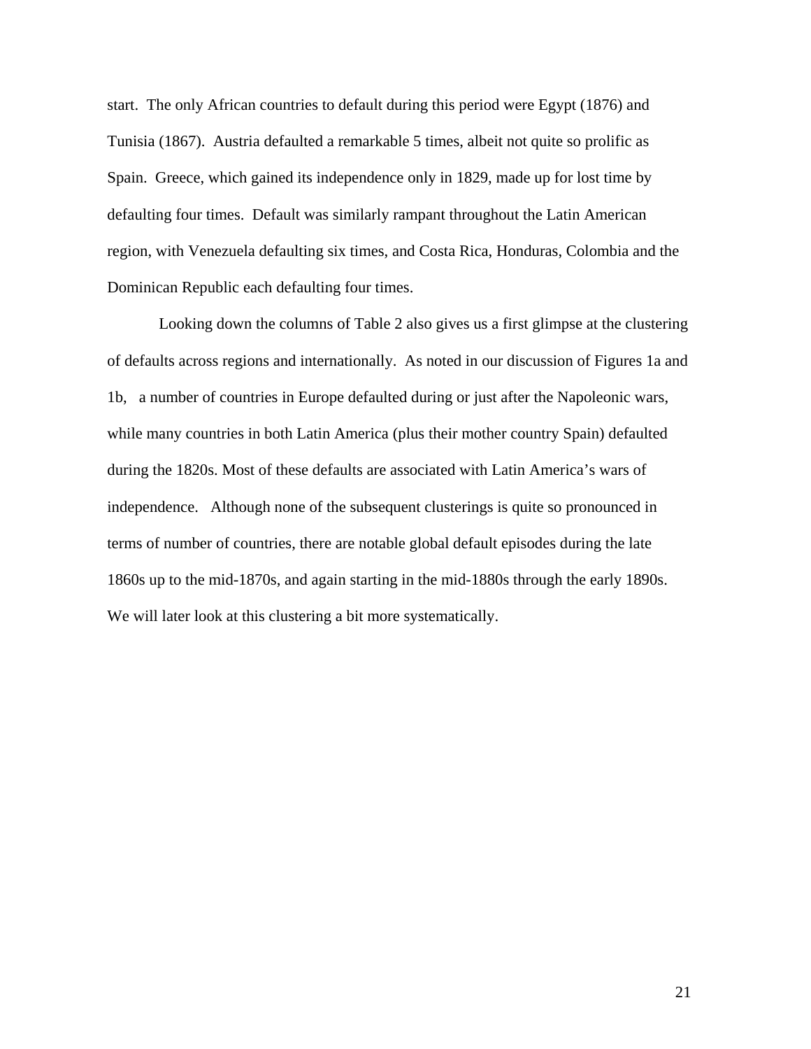start. The only African countries to default during this period were Egypt (1876) and Tunisia (1867). Austria defaulted a remarkable 5 times, albeit not quite so prolific as Spain. Greece, which gained its independence only in 1829, made up for lost time by defaulting four times. Default was similarly rampant throughout the Latin American region, with Venezuela defaulting six times, and Costa Rica, Honduras, Colombia and the Dominican Republic each defaulting four times.

Looking down the columns of Table 2 also gives us a first glimpse at the clustering of defaults across regions and internationally. As noted in our discussion of Figures 1a and 1b, a number of countries in Europe defaulted during or just after the Napoleonic wars, while many countries in both Latin America (plus their mother country Spain) defaulted during the 1820s. Most of these defaults are associated with Latin America's wars of independence. Although none of the subsequent clusterings is quite so pronounced in terms of number of countries, there are notable global default episodes during the late 1860s up to the mid-1870s, and again starting in the mid-1880s through the early 1890s. We will later look at this clustering a bit more systematically.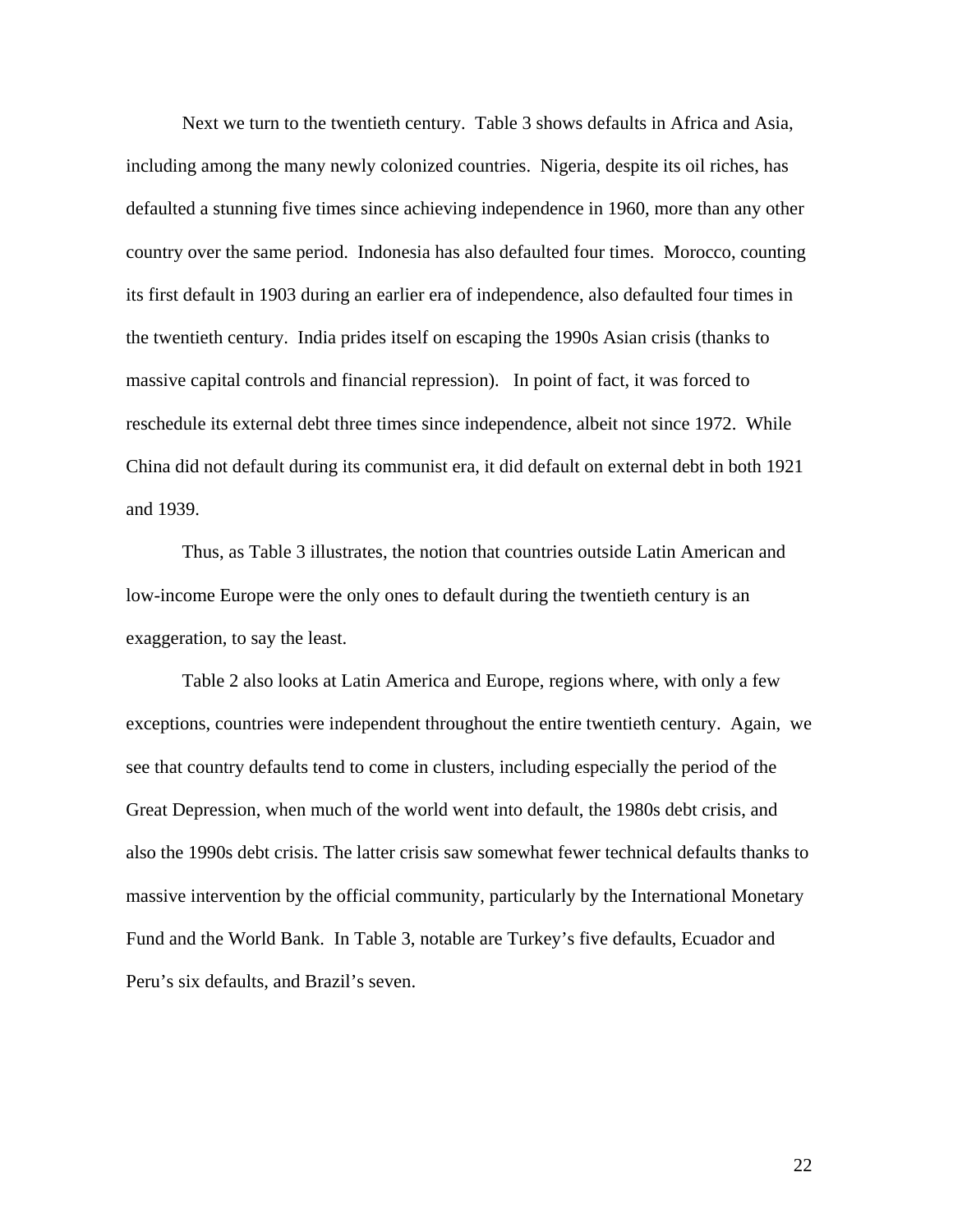Next we turn to the twentieth century. Table 3 shows defaults in Africa and Asia, including among the many newly colonized countries. Nigeria, despite its oil riches, has defaulted a stunning five times since achieving independence in 1960, more than any other country over the same period. Indonesia has also defaulted four times. Morocco, counting its first default in 1903 during an earlier era of independence, also defaulted four times in the twentieth century. India prides itself on escaping the 1990s Asian crisis (thanks to massive capital controls and financial repression). In point of fact, it was forced to reschedule its external debt three times since independence, albeit not since 1972. While China did not default during its communist era, it did default on external debt in both 1921 and 1939.

Thus, as Table 3 illustrates, the notion that countries outside Latin American and low-income Europe were the only ones to default during the twentieth century is an exaggeration, to say the least.

Table 2 also looks at Latin America and Europe, regions where, with only a few exceptions, countries were independent throughout the entire twentieth century. Again, we see that country defaults tend to come in clusters, including especially the period of the Great Depression, when much of the world went into default, the 1980s debt crisis, and also the 1990s debt crisis. The latter crisis saw somewhat fewer technical defaults thanks to massive intervention by the official community, particularly by the International Monetary Fund and the World Bank. In Table 3, notable are Turkey's five defaults, Ecuador and Peru's six defaults, and Brazil's seven.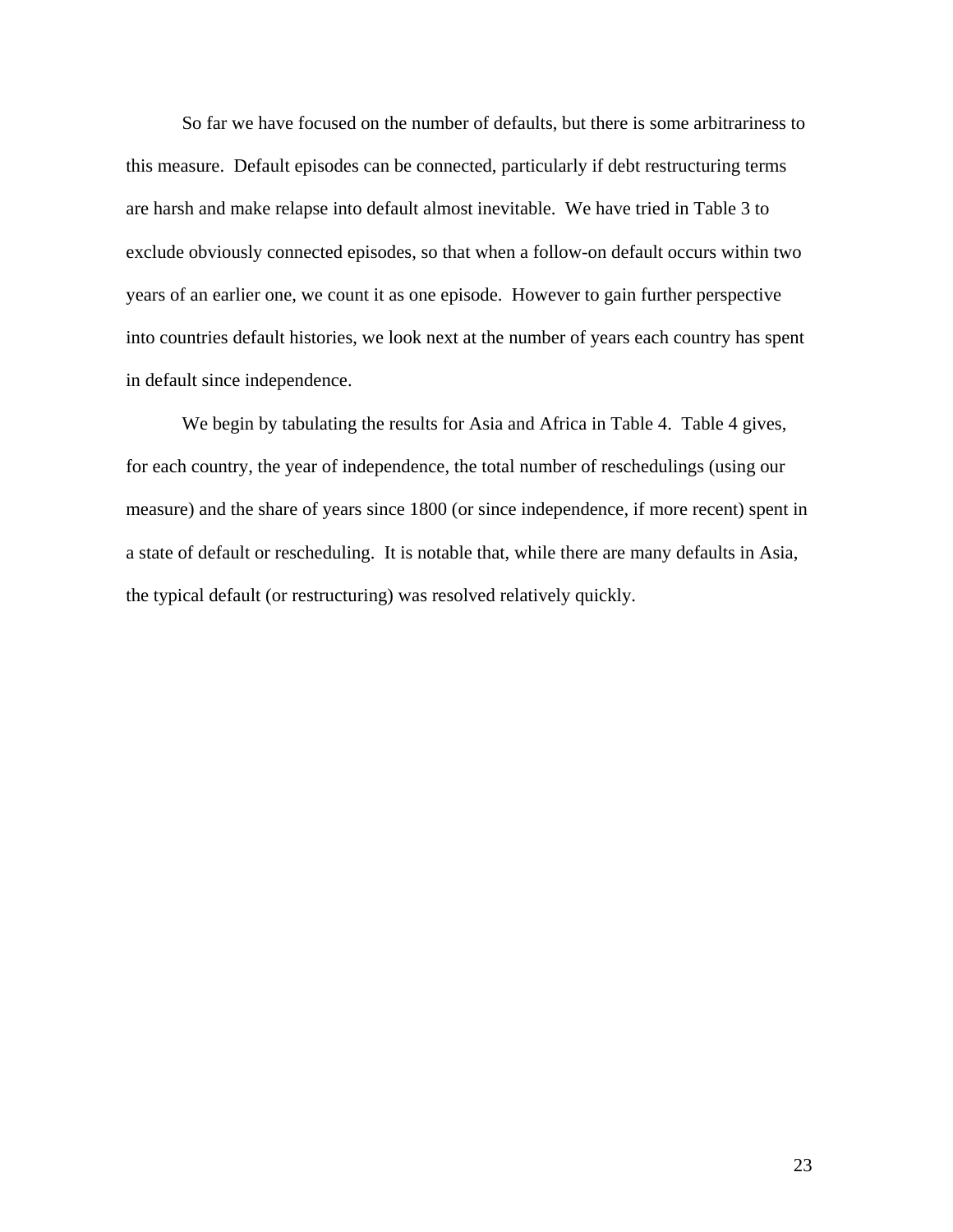So far we have focused on the number of defaults, but there is some arbitrariness to this measure. Default episodes can be connected, particularly if debt restructuring terms are harsh and make relapse into default almost inevitable. We have tried in Table 3 to exclude obviously connected episodes, so that when a follow-on default occurs within two years of an earlier one, we count it as one episode. However to gain further perspective into countries default histories, we look next at the number of years each country has spent in default since independence.

We begin by tabulating the results for Asia and Africa in Table 4. Table 4 gives, for each country, the year of independence, the total number of reschedulings (using our measure) and the share of years since 1800 (or since independence, if more recent) spent in a state of default or rescheduling. It is notable that, while there are many defaults in Asia, the typical default (or restructuring) was resolved relatively quickly.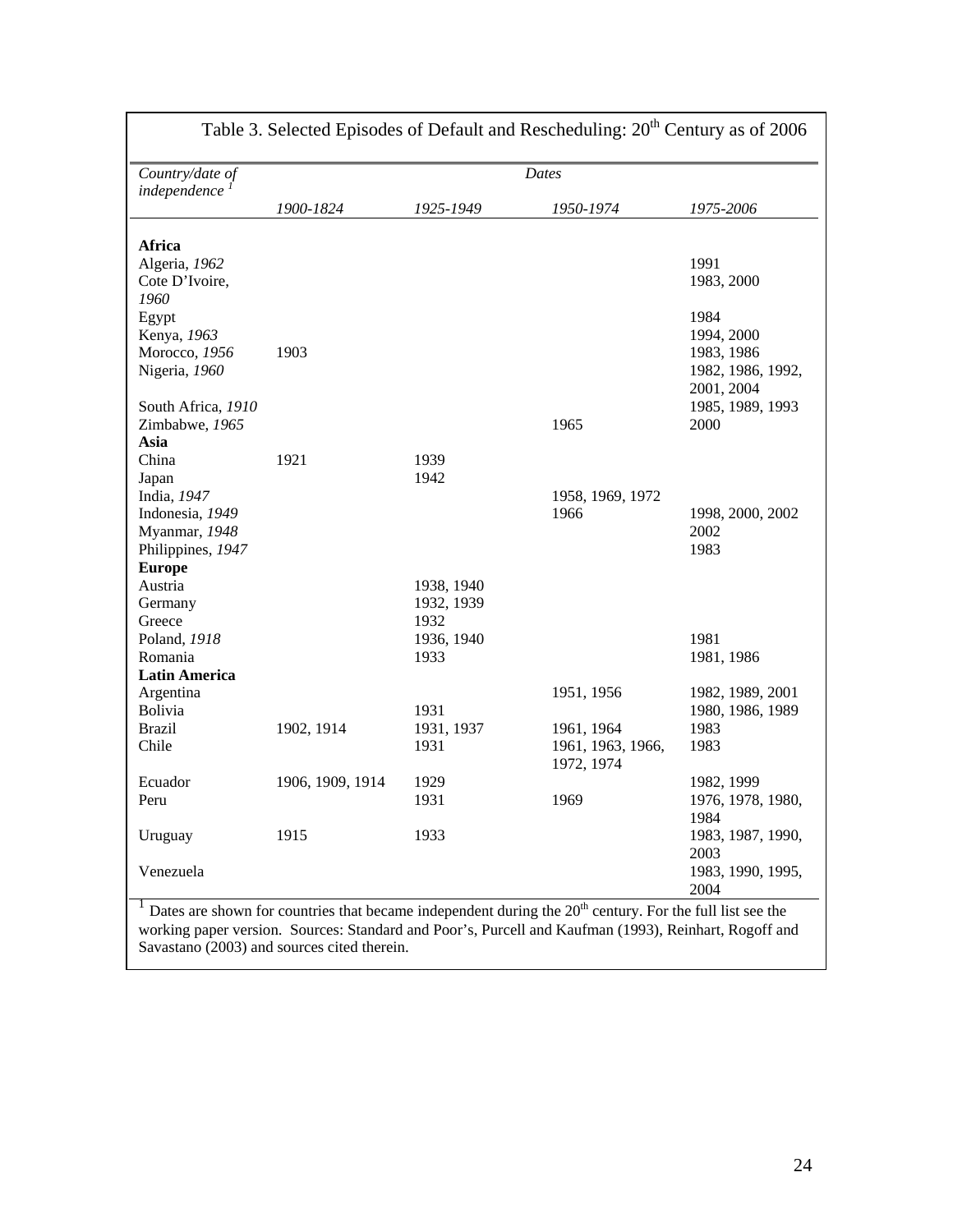Table 3. Selected Episodes of Default and Rescheduling: 20th Century as of 2006

| *Country/date of independence* [1] | *Dates* | | | |
|---|---|---|---|---|
| | *1900-1824* | *1925-1949* | *1950-1974* | *1975-2006* |
| **Africa** | | | | |
| Algeria, *1962* | | | | 1991 |
| Cote D'Ivoire, *1960* | | | | 1983, 2000 |
| Egypt | | | | 1984 |
| Kenya, *1963* | | | | 1994, 2000 |
| Morocco, *1956* | 1903 | | | 1983, 1986 |
| Nigeria, *1960* | | | | 1982, 1986, 1992, 2001, 2004 |
| South Africa, *1910* | | | | 1985, 1989, 1993 |
| Zimbabwe, *1965* | | | 1965 | 2000 |
| **Asia** | | | | |
| China | 1921 | 1939 | | |
| Japan | | 1942 | | |
| India, *1947* | | | 1958, 1969, 1972 | |
| Indonesia, *1949* | | | 1966 | 1998, 2000, 2002 |
| Myanmar, *1948* | | | | 2002 |
| Philippines, *1947* | | | | 1983 |
| **Europe** | | | | |
| Austria | | 1938, 1940 | | |
| Germany | | 1932, 1939 | | |
| Greece | | 1932 | | |
| Poland, *1918* | | 1936, 1940 | | 1981 |
| Romania | | 1933 | | 1981, 1986 |
| **Latin America** | | | | |
| Argentina | | | 1951, 1956 | 1982, 1989, 2001 |
| Bolivia | | 1931 | | 1980, 1986, 1989 |
| Brazil | 1902, 1914 | 1931, 1937 | 1961, 1964 | 1983 |
| Chile | | 1931 | 1961, 1963, 1966, 1972, 1974 | 1983 |
| Ecuador | 1906, 1909, 1914 | 1929 | | 1982, 1999 |
| Peru | | 1931 | 1969 | 1976, 1978, 1980, 1984 |
| Uruguay | 1915 | 1933 | | 1983, 1987, 1990, 2003 |
| Venezuela | | | | 1983, 1990, 1995, 2004 |

[1] Dates are shown for countries that became independent during the 20th century. For the full list see the working paper version. Sources: Standard and Poor's, Purcell and Kaufman (1993), Reinhart, Rogoff and Savastano (2003) and sources cited therein.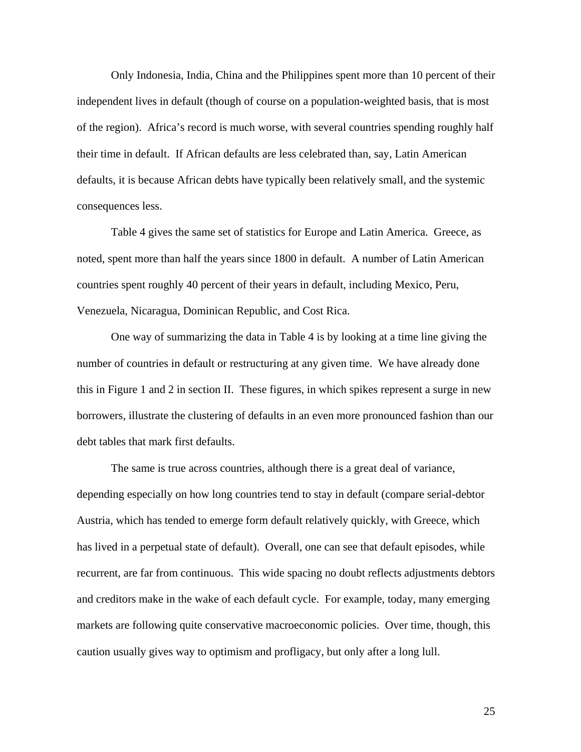Only Indonesia, India, China and the Philippines spent more than 10 percent of their independent lives in default (though of course on a population-weighted basis, that is most of the region). Africa's record is much worse, with several countries spending roughly half their time in default. If African defaults are less celebrated than, say, Latin American defaults, it is because African debts have typically been relatively small, and the systemic consequences less.

Table 4 gives the same set of statistics for Europe and Latin America. Greece, as noted, spent more than half the years since 1800 in default. A number of Latin American countries spent roughly 40 percent of their years in default, including Mexico, Peru, Venezuela, Nicaragua, Dominican Republic, and Cost Rica.

One way of summarizing the data in Table 4 is by looking at a time line giving the number of countries in default or restructuring at any given time. We have already done this in Figure 1 and 2 in section II. These figures, in which spikes represent a surge in new borrowers, illustrate the clustering of defaults in an even more pronounced fashion than our debt tables that mark first defaults.

The same is true across countries, although there is a great deal of variance, depending especially on how long countries tend to stay in default (compare serial-debtor Austria, which has tended to emerge form default relatively quickly, with Greece, which has lived in a perpetual state of default). Overall, one can see that default episodes, while recurrent, are far from continuous. This wide spacing no doubt reflects adjustments debtors and creditors make in the wake of each default cycle. For example, today, many emerging markets are following quite conservative macroeconomic policies. Over time, though, this caution usually gives way to optimism and profligacy, but only after a long lull.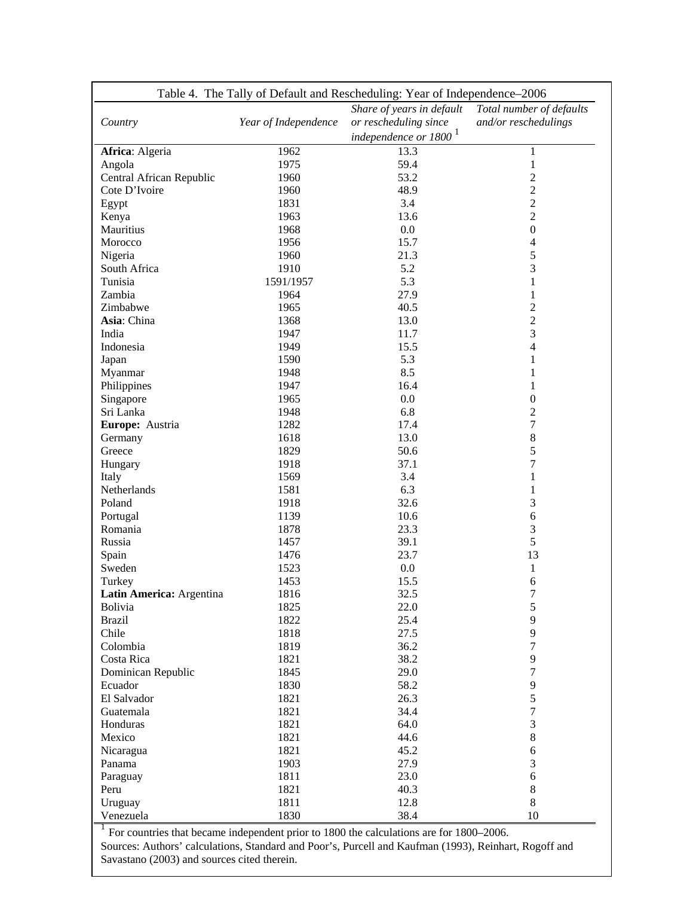Table 4. The Tally of Default and Rescheduling: Year of Independence–2006

| *Country* | *Year of Independence* | *Share of years in default or rescheduling since independence or 1800* [1] | *Total number of defaults and/or reschedulings* |
|---|---|---|---|
| **Africa**: Algeria | 1962 | 13.3 | 1 |
| Angola | 1975 | 59.4 | 1 |
| Central African Republic | 1960 | 53.2 | 2 |
| Cote D'Ivoire | 1960 | 48.9 | 2 |
| Egypt | 1831 | 3.4 | 2 |
| Kenya | 1963 | 13.6 | 2 |
| Mauritius | 1968 | 0.0 | 0 |
| Morocco | 1956 | 15.7 | 4 |
| Nigeria | 1960 | 21.3 | 5 |
| South Africa | 1910 | 5.2 | 3 |
| Tunisia | 1591/1957 | 5.3 | 1 |
| Zambia | 1964 | 27.9 | 1 |
| Zimbabwe | 1965 | 40.5 | 2 |
| **Asia**: China | 1368 | 13.0 | 2 |
| India | 1947 | 11.7 | 3 |
| Indonesia | 1949 | 15.5 | 4 |
| Japan | 1590 | 5.3 | 1 |
| Myanmar | 1948 | 8.5 | 1 |
| Philippines | 1947 | 16.4 | 1 |
| Singapore | 1965 | 0.0 | 0 |
| Sri Lanka | 1948 | 6.8 | 2 |
| **Europe:** Austria | 1282 | 17.4 | 7 |
| Germany | 1618 | 13.0 | 8 |
| Greece | 1829 | 50.6 | 5 |
| Hungary | 1918 | 37.1 | 7 |
| Italy | 1569 | 3.4 | 1 |
| Netherlands | 1581 | 6.3 | 1 |
| Poland | 1918 | 32.6 | 3 |
| Portugal | 1139 | 10.6 | 6 |
| Romania | 1878 | 23.3 | 3 |
| Russia | 1457 | 39.1 | 5 |
| Spain | 1476 | 23.7 | 13 |
| Sweden | 1523 | 0.0 | 1 |
| Turkey | 1453 | 15.5 | 6 |
| **Latin America:** Argentina | 1816 | 32.5 | 7 |
| Bolivia | 1825 | 22.0 | 5 |
| Brazil | 1822 | 25.4 | 9 |
| Chile | 1818 | 27.5 | 9 |
| Colombia | 1819 | 36.2 | 7 |
| Costa Rica | 1821 | 38.2 | 9 |
| Dominican Republic | 1845 | 29.0 | 7 |
| Ecuador | 1830 | 58.2 | 9 |
| El Salvador | 1821 | 26.3 | 5 |
| Guatemala | 1821 | 34.4 | 7 |
| Honduras | 1821 | 64.0 | 3 |
| Mexico | 1821 | 44.6 | 8 |
| Nicaragua | 1821 | 45.2 | 6 |
| Panama | 1903 | 27.9 | 3 |
| Paraguay | 1811 | 23.0 | 6 |
| Peru | 1821 | 40.3 | 8 |
| Uruguay | 1811 | 12.8 | 8 |
| Venezuela | 1830 | 38.4 | 10 |

[1] For countries that became independent prior to 1800 the calculations are for 1800–2006.

Sources: Authors' calculations, Standard and Poor's, Purcell and Kaufman (1993), Reinhart, Rogoff and Savastano (2003) and sources cited therein.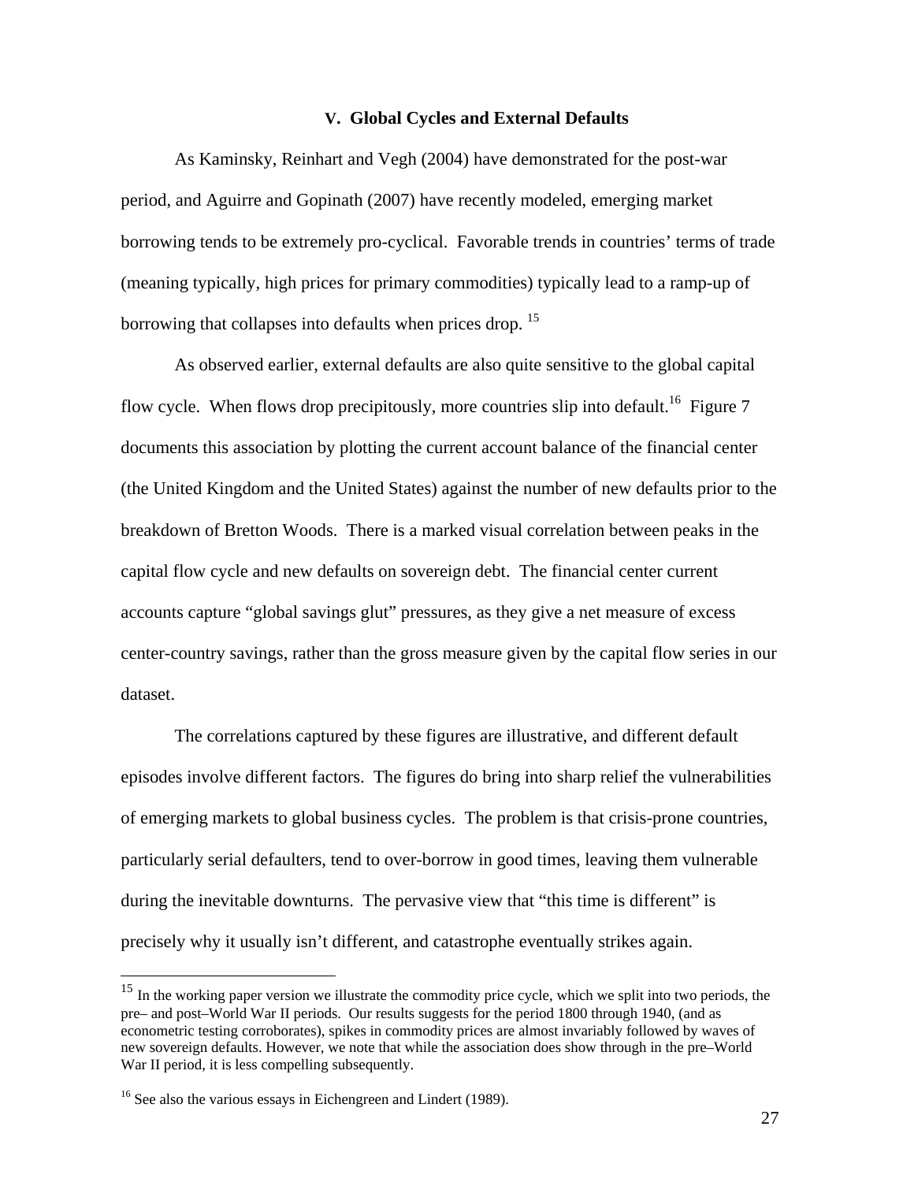## V. Global Cycles and External Defaults

As Kaminsky, Reinhart and Vegh (2004) have demonstrated for the post-war period, and Aguirre and Gopinath (2007) have recently modeled, emerging market borrowing tends to be extremely pro-cyclical. Favorable trends in countries' terms of trade (meaning typically, high prices for primary commodities) typically lead to a ramp-up of borrowing that collapses into defaults when prices drop. [15]

As observed earlier, external defaults are also quite sensitive to the global capital flow cycle. When flows drop precipitously, more countries slip into default.[16] Figure 7 documents this association by plotting the current account balance of the financial center (the United Kingdom and the United States) against the number of new defaults prior to the breakdown of Bretton Woods. There is a marked visual correlation between peaks in the capital flow cycle and new defaults on sovereign debt. The financial center current accounts capture "global savings glut" pressures, as they give a net measure of excess center-country savings, rather than the gross measure given by the capital flow series in our dataset.

The correlations captured by these figures are illustrative, and different default episodes involve different factors. The figures do bring into sharp relief the vulnerabilities of emerging markets to global business cycles. The problem is that crisis-prone countries, particularly serial defaulters, tend to over-borrow in good times, leaving them vulnerable during the inevitable downturns. The pervasive view that "this time is different" is precisely why it usually isn't different, and catastrophe eventually strikes again.

---

[15] In the working paper version we illustrate the commodity price cycle, which we split into two periods, the pre– and post–World War II periods. Our results suggests for the period 1800 through 1940, (and as econometric testing corroborates), spikes in commodity prices are almost invariably followed by waves of new sovereign defaults. However, we note that while the association does show through in the pre–World War II period, it is less compelling subsequently.

[16] See also the various essays in Eichengreen and Lindert (1989).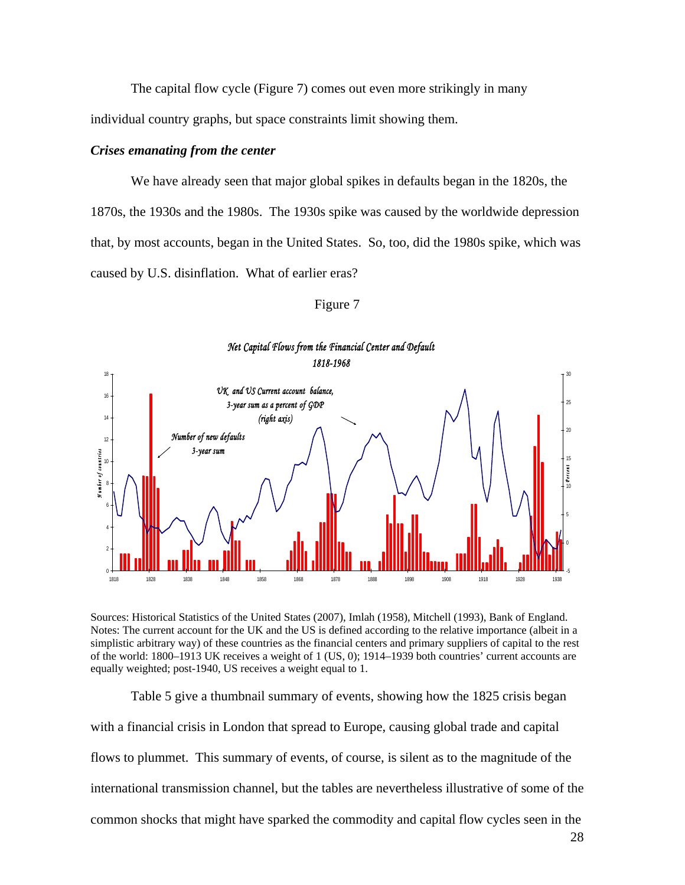The capital flow cycle (Figure 7) comes out even more strikingly in many individual country graphs, but space constraints limit showing them.

### *Crises emanating from the center*

We have already seen that major global spikes in defaults began in the 1820s, the 1870s, the 1930s and the 1980s. The 1930s spike was caused by the worldwide depression that, by most accounts, began in the United States. So, too, did the 1980s spike, which was caused by U.S. disinflation. What of earlier eras?

Figure 7

*Net Capital Flows from the Financial Center and Default*
*1818-1968*

Sources: Historical Statistics of the United States (2007), Imlah (1958), Mitchell (1993), Bank of England.
Notes: The current account for the UK and the US is defined according to the relative importance (albeit in a simplistic arbitrary way) of these countries as the financial centers and primary suppliers of capital to the rest of the world: 1800–1913 UK receives a weight of 1 (US, 0); 1914–1939 both countries' current accounts are equally weighted; post-1940, US receives a weight equal to 1.

Table 5 give a thumbnail summary of events, showing how the 1825 crisis began with a financial crisis in London that spread to Europe, causing global trade and capital flows to plummet. This summary of events, of course, is silent as to the magnitude of the international transmission channel, but the tables are nevertheless illustrative of some of the common shocks that might have sparked the commodity and capital flow cycles seen in the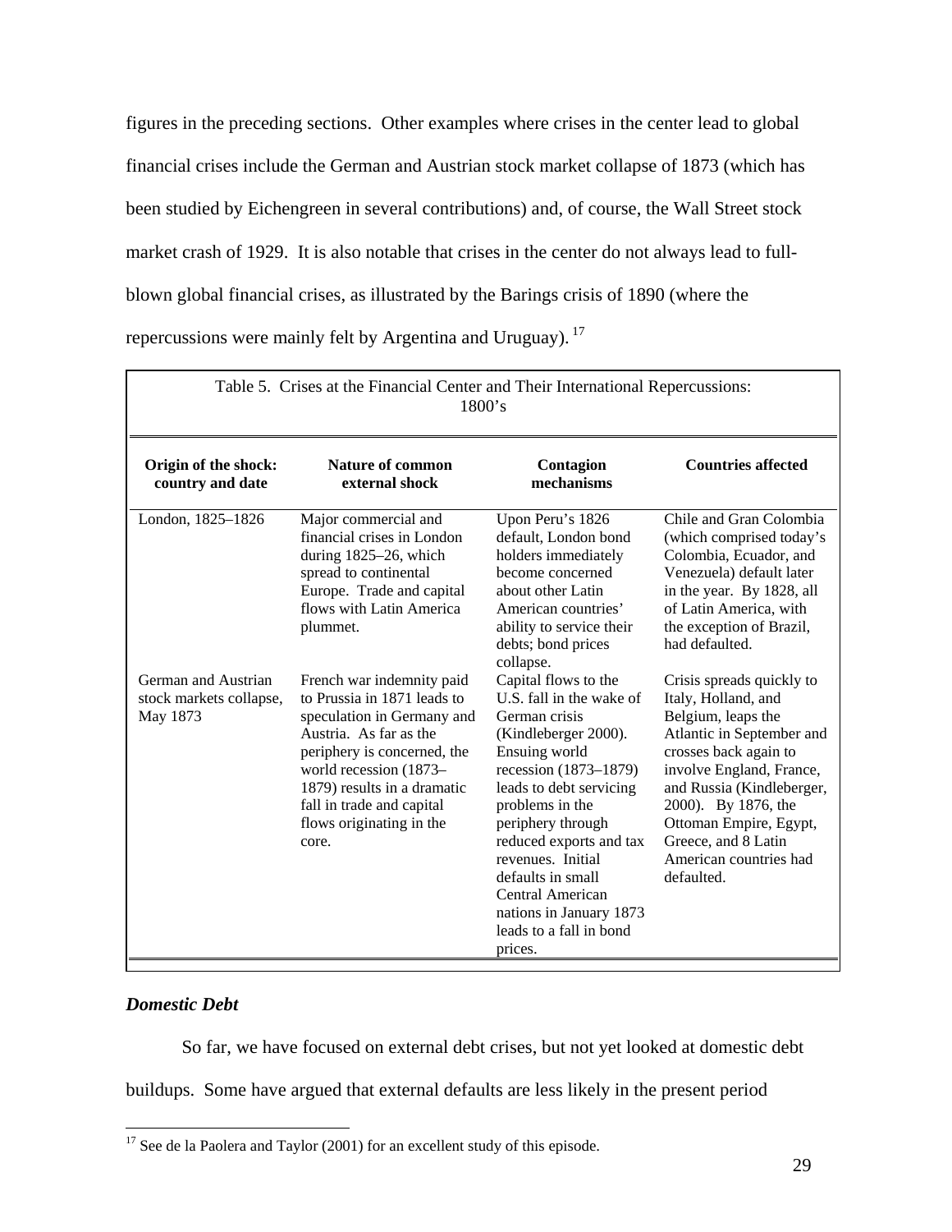figures in the preceding sections. Other examples where crises in the center lead to global financial crises include the German and Austrian stock market collapse of 1873 (which has been studied by Eichengreen in several contributions) and, of course, the Wall Street stock market crash of 1929. It is also notable that crises in the center do not always lead to full-blown global financial crises, as illustrated by the Barings crisis of 1890 (where the repercussions were mainly felt by Argentina and Uruguay). [17]

Table 5. Crises at the Financial Center and Their International Repercussions: 1800's

| Origin of the shock: country and date | Nature of common external shock | Contagion mechanisms | Countries affected |
|---|---|---|---|
| London, 1825–1826 | Major commercial and financial crises in London during 1825–26, which spread to continental Europe. Trade and capital flows with Latin America plummet. | Upon Peru's 1826 default, London bond holders immediately become concerned about other Latin American countries' ability to service their debts; bond prices collapse. | Chile and Gran Colombia (which comprised today's Colombia, Ecuador, and Venezuela) default later in the year. By 1828, all of Latin America, with the exception of Brazil, had defaulted. |
| German and Austrian stock markets collapse, May 1873 | French war indemnity paid to Prussia in 1871 leads to speculation in Germany and Austria. As far as the periphery is concerned, the world recession (1873–1879) results in a dramatic fall in trade and capital flows originating in the core. | Capital flows to the U.S. fall in the wake of German crisis (Kindleberger 2000). Ensuing world recession (1873–1879) leads to debt servicing problems in the periphery through reduced exports and tax revenues. Initial defaults in small Central American nations in January 1873 leads to a fall in bond prices. | Crisis spreads quickly to Italy, Holland, and Belgium, leaps the Atlantic in September and crosses back again to involve England, France, and Russia (Kindleberger, 2000). By 1876, the Ottoman Empire, Egypt, Greece, and 8 Latin American countries had defaulted. |

### *Domestic Debt*

So far, we have focused on external debt crises, but not yet looked at domestic debt buildups. Some have argued that external defaults are less likely in the present period

[17] See de la Paolera and Taylor (2001) for an excellent study of this episode.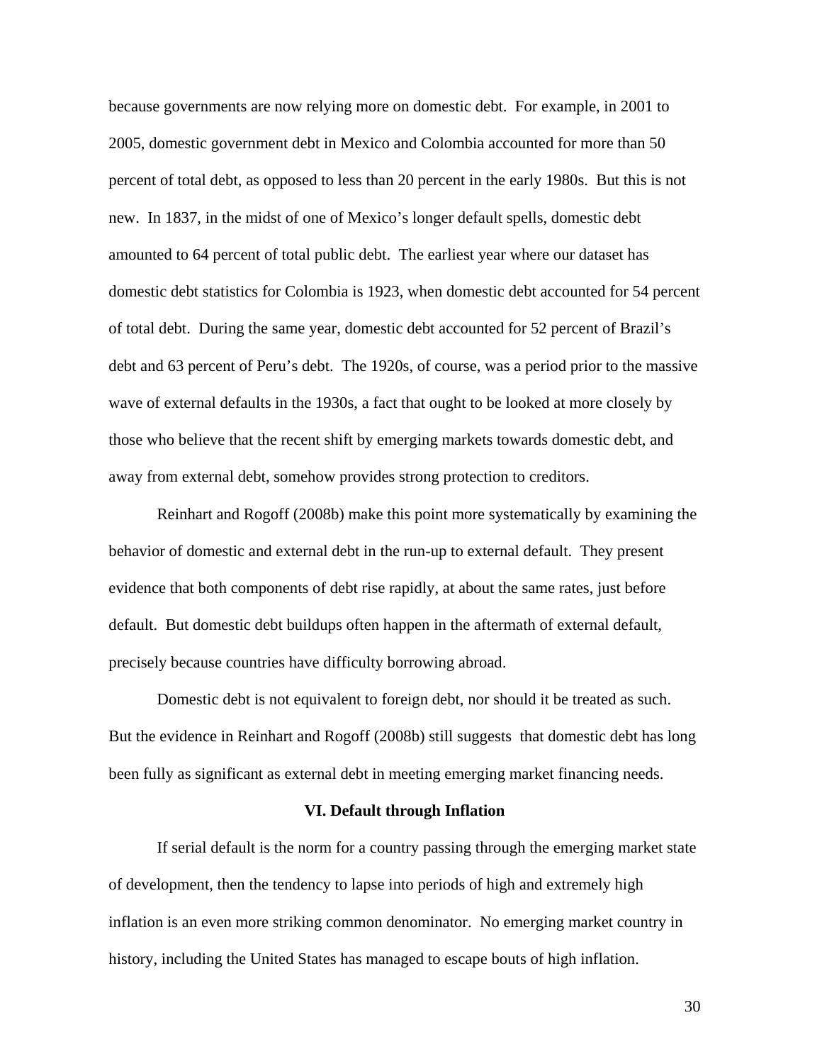because governments are now relying more on domestic debt. For example, in 2001 to 2005, domestic government debt in Mexico and Colombia accounted for more than 50 percent of total debt, as opposed to less than 20 percent in the early 1980s. But this is not new. In 1837, in the midst of one of Mexico's longer default spells, domestic debt amounted to 64 percent of total public debt. The earliest year where our dataset has domestic debt statistics for Colombia is 1923, when domestic debt accounted for 54 percent of total debt. During the same year, domestic debt accounted for 52 percent of Brazil's debt and 63 percent of Peru's debt. The 1920s, of course, was a period prior to the massive wave of external defaults in the 1930s, a fact that ought to be looked at more closely by those who believe that the recent shift by emerging markets towards domestic debt, and away from external debt, somehow provides strong protection to creditors.

Reinhart and Rogoff (2008b) make this point more systematically by examining the behavior of domestic and external debt in the run-up to external default. They present evidence that both components of debt rise rapidly, at about the same rates, just before default. But domestic debt buildups often happen in the aftermath of external default, precisely because countries have difficulty borrowing abroad.

Domestic debt is not equivalent to foreign debt, nor should it be treated as such. But the evidence in Reinhart and Rogoff (2008b) still suggests that domestic debt has long been fully as significant as external debt in meeting emerging market financing needs.

## VI. Default through Inflation

If serial default is the norm for a country passing through the emerging market state of development, then the tendency to lapse into periods of high and extremely high inflation is an even more striking common denominator. No emerging market country in history, including the United States has managed to escape bouts of high inflation.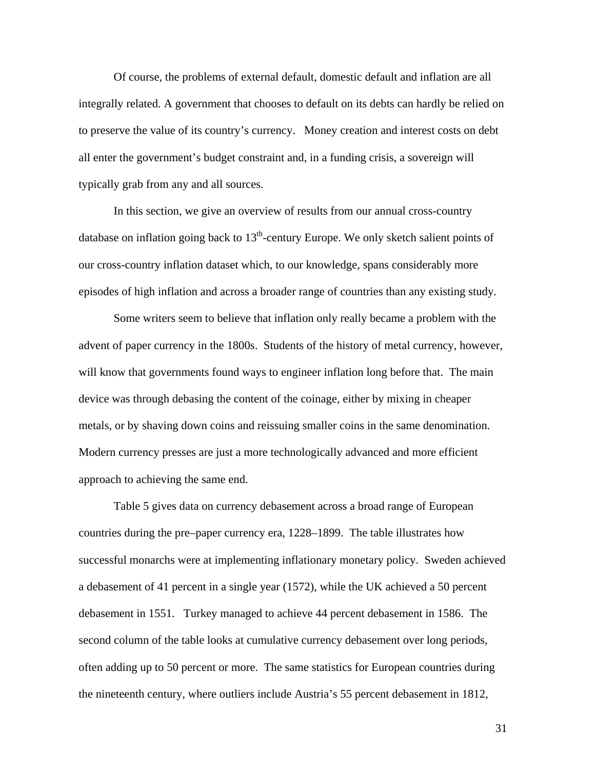Of course, the problems of external default, domestic default and inflation are all integrally related. A government that chooses to default on its debts can hardly be relied on to preserve the value of its country's currency. Money creation and interest costs on debt all enter the government's budget constraint and, in a funding crisis, a sovereign will typically grab from any and all sources.

In this section, we give an overview of results from our annual cross-country database on inflation going back to 13th-century Europe. We only sketch salient points of our cross-country inflation dataset which, to our knowledge, spans considerably more episodes of high inflation and across a broader range of countries than any existing study.

Some writers seem to believe that inflation only really became a problem with the advent of paper currency in the 1800s. Students of the history of metal currency, however, will know that governments found ways to engineer inflation long before that. The main device was through debasing the content of the coinage, either by mixing in cheaper metals, or by shaving down coins and reissuing smaller coins in the same denomination. Modern currency presses are just a more technologically advanced and more efficient approach to achieving the same end.

Table 5 gives data on currency debasement across a broad range of European countries during the pre–paper currency era, 1228–1899. The table illustrates how successful monarchs were at implementing inflationary monetary policy. Sweden achieved a debasement of 41 percent in a single year (1572), while the UK achieved a 50 percent debasement in 1551. Turkey managed to achieve 44 percent debasement in 1586. The second column of the table looks at cumulative currency debasement over long periods, often adding up to 50 percent or more. The same statistics for European countries during the nineteenth century, where outliers include Austria's 55 percent debasement in 1812,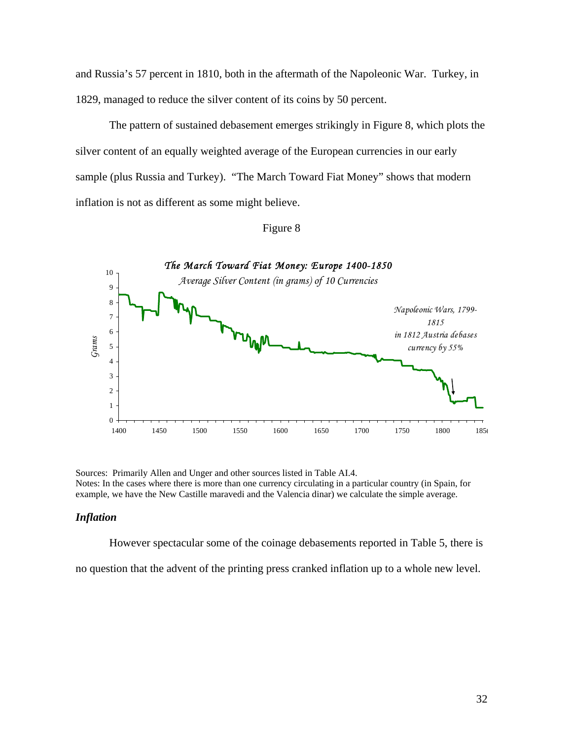and Russia's 57 percent in 1810, both in the aftermath of the Napoleonic War. Turkey, in 1829, managed to reduce the silver content of its coins by 50 percent.

The pattern of sustained debasement emerges strikingly in Figure 8, which plots the silver content of an equally weighted average of the European currencies in our early sample (plus Russia and Turkey). "The March Toward Fiat Money" shows that modern inflation is not as different as some might believe.

Figure 8

*The March Toward Fiat Money: Europe 1400-1850*

*Average Silver Content (in grams) of 10 Currencies*

*Napoleonic Wars, 1799-1815 in 1812 Austria debases currency by 55%*

Sources: Primarily Allen and Unger and other sources listed in Table AI.4.
Notes: In the cases where there is more than one currency circulating in a particular country (in Spain, for example, we have the New Castille maravedi and the Valencia dinar) we calculate the simple average.

### *Inflation*

However spectacular some of the coinage debasements reported in Table 5, there is no question that the advent of the printing press cranked inflation up to a whole new level.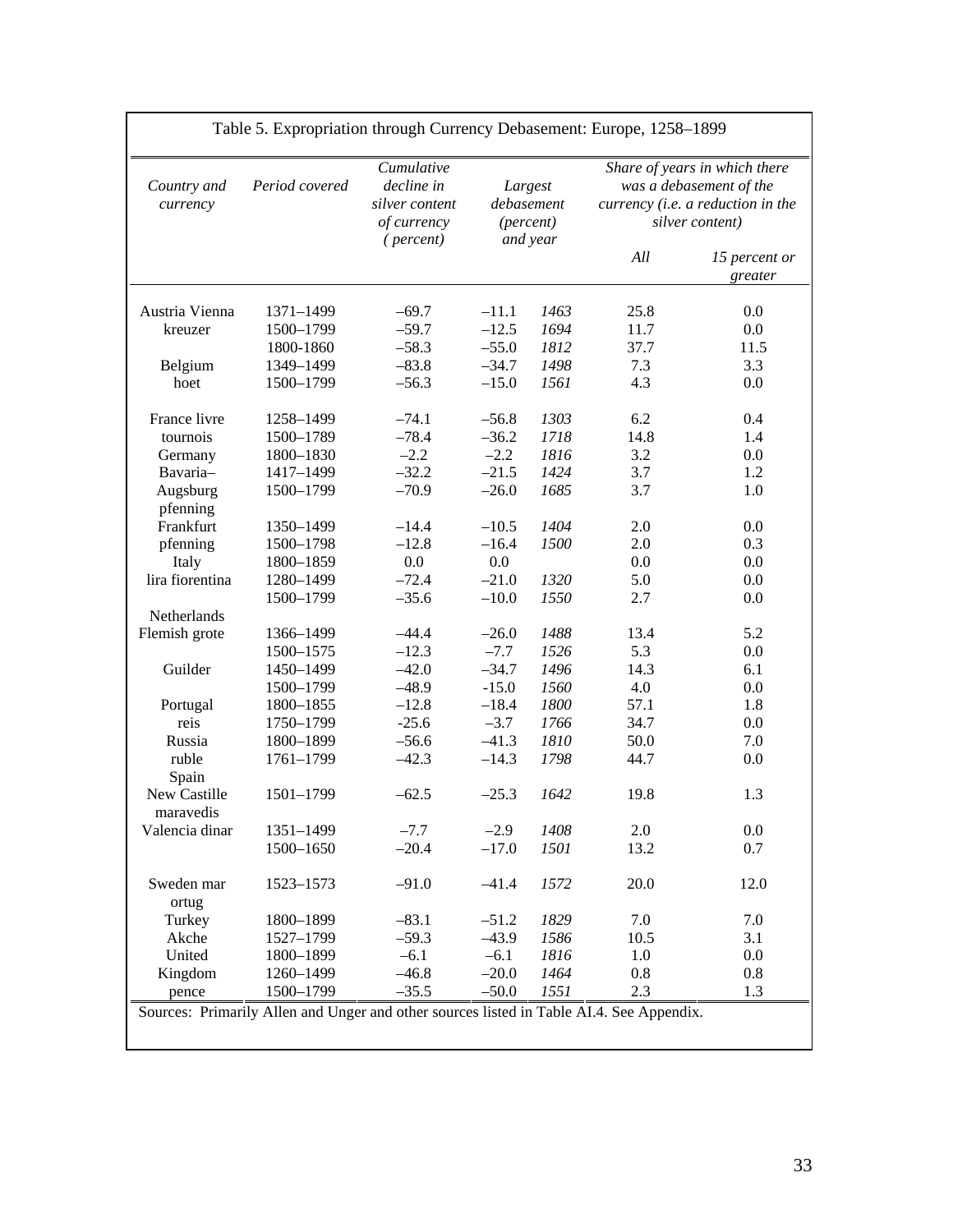Table 5. Expropriation through Currency Debasement: Europe, 1258–1899

| Country and currency | Period covered | Cumulative decline in silver content of currency (percent) | Largest debasement (percent) and year | | Share of years in which there was a debasement of the currency (i.e. a reduction in the silver content) | |
|---|---|---|---|---|---|---|
| | | | | | All | 15 percent or greater |
| Austria Vienna | 1371–1499 | –69.7 | –11.1 | 1463 | 25.8 | 0.0 |
| kreuzer | 1500–1799 | –59.7 | –12.5 | 1694 | 11.7 | 0.0 |
| | 1800-1860 | –58.3 | –55.0 | 1812 | 37.7 | 11.5 |
| Belgium | 1349–1499 | –83.8 | –34.7 | 1498 | 7.3 | 3.3 |
| hoet | 1500–1799 | –56.3 | –15.0 | 1561 | 4.3 | 0.0 |
| France livre | 1258–1499 | –74.1 | –56.8 | 1303 | 6.2 | 0.4 |
| tournois | 1500–1789 | –78.4 | –36.2 | 1718 | 14.8 | 1.4 |
| Germany | 1800–1830 | –2.2 | –2.2 | 1816 | 3.2 | 0.0 |
| Bavaria– | 1417–1499 | –32.2 | –21.5 | 1424 | 3.7 | 1.2 |
| Augsburg pfenning | 1500–1799 | –70.9 | –26.0 | 1685 | 3.7 | 1.0 |
| Frankfurt | 1350–1499 | –14.4 | –10.5 | 1404 | 2.0 | 0.0 |
| pfenning | 1500–1798 | –12.8 | –16.4 | 1500 | 2.0 | 0.3 |
| Italy | 1800–1859 | 0.0 | 0.0 | | 0.0 | 0.0 |
| lira fiorentina | 1280–1499 | –72.4 | –21.0 | 1320 | 5.0 | 0.0 |
| | 1500–1799 | –35.6 | –10.0 | 1550 | 2.7 | 0.0 |
| Netherlands | | | | | | |
| Flemish grote | 1366–1499 | –44.4 | –26.0 | 1488 | 13.4 | 5.2 |
| | 1500–1575 | –12.3 | –7.7 | 1526 | 5.3 | 0.0 |
| Guilder | 1450–1499 | –42.0 | –34.7 | 1496 | 14.3 | 6.1 |
| | 1500–1799 | –48.9 | -15.0 | 1560 | 4.0 | 0.0 |
| Portugal | 1800–1855 | –12.8 | –18.4 | 1800 | 57.1 | 1.8 |
| reis | 1750–1799 | -25.6 | –3.7 | 1766 | 34.7 | 0.0 |
| Russia | 1800–1899 | –56.6 | –41.3 | 1810 | 50.0 | 7.0 |
| ruble | 1761–1799 | –42.3 | –14.3 | 1798 | 44.7 | 0.0 |
| Spain | | | | | | |
| New Castille maravedis | 1501–1799 | –62.5 | –25.3 | 1642 | 19.8 | 1.3 |
| Valencia dinar | 1351–1499 | –7.7 | –2.9 | 1408 | 2.0 | 0.0 |
| | 1500–1650 | –20.4 | –17.0 | 1501 | 13.2 | 0.7 |
| Sweden mar ortug | 1523–1573 | –91.0 | –41.4 | 1572 | 20.0 | 12.0 |
| Turkey | 1800–1899 | –83.1 | –51.2 | 1829 | 7.0 | 7.0 |
| Akche | 1527–1799 | –59.3 | –43.9 | 1586 | 10.5 | 3.1 |
| United | 1800–1899 | –6.1 | –6.1 | 1816 | 1.0 | 0.0 |
| Kingdom | 1260–1499 | –46.8 | –20.0 | 1464 | 0.8 | 0.8 |
| pence | 1500–1799 | –35.5 | –50.0 | 1551 | 2.3 | 1.3 |

Sources: Primarily Allen and Unger and other sources listed in Table AI.4. See Appendix.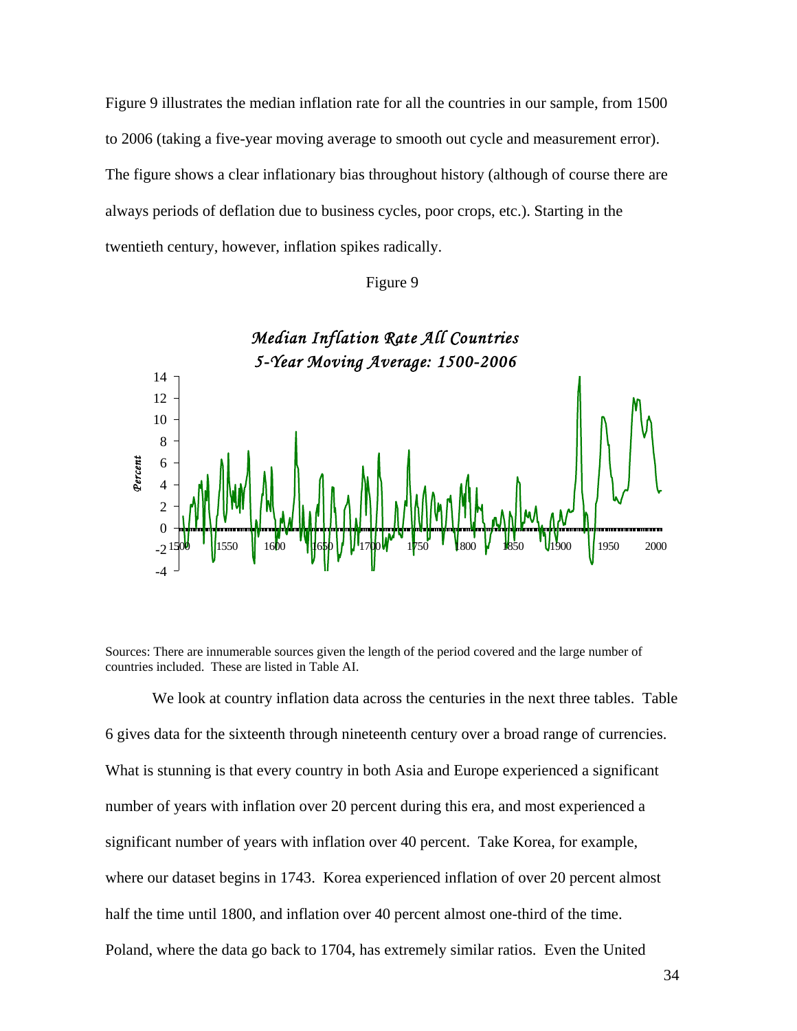Figure 9 illustrates the median inflation rate for all the countries in our sample, from 1500 to 2006 (taking a five-year moving average to smooth out cycle and measurement error). The figure shows a clear inflationary bias throughout history (although of course there are always periods of deflation due to business cycles, poor crops, etc.). Starting in the twentieth century, however, inflation spikes radically.

Figure 9

*Median Inflation Rate All Countries*
*5-Year Moving Average: 1500-2006*

Sources: There are innumerable sources given the length of the period covered and the large number of countries included. These are listed in Table AI.

We look at country inflation data across the centuries in the next three tables. Table 6 gives data for the sixteenth through nineteenth century over a broad range of currencies. What is stunning is that every country in both Asia and Europe experienced a significant number of years with inflation over 20 percent during this era, and most experienced a significant number of years with inflation over 40 percent. Take Korea, for example, where our dataset begins in 1743. Korea experienced inflation of over 20 percent almost half the time until 1800, and inflation over 40 percent almost one-third of the time. Poland, where the data go back to 1704, has extremely similar ratios. Even the United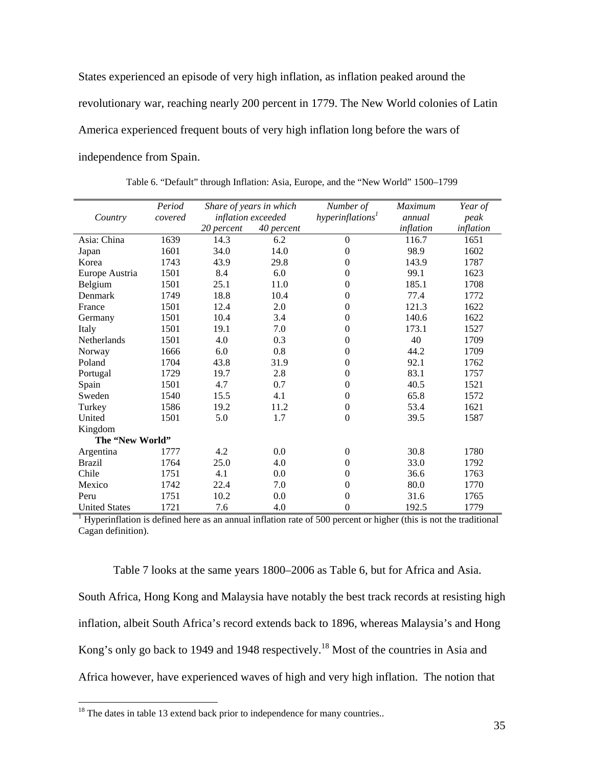States experienced an episode of very high inflation, as inflation peaked around the revolutionary war, reaching nearly 200 percent in 1779. The New World colonies of Latin America experienced frequent bouts of very high inflation long before the wars of independence from Spain.

Table 6. "Default" through Inflation: Asia, Europe, and the "New World" 1500–1799

| *Country* | *Period covered* | *Share of years in which inflation exceeded* | | *Number of hyperinflations*[1] | *Maximum annual inflation* | *Year of peak inflation* |
|---|---|---|---|---|---|---|
| | | *20 percent* | *40 percent* | | | |
| Asia: China | 1639 | 14.3 | 6.2 | 0 | 116.7 | 1651 |
| Japan | 1601 | 34.0 | 14.0 | 0 | 98.9 | 1602 |
| Korea | 1743 | 43.9 | 29.8 | 0 | 143.9 | 1787 |
| Europe Austria | 1501 | 8.4 | 6.0 | 0 | 99.1 | 1623 |
| Belgium | 1501 | 25.1 | 11.0 | 0 | 185.1 | 1708 |
| Denmark | 1749 | 18.8 | 10.4 | 0 | 77.4 | 1772 |
| France | 1501 | 12.4 | 2.0 | 0 | 121.3 | 1622 |
| Germany | 1501 | 10.4 | 3.4 | 0 | 140.6 | 1622 |
| Italy | 1501 | 19.1 | 7.0 | 0 | 173.1 | 1527 |
| Netherlands | 1501 | 4.0 | 0.3 | 0 | 40 | 1709 |
| Norway | 1666 | 6.0 | 0.8 | 0 | 44.2 | 1709 |
| Poland | 1704 | 43.8 | 31.9 | 0 | 92.1 | 1762 |
| Portugal | 1729 | 19.7 | 2.8 | 0 | 83.1 | 1757 |
| Spain | 1501 | 4.7 | 0.7 | 0 | 40.5 | 1521 |
| Sweden | 1540 | 15.5 | 4.1 | 0 | 65.8 | 1572 |
| Turkey | 1586 | 19.2 | 11.2 | 0 | 53.4 | 1621 |
| United Kingdom | 1501 | 5.0 | 1.7 | 0 | 39.5 | 1587 |
| **The "New World"** | | | | | | |
| Argentina | 1777 | 4.2 | 0.0 | 0 | 30.8 | 1780 |
| Brazil | 1764 | 25.0 | 4.0 | 0 | 33.0 | 1792 |
| Chile | 1751 | 4.1 | 0.0 | 0 | 36.6 | 1763 |
| Mexico | 1742 | 22.4 | 7.0 | 0 | 80.0 | 1770 |
| Peru | 1751 | 10.2 | 0.0 | 0 | 31.6 | 1765 |
| United States | 1721 | 7.6 | 4.0 | 0 | 192.5 | 1779 |

[1] Hyperinflation is defined here as an annual inflation rate of 500 percent or higher (this is not the traditional Cagan definition).

Table 7 looks at the same years 1800–2006 as Table 6, but for Africa and Asia. South Africa, Hong Kong and Malaysia have notably the best track records at resisting high inflation, albeit South Africa's record extends back to 1896, whereas Malaysia's and Hong Kong's only go back to 1949 and 1948 respectively.[18] Most of the countries in Asia and Africa however, have experienced waves of high and very high inflation. The notion that

[18] The dates in table 13 extend back prior to independence for many countries..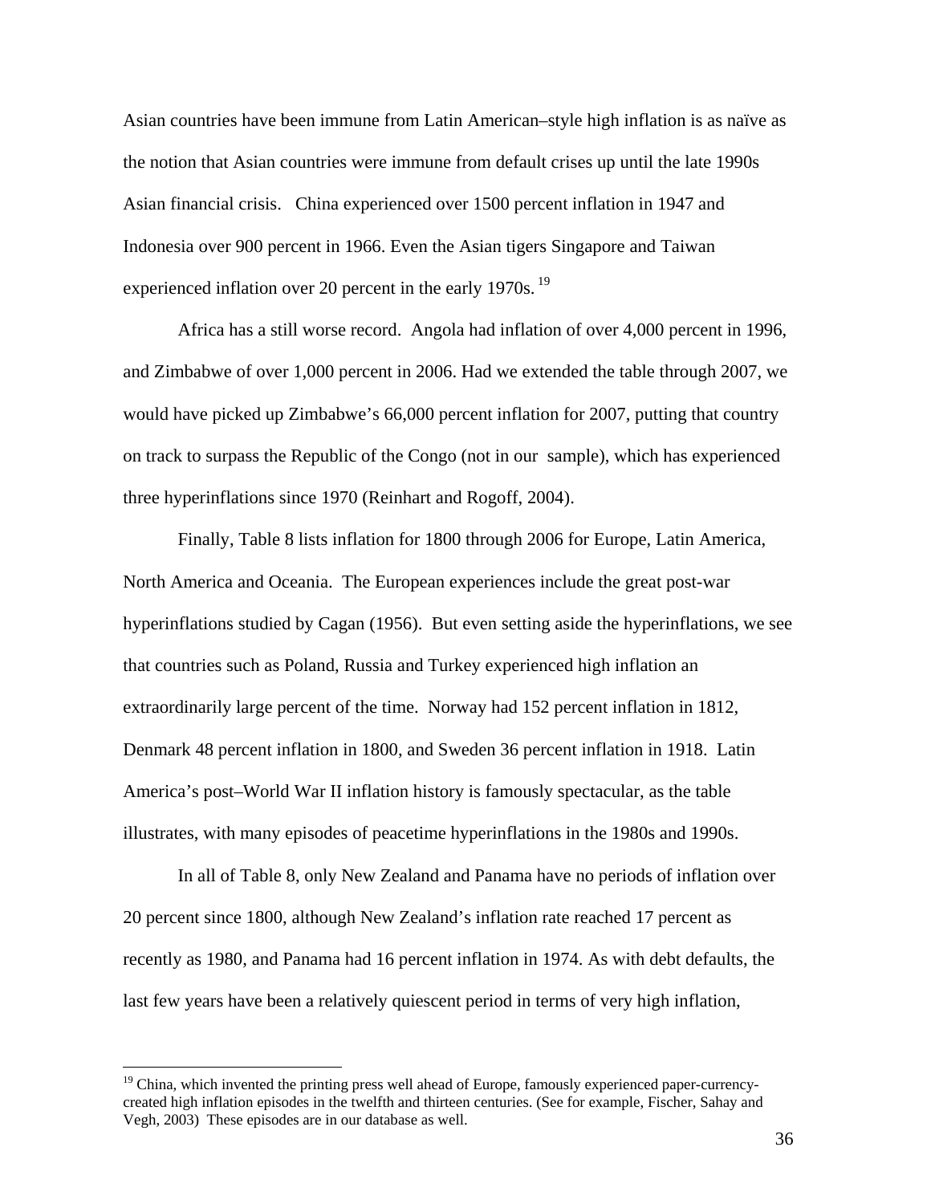Asian countries have been immune from Latin American–style high inflation is as naïve as the notion that Asian countries were immune from default crises up until the late 1990s Asian financial crisis. China experienced over 1500 percent inflation in 1947 and Indonesia over 900 percent in 1966. Even the Asian tigers Singapore and Taiwan experienced inflation over 20 percent in the early 1970s.[19]

Africa has a still worse record. Angola had inflation of over 4,000 percent in 1996, and Zimbabwe of over 1,000 percent in 2006. Had we extended the table through 2007, we would have picked up Zimbabwe's 66,000 percent inflation for 2007, putting that country on track to surpass the Republic of the Congo (not in our sample), which has experienced three hyperinflations since 1970 (Reinhart and Rogoff, 2004).

Finally, Table 8 lists inflation for 1800 through 2006 for Europe, Latin America, North America and Oceania. The European experiences include the great post-war hyperinflations studied by Cagan (1956). But even setting aside the hyperinflations, we see that countries such as Poland, Russia and Turkey experienced high inflation an extraordinarily large percent of the time. Norway had 152 percent inflation in 1812, Denmark 48 percent inflation in 1800, and Sweden 36 percent inflation in 1918. Latin America's post–World War II inflation history is famously spectacular, as the table illustrates, with many episodes of peacetime hyperinflations in the 1980s and 1990s.

In all of Table 8, only New Zealand and Panama have no periods of inflation over 20 percent since 1800, although New Zealand's inflation rate reached 17 percent as recently as 1980, and Panama had 16 percent inflation in 1974. As with debt defaults, the last few years have been a relatively quiescent period in terms of very high inflation,

---

[19] China, which invented the printing press well ahead of Europe, famously experienced paper-currency-created high inflation episodes in the twelfth and thirteen centuries. (See for example, Fischer, Sahay and Vegh, 2003) These episodes are in our database as well.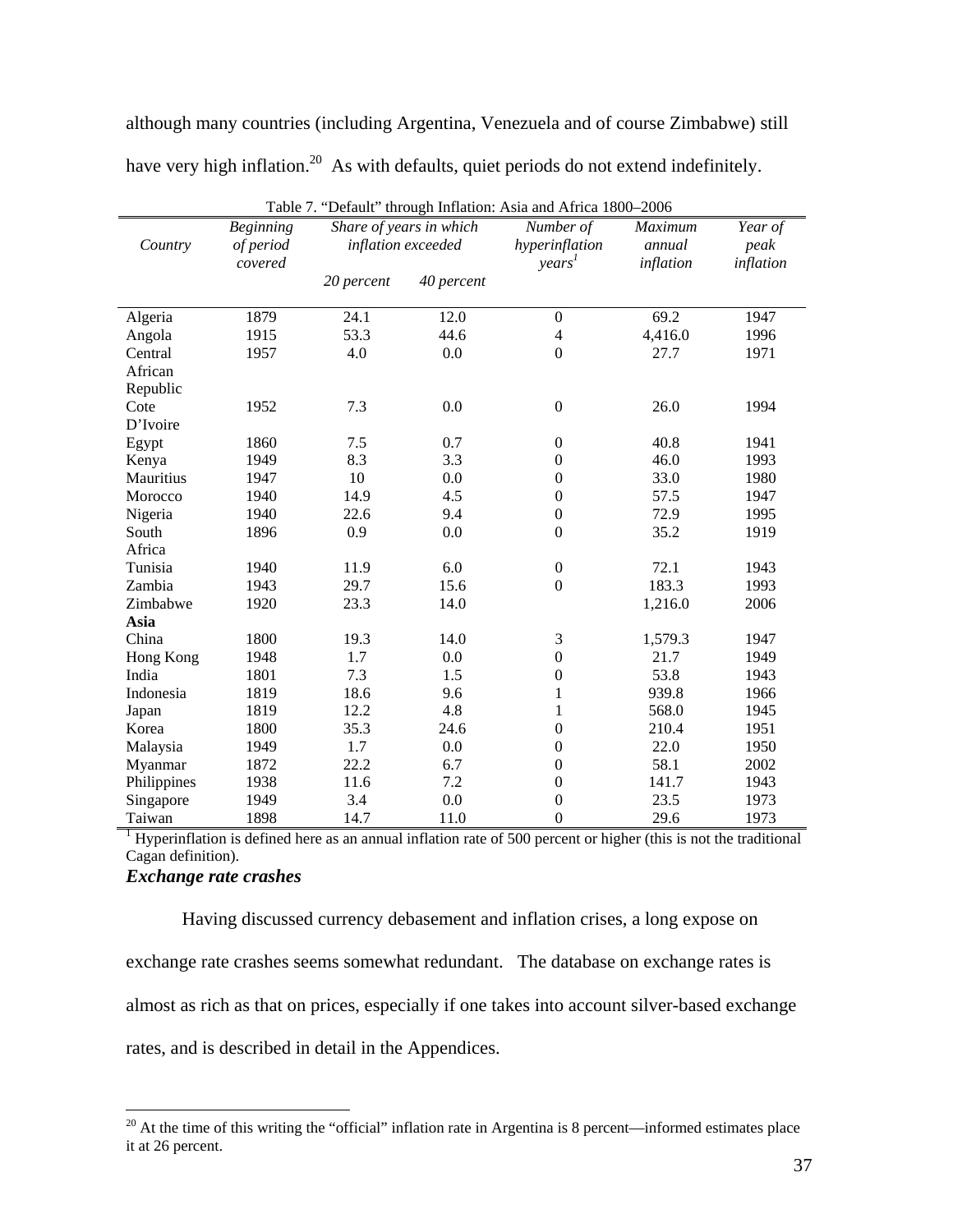although many countries (including Argentina, Venezuela and of course Zimbabwe) still have very high inflation.[20] As with defaults, quiet periods do not extend indefinitely.

Table 7. "Default" through Inflation: Asia and Africa 1800–2006

| *Country* | *Beginning of period covered* | *Share of years in which inflation exceeded* | | *Number of hyperinflation years*[1] | *Maximum annual inflation* | *Year of peak inflation* |
|---|---|---|---|---|---|---|
| | | *20 percent* | *40 percent* | | | |
| Algeria | 1879 | 24.1 | 12.0 | 0 | 69.2 | 1947 |
| Angola | 1915 | 53.3 | 44.6 | 4 | 4,416.0 | 1996 |
| Central African Republic | 1957 | 4.0 | 0.0 | 0 | 27.7 | 1971 |
| Cote D'Ivoire | 1952 | 7.3 | 0.0 | 0 | 26.0 | 1994 |
| Egypt | 1860 | 7.5 | 0.7 | 0 | 40.8 | 1941 |
| Kenya | 1949 | 8.3 | 3.3 | 0 | 46.0 | 1993 |
| Mauritius | 1947 | 10 | 0.0 | 0 | 33.0 | 1980 |
| Morocco | 1940 | 14.9 | 4.5 | 0 | 57.5 | 1947 |
| Nigeria | 1940 | 22.6 | 9.4 | 0 | 72.9 | 1995 |
| South Africa | 1896 | 0.9 | 0.0 | 0 | 35.2 | 1919 |
| Tunisia | 1940 | 11.9 | 6.0 | 0 | 72.1 | 1943 |
| Zambia | 1943 | 29.7 | 15.6 | 0 | 183.3 | 1993 |
| Zimbabwe | 1920 | 23.3 | 14.0 | | 1,216.0 | 2006 |
| **Asia** | | | | | | |
| China | 1800 | 19.3 | 14.0 | 3 | 1,579.3 | 1947 |
| Hong Kong | 1948 | 1.7 | 0.0 | 0 | 21.7 | 1949 |
| India | 1801 | 7.3 | 1.5 | 0 | 53.8 | 1943 |
| Indonesia | 1819 | 18.6 | 9.6 | 1 | 939.8 | 1966 |
| Japan | 1819 | 12.2 | 4.8 | 1 | 568.0 | 1945 |
| Korea | 1800 | 35.3 | 24.6 | 0 | 210.4 | 1951 |
| Malaysia | 1949 | 1.7 | 0.0 | 0 | 22.0 | 1950 |
| Myanmar | 1872 | 22.2 | 6.7 | 0 | 58.1 | 2002 |
| Philippines | 1938 | 11.6 | 7.2 | 0 | 141.7 | 1943 |
| Singapore | 1949 | 3.4 | 0.0 | 0 | 23.5 | 1973 |
| Taiwan | 1898 | 14.7 | 11.0 | 0 | 29.6 | 1973 |

[1] Hyperinflation is defined here as an annual inflation rate of 500 percent or higher (this is not the traditional Cagan definition).

### *Exchange rate crashes*

Having discussed currency debasement and inflation crises, a long expose on exchange rate crashes seems somewhat redundant. The database on exchange rates is almost as rich as that on prices, especially if one takes into account silver-based exchange rates, and is described in detail in the Appendices.

[20] At the time of this writing the "official" inflation rate in Argentina is 8 percent—informed estimates place it at 26 percent.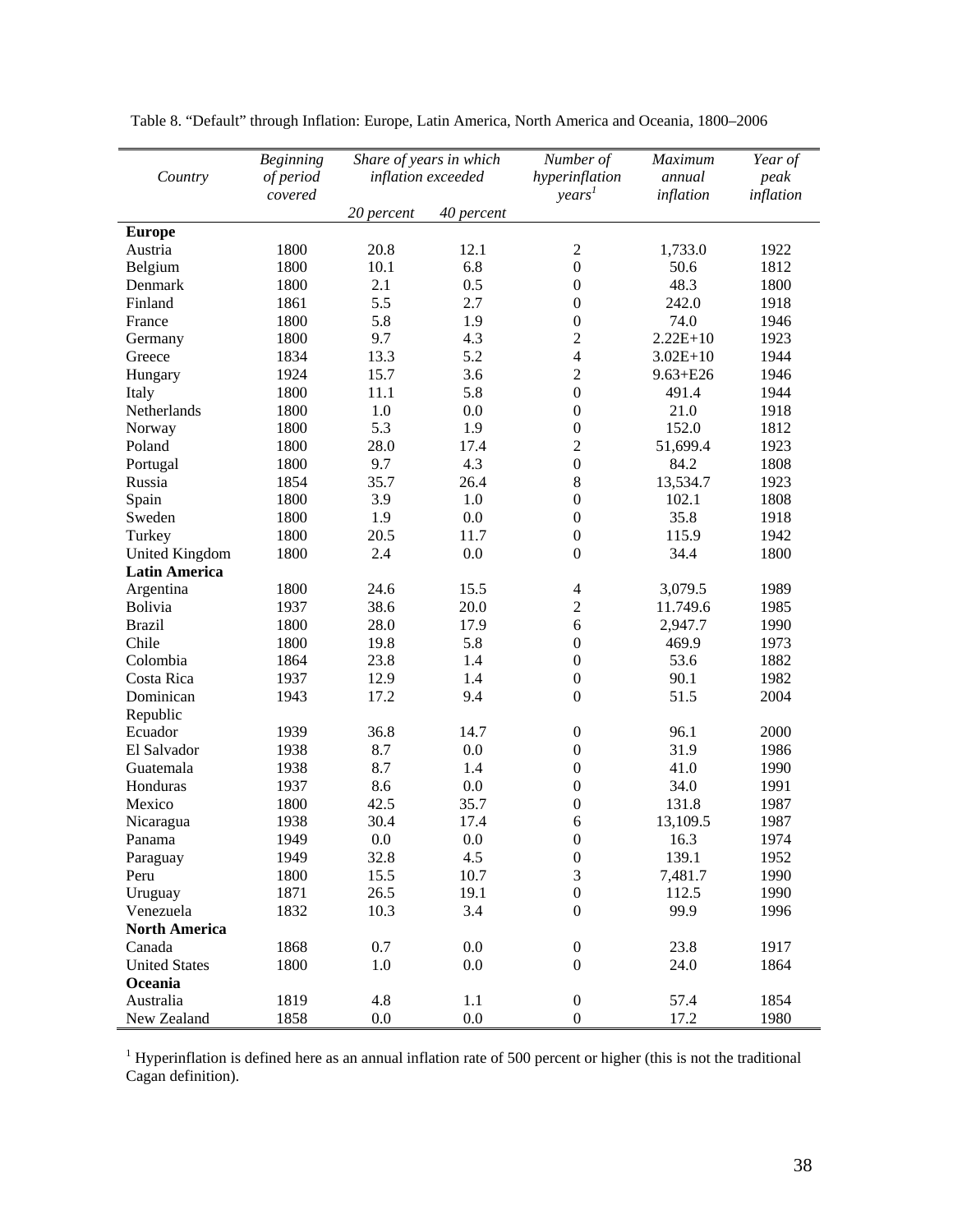Table 8. "Default" through Inflation: Europe, Latin America, North America and Oceania, 1800–2006

| *Country* | *Beginning of period covered* | *Share of years in which inflation exceeded* | | *Number of hyperinflation years*[1] | *Maximum annual inflation* | *Year of peak inflation* |
|---|---|---|---|---|---|---|
| | | *20 percent* | *40 percent* | | | |
| **Europe** | | | | | | |
| Austria | 1800 | 20.8 | 12.1 | 2 | 1,733.0 | 1922 |
| Belgium | 1800 | 10.1 | 6.8 | 0 | 50.6 | 1812 |
| Denmark | 1800 | 2.1 | 0.5 | 0 | 48.3 | 1800 |
| Finland | 1861 | 5.5 | 2.7 | 0 | 242.0 | 1918 |
| France | 1800 | 5.8 | 1.9 | 0 | 74.0 | 1946 |
| Germany | 1800 | 9.7 | 4.3 | 2 | 2.22E+10 | 1923 |
| Greece | 1834 | 13.3 | 5.2 | 4 | 3.02E+10 | 1944 |
| Hungary | 1924 | 15.7 | 3.6 | 2 | 9.63+E26 | 1946 |
| Italy | 1800 | 11.1 | 5.8 | 0 | 491.4 | 1944 |
| Netherlands | 1800 | 1.0 | 0.0 | 0 | 21.0 | 1918 |
| Norway | 1800 | 5.3 | 1.9 | 0 | 152.0 | 1812 |
| Poland | 1800 | 28.0 | 17.4 | 2 | 51,699.4 | 1923 |
| Portugal | 1800 | 9.7 | 4.3 | 0 | 84.2 | 1808 |
| Russia | 1854 | 35.7 | 26.4 | 8 | 13,534.7 | 1923 |
| Spain | 1800 | 3.9 | 1.0 | 0 | 102.1 | 1808 |
| Sweden | 1800 | 1.9 | 0.0 | 0 | 35.8 | 1918 |
| Turkey | 1800 | 20.5 | 11.7 | 0 | 115.9 | 1942 |
| United Kingdom | 1800 | 2.4 | 0.0 | 0 | 34.4 | 1800 |
| **Latin America** | | | | | | |
| Argentina | 1800 | 24.6 | 15.5 | 4 | 3,079.5 | 1989 |
| Bolivia | 1937 | 38.6 | 20.0 | 2 | 11.749.6 | 1985 |
| Brazil | 1800 | 28.0 | 17.9 | 6 | 2,947.7 | 1990 |
| Chile | 1800 | 19.8 | 5.8 | 0 | 469.9 | 1973 |
| Colombia | 1864 | 23.8 | 1.4 | 0 | 53.6 | 1882 |
| Costa Rica | 1937 | 12.9 | 1.4 | 0 | 90.1 | 1982 |
| Dominican Republic | 1943 | 17.2 | 9.4 | 0 | 51.5 | 2004 |
| Ecuador | 1939 | 36.8 | 14.7 | 0 | 96.1 | 2000 |
| El Salvador | 1938 | 8.7 | 0.0 | 0 | 31.9 | 1986 |
| Guatemala | 1938 | 8.7 | 1.4 | 0 | 41.0 | 1990 |
| Honduras | 1937 | 8.6 | 0.0 | 0 | 34.0 | 1991 |
| Mexico | 1800 | 42.5 | 35.7 | 0 | 131.8 | 1987 |
| Nicaragua | 1938 | 30.4 | 17.4 | 6 | 13,109.5 | 1987 |
| Panama | 1949 | 0.0 | 0.0 | 0 | 16.3 | 1974 |
| Paraguay | 1949 | 32.8 | 4.5 | 0 | 139.1 | 1952 |
| Peru | 1800 | 15.5 | 10.7 | 3 | 7,481.7 | 1990 |
| Uruguay | 1871 | 26.5 | 19.1 | 0 | 112.5 | 1990 |
| Venezuela | 1832 | 10.3 | 3.4 | 0 | 99.9 | 1996 |
| **North America** | | | | | | |
| Canada | 1868 | 0.7 | 0.0 | 0 | 23.8 | 1917 |
| United States | 1800 | 1.0 | 0.0 | 0 | 24.0 | 1864 |
| **Oceania** | | | | | | |
| Australia | 1819 | 4.8 | 1.1 | 0 | 57.4 | 1854 |
| New Zealand | 1858 | 0.0 | 0.0 | 0 | 17.2 | 1980 |

[1] Hyperinflation is defined here as an annual inflation rate of 500 percent or higher (this is not the traditional Cagan definition).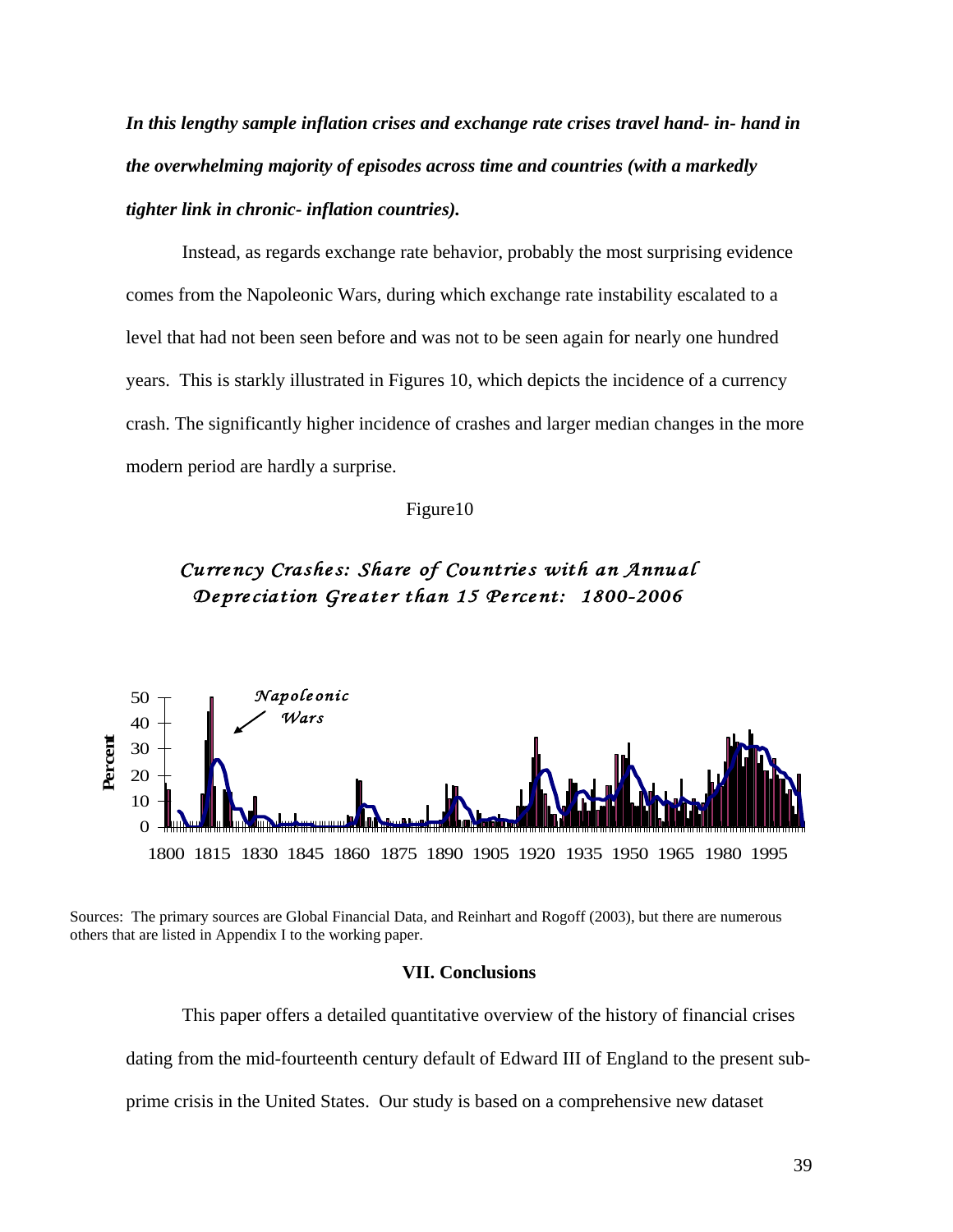***In this lengthy sample inflation crises and exchange rate crises travel hand- in- hand in the overwhelming majority of episodes across time and countries (with a markedly tighter link in chronic- inflation countries).***

Instead, as regards exchange rate behavior, probably the most surprising evidence comes from the Napoleonic Wars, during which exchange rate instability escalated to a level that had not been seen before and was not to be seen again for nearly one hundred years. This is starkly illustrated in Figures 10, which depicts the incidence of a currency crash. The significantly higher incidence of crashes and larger median changes in the more modern period are hardly a surprise.

Figure10

*Currency Crashes: Share of Countries with an Annual Depreciation Greater than 15 Percent: 1800-2006*

Sources: The primary sources are Global Financial Data, and Reinhart and Rogoff (2003), but there are numerous others that are listed in Appendix I to the working paper.

## VII. Conclusions

This paper offers a detailed quantitative overview of the history of financial crises dating from the mid-fourteenth century default of Edward III of England to the present sub-prime crisis in the United States. Our study is based on a comprehensive new dataset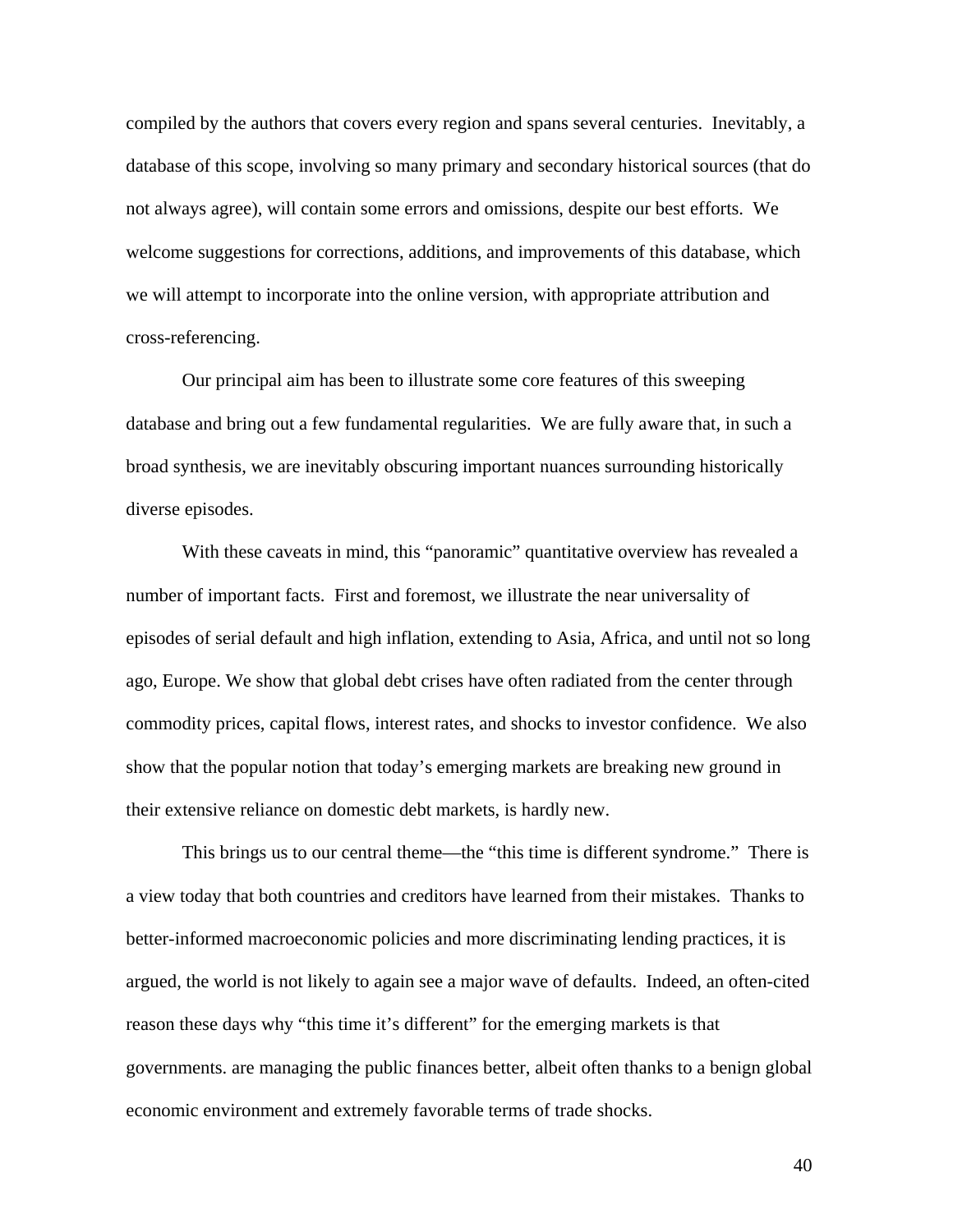compiled by the authors that covers every region and spans several centuries. Inevitably, a database of this scope, involving so many primary and secondary historical sources (that do not always agree), will contain some errors and omissions, despite our best efforts. We welcome suggestions for corrections, additions, and improvements of this database, which we will attempt to incorporate into the online version, with appropriate attribution and cross-referencing.

Our principal aim has been to illustrate some core features of this sweeping database and bring out a few fundamental regularities. We are fully aware that, in such a broad synthesis, we are inevitably obscuring important nuances surrounding historically diverse episodes.

With these caveats in mind, this "panoramic" quantitative overview has revealed a number of important facts. First and foremost, we illustrate the near universality of episodes of serial default and high inflation, extending to Asia, Africa, and until not so long ago, Europe. We show that global debt crises have often radiated from the center through commodity prices, capital flows, interest rates, and shocks to investor confidence. We also show that the popular notion that today's emerging markets are breaking new ground in their extensive reliance on domestic debt markets, is hardly new.

This brings us to our central theme—the "this time is different syndrome." There is a view today that both countries and creditors have learned from their mistakes. Thanks to better-informed macroeconomic policies and more discriminating lending practices, it is argued, the world is not likely to again see a major wave of defaults. Indeed, an often-cited reason these days why "this time it's different" for the emerging markets is that governments. are managing the public finances better, albeit often thanks to a benign global economic environment and extremely favorable terms of trade shocks.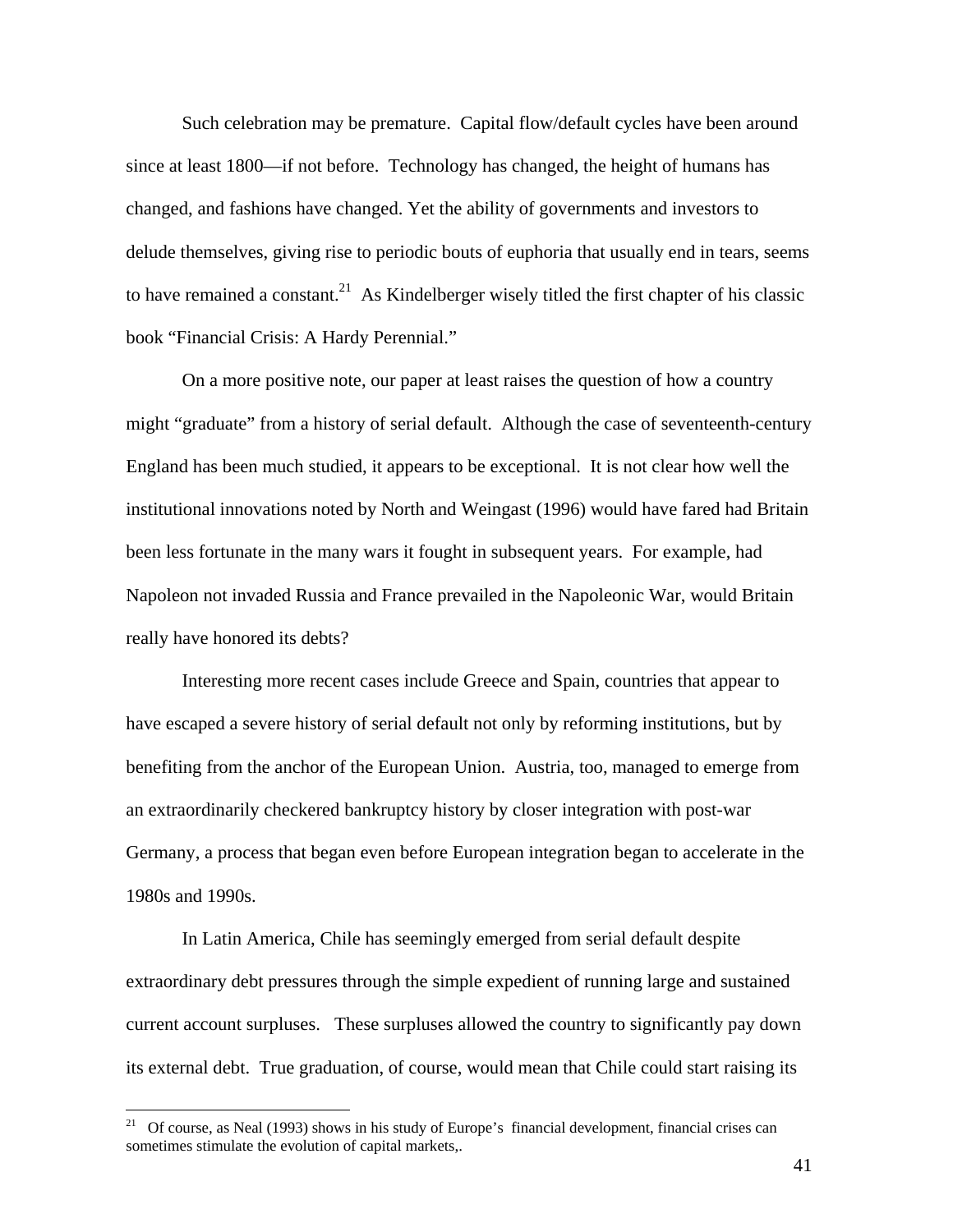Such celebration may be premature. Capital flow/default cycles have been around since at least 1800—if not before. Technology has changed, the height of humans has changed, and fashions have changed. Yet the ability of governments and investors to delude themselves, giving rise to periodic bouts of euphoria that usually end in tears, seems to have remained a constant.[21] As Kindelberger wisely titled the first chapter of his classic book "Financial Crisis: A Hardy Perennial."

On a more positive note, our paper at least raises the question of how a country might "graduate" from a history of serial default. Although the case of seventeenth-century England has been much studied, it appears to be exceptional. It is not clear how well the institutional innovations noted by North and Weingast (1996) would have fared had Britain been less fortunate in the many wars it fought in subsequent years. For example, had Napoleon not invaded Russia and France prevailed in the Napoleonic War, would Britain really have honored its debts?

Interesting more recent cases include Greece and Spain, countries that appear to have escaped a severe history of serial default not only by reforming institutions, but by benefiting from the anchor of the European Union. Austria, too, managed to emerge from an extraordinarily checkered bankruptcy history by closer integration with post-war Germany, a process that began even before European integration began to accelerate in the 1980s and 1990s.

In Latin America, Chile has seemingly emerged from serial default despite extraordinary debt pressures through the simple expedient of running large and sustained current account surpluses. These surpluses allowed the country to significantly pay down its external debt. True graduation, of course, would mean that Chile could start raising its

[21] Of course, as Neal (1993) shows in his study of Europe's financial development, financial crises can sometimes stimulate the evolution of capital markets,.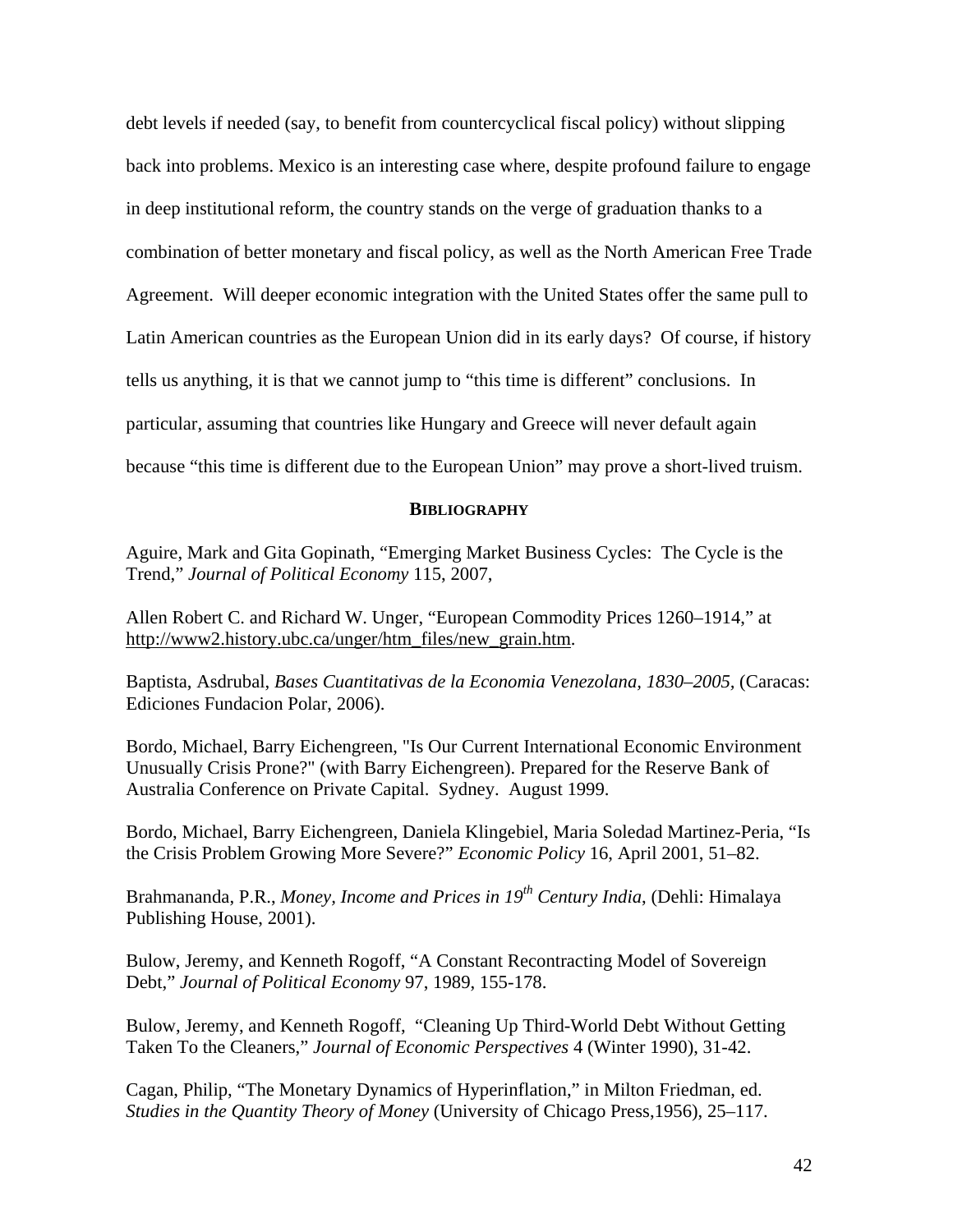debt levels if needed (say, to benefit from countercyclical fiscal policy) without slipping back into problems. Mexico is an interesting case where, despite profound failure to engage in deep institutional reform, the country stands on the verge of graduation thanks to a combination of better monetary and fiscal policy, as well as the North American Free Trade Agreement. Will deeper economic integration with the United States offer the same pull to Latin American countries as the European Union did in its early days? Of course, if history tells us anything, it is that we cannot jump to "this time is different" conclusions. In particular, assuming that countries like Hungary and Greece will never default again because "this time is different due to the European Union" may prove a short-lived truism.

## BIBLIOGRAPHY

Aguire, Mark and Gita Gopinath, "Emerging Market Business Cycles: The Cycle is the Trend," *Journal of Political Economy* 115, 2007,

Allen Robert C. and Richard W. Unger, "European Commodity Prices 1260–1914," at http://www2.history.ubc.ca/unger/htm_files/new_grain.htm.

Baptista, Asdrubal, *Bases Cuantitativas de la Economia Venezolana, 1830–2005,* (Caracas: Ediciones Fundacion Polar, 2006).

Bordo, Michael, Barry Eichengreen, "Is Our Current International Economic Environment Unusually Crisis Prone?" (with Barry Eichengreen). Prepared for the Reserve Bank of Australia Conference on Private Capital. Sydney. August 1999.

Bordo, Michael, Barry Eichengreen, Daniela Klingebiel, Maria Soledad Martinez-Peria, "Is the Crisis Problem Growing More Severe?" *Economic Policy* 16, April 2001, 51–82.

Brahmananda, P.R., *Money, Income and Prices in 19th Century India*, (Dehli: Himalaya Publishing House, 2001).

Bulow, Jeremy, and Kenneth Rogoff, "A Constant Recontracting Model of Sovereign Debt," *Journal of Political Economy* 97, 1989, 155-178.

Bulow, Jeremy, and Kenneth Rogoff, "Cleaning Up Third-World Debt Without Getting Taken To the Cleaners," *Journal of Economic Perspectives* 4 (Winter 1990), 31-42.

Cagan, Philip, "The Monetary Dynamics of Hyperinflation," in Milton Friedman, ed. *Studies in the Quantity Theory of Money* (University of Chicago Press,1956), 25–117.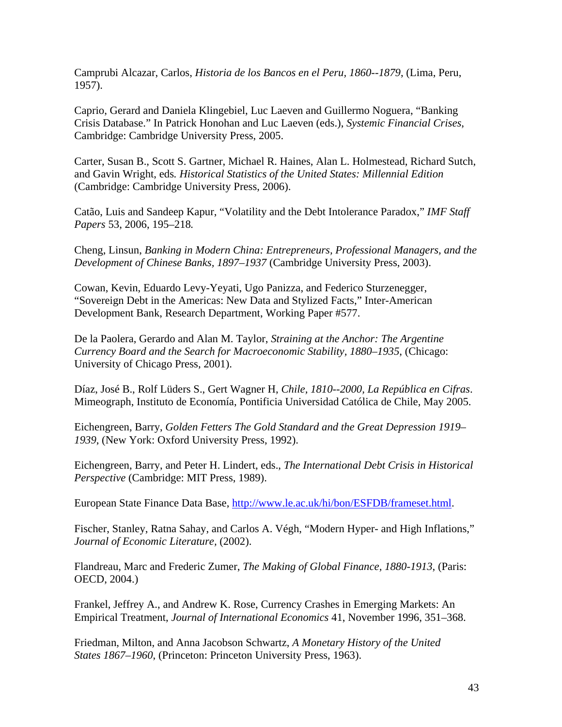Camprubi Alcazar, Carlos, *Historia de los Bancos en el Peru, 1860--1879*, (Lima, Peru, 1957).

Caprio, Gerard and Daniela Klingebiel, Luc Laeven and Guillermo Noguera, "Banking Crisis Database." In Patrick Honohan and Luc Laeven (eds.), *Systemic Financial Crises*, Cambridge: Cambridge University Press, 2005.

Carter, Susan B., Scott S. Gartner, Michael R. Haines, Alan L. Holmestead, Richard Sutch, and Gavin Wright, eds*. Historical Statistics of the United States: Millennial Edition* (Cambridge: Cambridge University Press, 2006).

Catão, Luis and Sandeep Kapur, "Volatility and the Debt Intolerance Paradox," *IMF Staff Papers* 53, 2006, 195–218*.*

Cheng, Linsun, *Banking in Modern China: Entrepreneurs, Professional Managers, and the Development of Chinese Banks, 1897–1937* (Cambridge University Press, 2003).

Cowan, Kevin, Eduardo Levy-Yeyati, Ugo Panizza, and Federico Sturzenegger, "Sovereign Debt in the Americas: New Data and Stylized Facts," Inter-American Development Bank, Research Department, Working Paper #577.

De la Paolera, Gerardo and Alan M. Taylor, *Straining at the Anchor: The Argentine Currency Board and the Search for Macroeconomic Stability, 1880–1935*, (Chicago: University of Chicago Press, 2001).

Díaz, José B., Rolf Lüders S., Gert Wagner H, *Chile, 1810--2000, La República en Cifras*. Mimeograph, Instituto de Economía, Pontificia Universidad Católica de Chile, May 2005.

Eichengreen, Barry, *Golden Fetters The Gold Standard and the Great Depression 1919–1939*, (New York: Oxford University Press, 1992).

Eichengreen, Barry, and Peter H. Lindert, eds., *The International Debt Crisis in Historical Perspective* (Cambridge: MIT Press, 1989).

European State Finance Data Base, http://www.le.ac.uk/hi/bon/ESFDB/frameset.html.

Fischer, Stanley, Ratna Sahay, and Carlos A. Végh, "Modern Hyper- and High Inflations," *Journal of Economic Literature,* (2002).

Flandreau, Marc and Frederic Zumer, *The Making of Global Finance, 1880-1913*, (Paris: OECD, 2004.)

Frankel, Jeffrey A., and Andrew K. Rose, Currency Crashes in Emerging Markets: An Empirical Treatment, *Journal of International Economics* 41, November 1996, 351–368.

Friedman, Milton, and Anna Jacobson Schwartz, *A Monetary History of the United States 1867–1960*, (Princeton: Princeton University Press, 1963).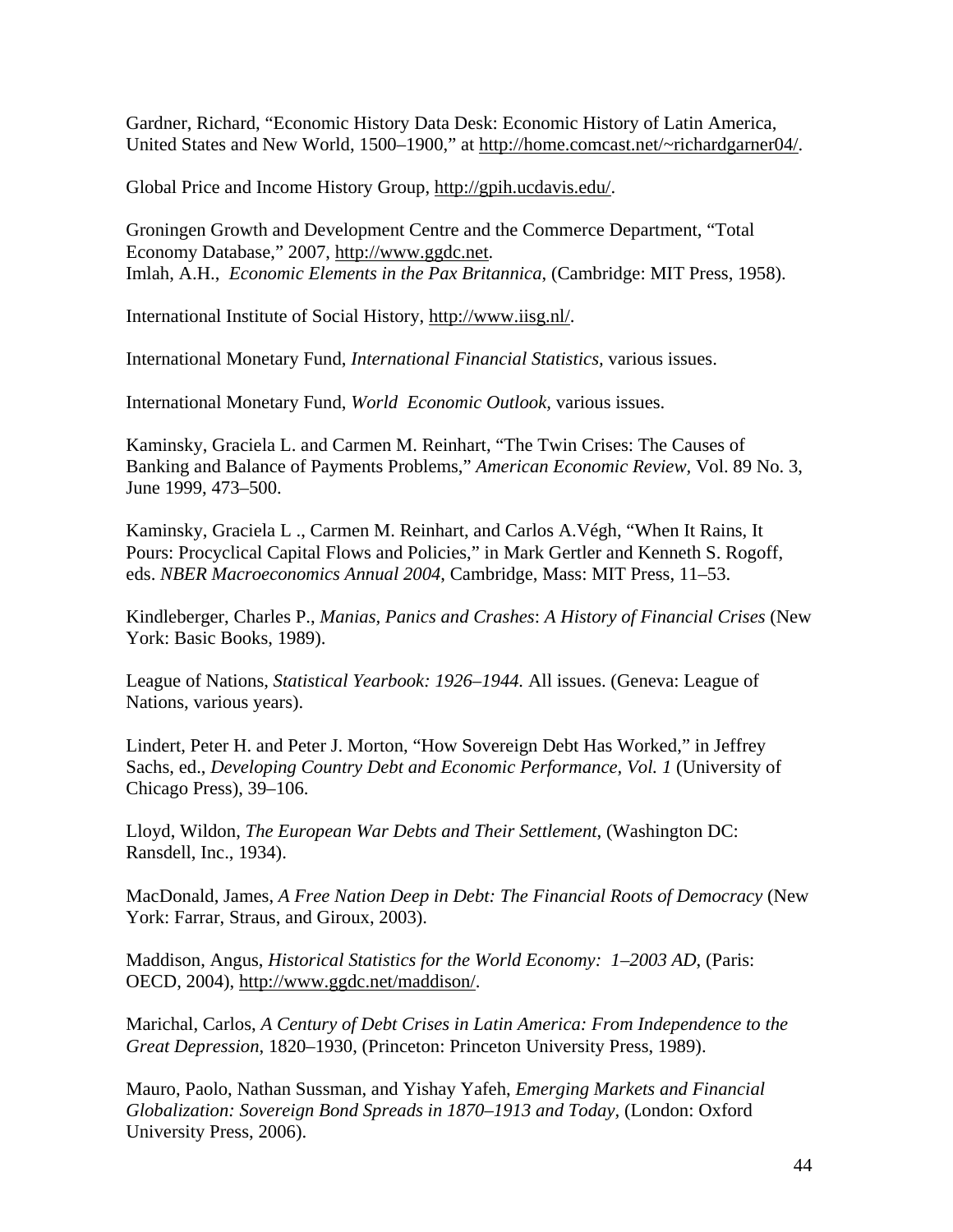Gardner, Richard, "Economic History Data Desk: Economic History of Latin America, United States and New World, 1500–1900," at http://home.comcast.net/~richardgarner04/.

Global Price and Income History Group, http://gpih.ucdavis.edu/.

Groningen Growth and Development Centre and the Commerce Department, "Total Economy Database," 2007, http://www.ggdc.net.
Imlah, A.H., *Economic Elements in the Pax Britannica*, (Cambridge: MIT Press, 1958).

International Institute of Social History, http://www.iisg.nl/.

International Monetary Fund, *International Financial Statistics*, various issues.

International Monetary Fund, *World Economic Outlook*, various issues.

Kaminsky, Graciela L. and Carmen M. Reinhart, "The Twin Crises: The Causes of Banking and Balance of Payments Problems," *American Economic Review*, Vol. 89 No. 3, June 1999, 473–500.

Kaminsky, Graciela L ., Carmen M. Reinhart, and Carlos A.Végh, "When It Rains, It Pours: Procyclical Capital Flows and Policies," in Mark Gertler and Kenneth S. Rogoff, eds. *NBER Macroeconomics Annual 2004*, Cambridge, Mass: MIT Press, 11–53.

Kindleberger, Charles P., *Manias, Panics and Crashes*: *A History of Financial Crises* (New York: Basic Books, 1989).

League of Nations, *Statistical Yearbook: 1926–1944.* All issues. (Geneva: League of Nations, various years).

Lindert, Peter H. and Peter J. Morton, "How Sovereign Debt Has Worked," in Jeffrey Sachs, ed., *Developing Country Debt and Economic Performance, Vol. 1* (University of Chicago Press), 39–106.

Lloyd, Wildon, *The European War Debts and Their Settlement*, (Washington DC: Ransdell, Inc., 1934).

MacDonald, James, *A Free Nation Deep in Debt: The Financial Roots of Democracy* (New York: Farrar, Straus, and Giroux, 2003).

Maddison, Angus, *Historical Statistics for the World Economy: 1–2003 AD*, (Paris: OECD, 2004), http://www.ggdc.net/maddison/.

Marichal, Carlos, *A Century of Debt Crises in Latin America: From Independence to the Great Depression*, 1820–1930, (Princeton: Princeton University Press, 1989).

Mauro, Paolo, Nathan Sussman, and Yishay Yafeh, *Emerging Markets and Financial Globalization: Sovereign Bond Spreads in 1870–1913 and Today*, (London: Oxford University Press, 2006).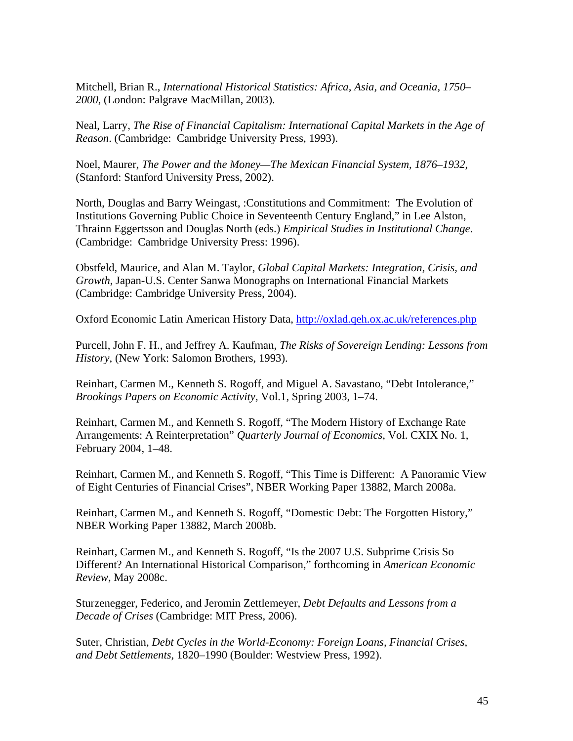Mitchell, Brian R., *International Historical Statistics: Africa, Asia, and Oceania, 1750–2000*, (London: Palgrave MacMillan, 2003).

Neal, Larry, *The Rise of Financial Capitalism: International Capital Markets in the Age of Reason*. (Cambridge: Cambridge University Press, 1993).

Noel, Maurer, *The Power and the Money—The Mexican Financial System, 1876–1932*, (Stanford: Stanford University Press, 2002).

North, Douglas and Barry Weingast, :Constitutions and Commitment: The Evolution of Institutions Governing Public Choice in Seventeenth Century England," in Lee Alston, Thrainn Eggertsson and Douglas North (eds.) *Empirical Studies in Institutional Change*. (Cambridge: Cambridge University Press: 1996).

Obstfeld, Maurice, and Alan M. Taylor, *Global Capital Markets: Integration, Crisis, and Growth*, Japan-U.S. Center Sanwa Monographs on International Financial Markets (Cambridge: Cambridge University Press, 2004).

Oxford Economic Latin American History Data, http://oxlad.qeh.ox.ac.uk/references.php

Purcell, John F. H., and Jeffrey A. Kaufman, *The Risks of Sovereign Lending: Lessons from History*, (New York: Salomon Brothers, 1993).

Reinhart, Carmen M., Kenneth S. Rogoff, and Miguel A. Savastano, "Debt Intolerance," *Brookings Papers on Economic Activity*, Vol.1, Spring 2003, 1–74.

Reinhart, Carmen M., and Kenneth S. Rogoff, "The Modern History of Exchange Rate Arrangements: A Reinterpretation" *Quarterly Journal of Economics*, Vol. CXIX No. 1, February 2004, 1–48.

Reinhart, Carmen M., and Kenneth S. Rogoff, "This Time is Different: A Panoramic View of Eight Centuries of Financial Crises", NBER Working Paper 13882, March 2008a.

Reinhart, Carmen M., and Kenneth S. Rogoff, "Domestic Debt: The Forgotten History," NBER Working Paper 13882, March 2008b.

Reinhart, Carmen M., and Kenneth S. Rogoff, "Is the 2007 U.S. Subprime Crisis So Different? An International Historical Comparison," forthcoming in *American Economic Review*, May 2008c.

Sturzenegger, Federico, and Jeromin Zettlemeyer, *Debt Defaults and Lessons from a Decade of Crises* (Cambridge: MIT Press, 2006).

Suter, Christian, *Debt Cycles in the World-Economy: Foreign Loans, Financial Crises, and Debt Settlements*, 1820–1990 (Boulder: Westview Press, 1992).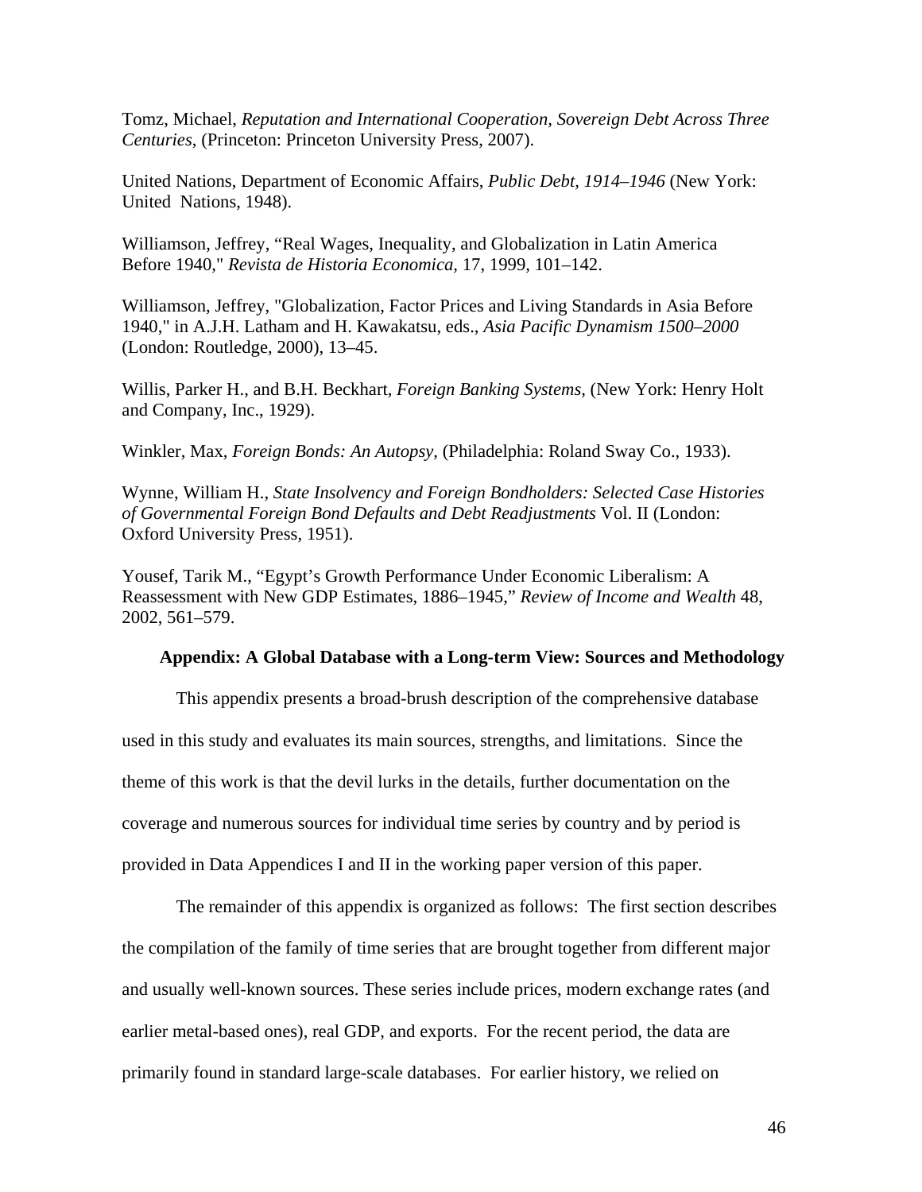Tomz, Michael, *Reputation and International Cooperation, Sovereign Debt Across Three Centuries*, (Princeton: Princeton University Press, 2007).

United Nations, Department of Economic Affairs, *Public Debt, 1914–1946* (New York: United Nations, 1948).

Williamson, Jeffrey, "Real Wages, Inequality, and Globalization in Latin America Before 1940," *Revista de Historia Economica*, 17, 1999, 101–142.

Williamson, Jeffrey, "Globalization, Factor Prices and Living Standards in Asia Before 1940," in A.J.H. Latham and H. Kawakatsu, eds., *Asia Pacific Dynamism 1500–2000* (London: Routledge, 2000), 13–45.

Willis, Parker H., and B.H. Beckhart, *Foreign Banking Systems*, (New York: Henry Holt and Company, Inc., 1929).

Winkler, Max, *Foreign Bonds: An Autopsy*, (Philadelphia: Roland Sway Co., 1933).

Wynne, William H., *State Insolvency and Foreign Bondholders: Selected Case Histories of Governmental Foreign Bond Defaults and Debt Readjustments* Vol. II (London: Oxford University Press, 1951).

Yousef, Tarik M., "Egypt's Growth Performance Under Economic Liberalism: A Reassessment with New GDP Estimates, 1886–1945," *Review of Income and Wealth* 48, 2002, 561–579.

## Appendix: A Global Database with a Long-term View: Sources and Methodology

This appendix presents a broad-brush description of the comprehensive database used in this study and evaluates its main sources, strengths, and limitations. Since the theme of this work is that the devil lurks in the details, further documentation on the coverage and numerous sources for individual time series by country and by period is provided in Data Appendices I and II in the working paper version of this paper.

The remainder of this appendix is organized as follows: The first section describes the compilation of the family of time series that are brought together from different major and usually well-known sources. These series include prices, modern exchange rates (and earlier metal-based ones), real GDP, and exports. For the recent period, the data are primarily found in standard large-scale databases. For earlier history, we relied on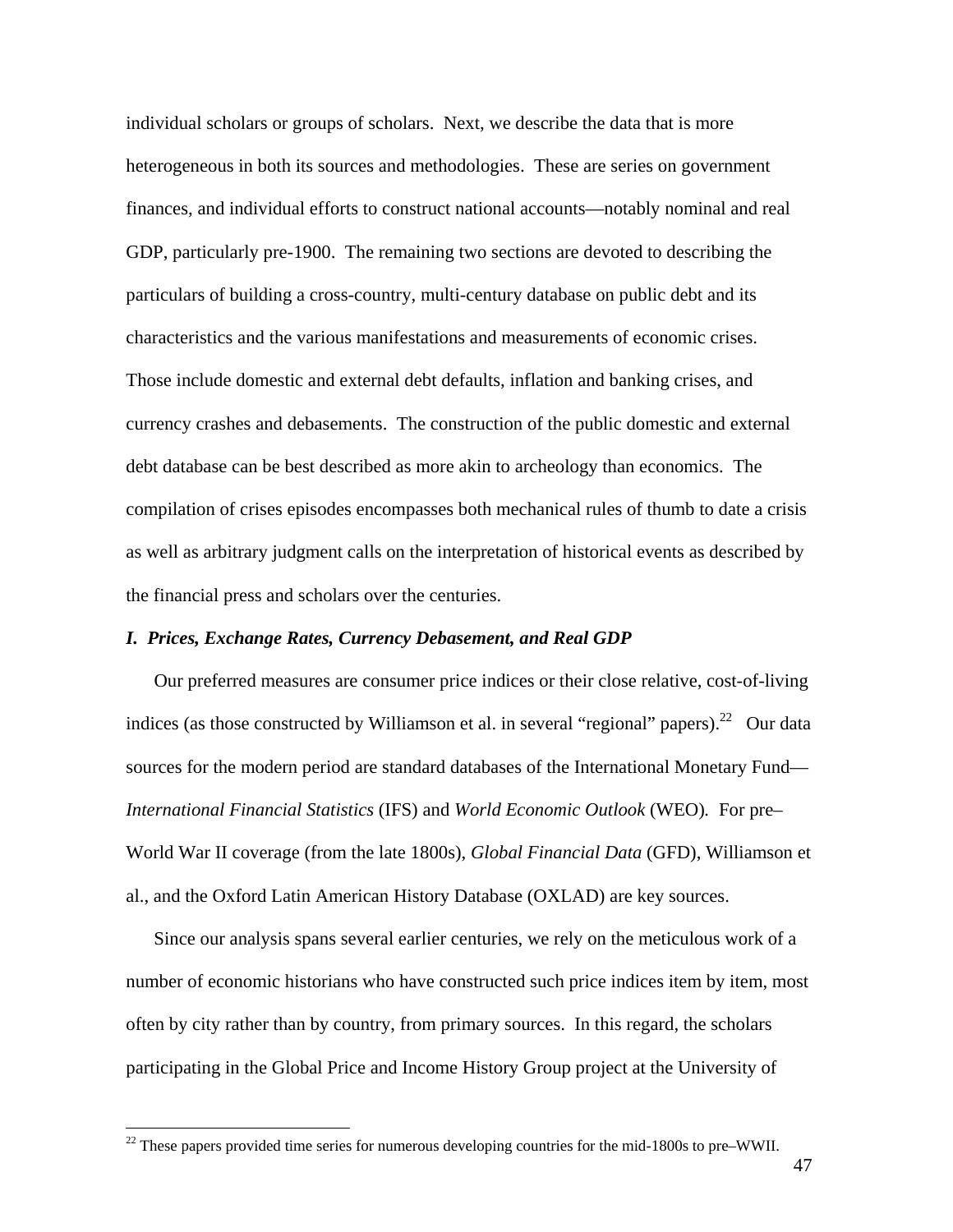individual scholars or groups of scholars. Next, we describe the data that is more heterogeneous in both its sources and methodologies. These are series on government finances, and individual efforts to construct national accounts—notably nominal and real GDP, particularly pre-1900. The remaining two sections are devoted to describing the particulars of building a cross-country, multi-century database on public debt and its characteristics and the various manifestations and measurements of economic crises. Those include domestic and external debt defaults, inflation and banking crises, and currency crashes and debasements. The construction of the public domestic and external debt database can be best described as more akin to archeology than economics. The compilation of crises episodes encompasses both mechanical rules of thumb to date a crisis as well as arbitrary judgment calls on the interpretation of historical events as described by the financial press and scholars over the centuries.

### *I. Prices, Exchange Rates, Currency Debasement, and Real GDP*

Our preferred measures are consumer price indices or their close relative, cost-of-living indices (as those constructed by Williamson et al. in several "regional" papers).[22] Our data sources for the modern period are standard databases of the International Monetary Fund—*International Financial Statistics* (IFS) and *World Economic Outlook* (WEO). For pre–World War II coverage (from the late 1800s), *Global Financial Data* (GFD), Williamson et al., and the Oxford Latin American History Database (OXLAD) are key sources.

Since our analysis spans several earlier centuries, we rely on the meticulous work of a number of economic historians who have constructed such price indices item by item, most often by city rather than by country, from primary sources. In this regard, the scholars participating in the Global Price and Income History Group project at the University of

---

[22] These papers provided time series for numerous developing countries for the mid-1800s to pre–WWII.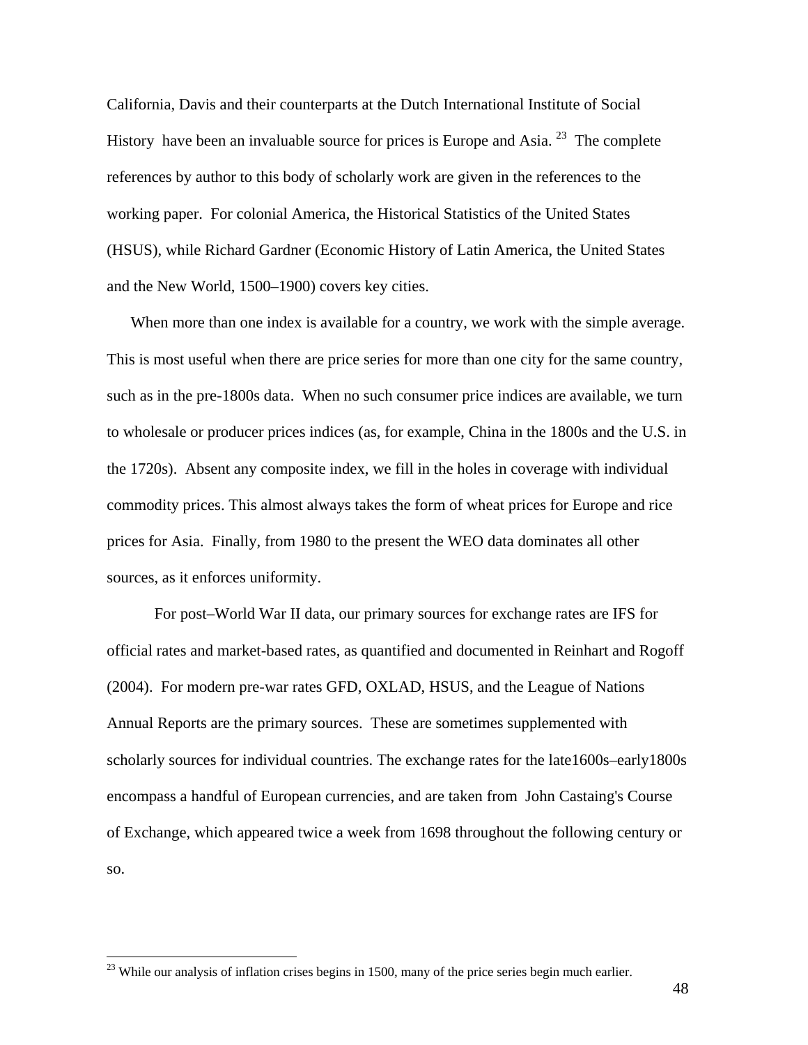California, Davis and their counterparts at the Dutch International Institute of Social History have been an invaluable source for prices is Europe and Asia.[23] The complete references by author to this body of scholarly work are given in the references to the working paper. For colonial America, the Historical Statistics of the United States (HSUS), while Richard Gardner (Economic History of Latin America, the United States and the New World, 1500–1900) covers key cities.

When more than one index is available for a country, we work with the simple average. This is most useful when there are price series for more than one city for the same country, such as in the pre-1800s data. When no such consumer price indices are available, we turn to wholesale or producer prices indices (as, for example, China in the 1800s and the U.S. in the 1720s). Absent any composite index, we fill in the holes in coverage with individual commodity prices. This almost always takes the form of wheat prices for Europe and rice prices for Asia. Finally, from 1980 to the present the WEO data dominates all other sources, as it enforces uniformity.

For post–World War II data, our primary sources for exchange rates are IFS for official rates and market-based rates, as quantified and documented in Reinhart and Rogoff (2004). For modern pre-war rates GFD, OXLAD, HSUS, and the League of Nations Annual Reports are the primary sources. These are sometimes supplemented with scholarly sources for individual countries. The exchange rates for the late1600s–early1800s encompass a handful of European currencies, and are taken from John Castaing's Course of Exchange, which appeared twice a week from 1698 throughout the following century or so.

[23] While our analysis of inflation crises begins in 1500, many of the price series begin much earlier.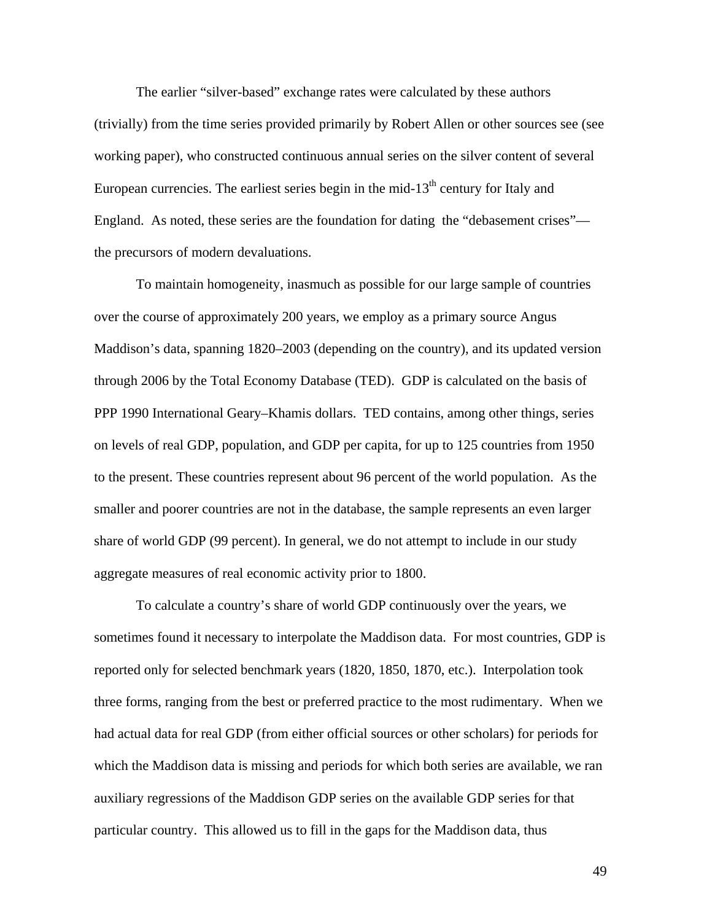The earlier "silver-based" exchange rates were calculated by these authors (trivially) from the time series provided primarily by Robert Allen or other sources see (see working paper), who constructed continuous annual series on the silver content of several European currencies. The earliest series begin in the mid-13$^{th}$ century for Italy and England. As noted, these series are the foundation for dating the "debasement crises"—the precursors of modern devaluations.

To maintain homogeneity, inasmuch as possible for our large sample of countries over the course of approximately 200 years, we employ as a primary source Angus Maddison's data, spanning 1820–2003 (depending on the country), and its updated version through 2006 by the Total Economy Database (TED). GDP is calculated on the basis of PPP 1990 International Geary–Khamis dollars. TED contains, among other things, series on levels of real GDP, population, and GDP per capita, for up to 125 countries from 1950 to the present. These countries represent about 96 percent of the world population. As the smaller and poorer countries are not in the database, the sample represents an even larger share of world GDP (99 percent). In general, we do not attempt to include in our study aggregate measures of real economic activity prior to 1800.

To calculate a country's share of world GDP continuously over the years, we sometimes found it necessary to interpolate the Maddison data. For most countries, GDP is reported only for selected benchmark years (1820, 1850, 1870, etc.). Interpolation took three forms, ranging from the best or preferred practice to the most rudimentary. When we had actual data for real GDP (from either official sources or other scholars) for periods for which the Maddison data is missing and periods for which both series are available, we ran auxiliary regressions of the Maddison GDP series on the available GDP series for that particular country. This allowed us to fill in the gaps for the Maddison data, thus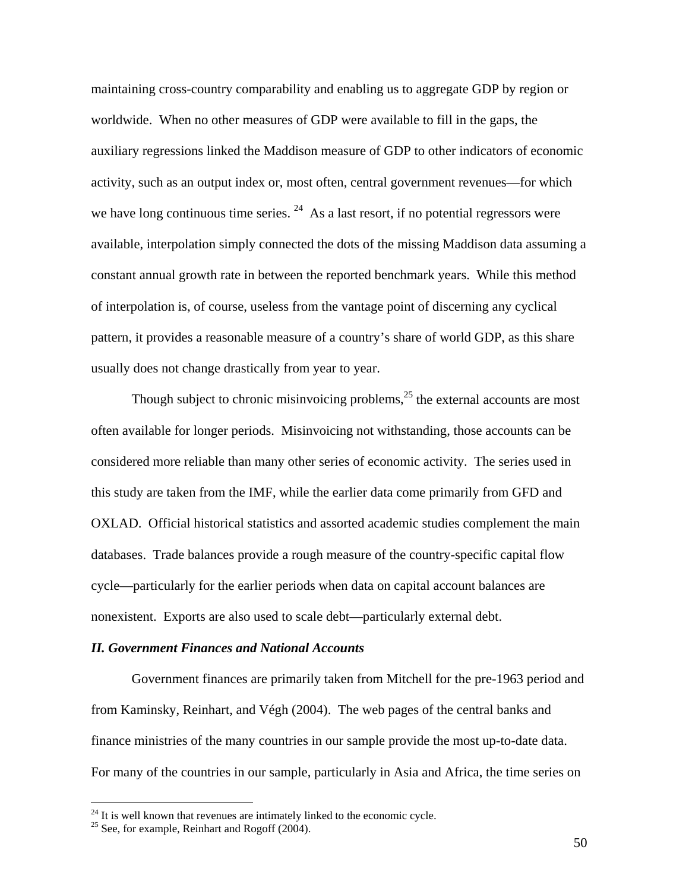maintaining cross-country comparability and enabling us to aggregate GDP by region or worldwide. When no other measures of GDP were available to fill in the gaps, the auxiliary regressions linked the Maddison measure of GDP to other indicators of economic activity, such as an output index or, most often, central government revenues—for which we have long continuous time series. [24] As a last resort, if no potential regressors were available, interpolation simply connected the dots of the missing Maddison data assuming a constant annual growth rate in between the reported benchmark years. While this method of interpolation is, of course, useless from the vantage point of discerning any cyclical pattern, it provides a reasonable measure of a country's share of world GDP, as this share usually does not change drastically from year to year.

Though subject to chronic misinvoicing problems,[25] the external accounts are most often available for longer periods. Misinvoicing not withstanding, those accounts can be considered more reliable than many other series of economic activity. The series used in this study are taken from the IMF, while the earlier data come primarily from GFD and OXLAD. Official historical statistics and assorted academic studies complement the main databases. Trade balances provide a rough measure of the country-specific capital flow cycle—particularly for the earlier periods when data on capital account balances are nonexistent. Exports are also used to scale debt—particularly external debt.

### *II. Government Finances and National Accounts*

Government finances are primarily taken from Mitchell for the pre-1963 period and from Kaminsky, Reinhart, and Végh (2004). The web pages of the central banks and finance ministries of the many countries in our sample provide the most up-to-date data. For many of the countries in our sample, particularly in Asia and Africa, the time series on

---

[24] It is well known that revenues are intimately linked to the economic cycle.

[25] See, for example, Reinhart and Rogoff (2004).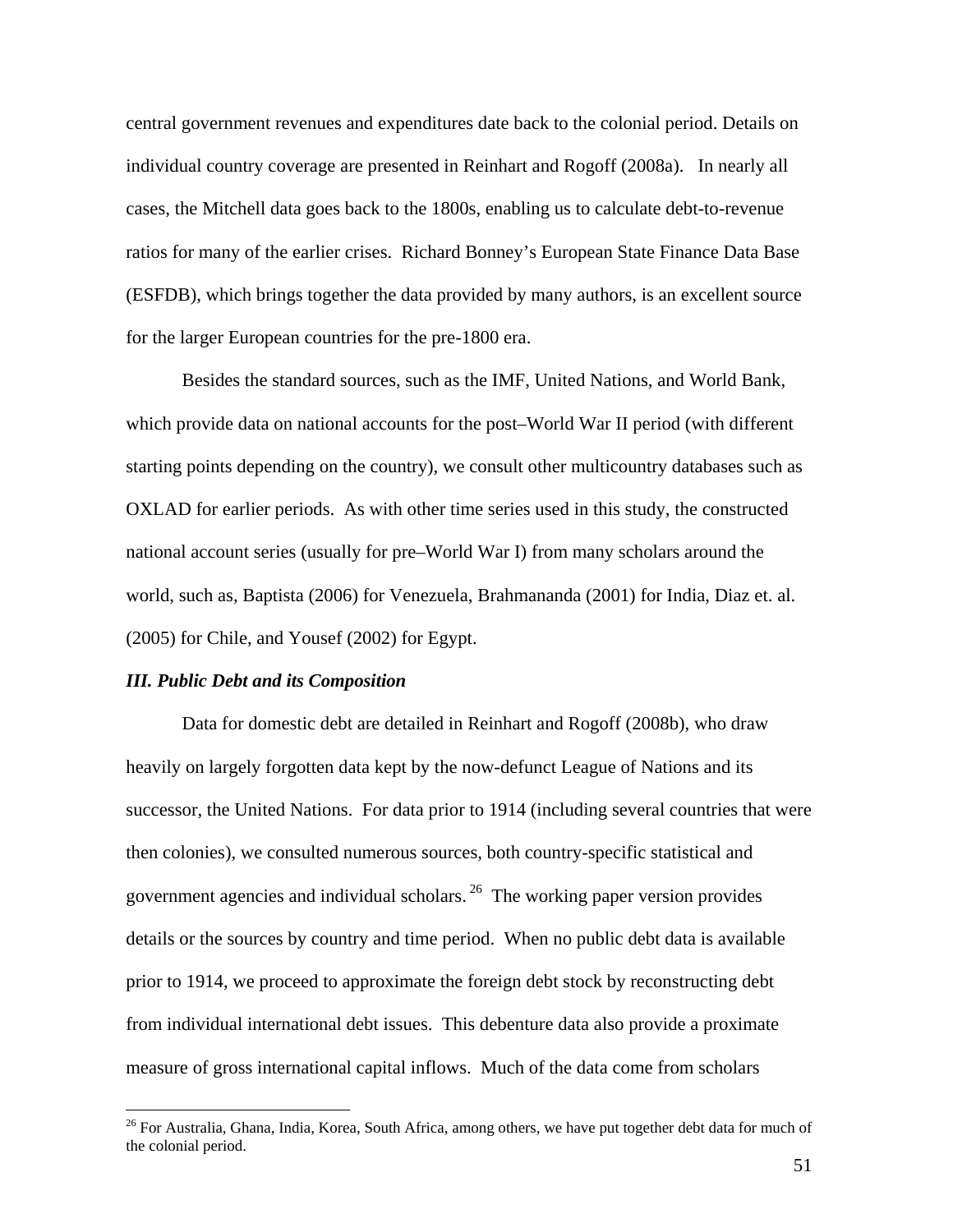central government revenues and expenditures date back to the colonial period. Details on individual country coverage are presented in Reinhart and Rogoff (2008a). In nearly all cases, the Mitchell data goes back to the 1800s, enabling us to calculate debt-to-revenue ratios for many of the earlier crises. Richard Bonney's European State Finance Data Base (ESFDB), which brings together the data provided by many authors, is an excellent source for the larger European countries for the pre-1800 era.

Besides the standard sources, such as the IMF, United Nations, and World Bank, which provide data on national accounts for the post–World War II period (with different starting points depending on the country), we consult other multicountry databases such as OXLAD for earlier periods. As with other time series used in this study, the constructed national account series (usually for pre–World War I) from many scholars around the world, such as, Baptista (2006) for Venezuela, Brahmananda (2001) for India, Diaz et. al. (2005) for Chile, and Yousef (2002) for Egypt.

### *III. Public Debt and its Composition*

Data for domestic debt are detailed in Reinhart and Rogoff (2008b), who draw heavily on largely forgotten data kept by the now-defunct League of Nations and its successor, the United Nations. For data prior to 1914 (including several countries that were then colonies), we consulted numerous sources, both country-specific statistical and government agencies and individual scholars.[26] The working paper version provides details or the sources by country and time period. When no public debt data is available prior to 1914, we proceed to approximate the foreign debt stock by reconstructing debt from individual international debt issues. This debenture data also provide a proximate measure of gross international capital inflows. Much of the data come from scholars

[26] For Australia, Ghana, India, Korea, South Africa, among others, we have put together debt data for much of the colonial period.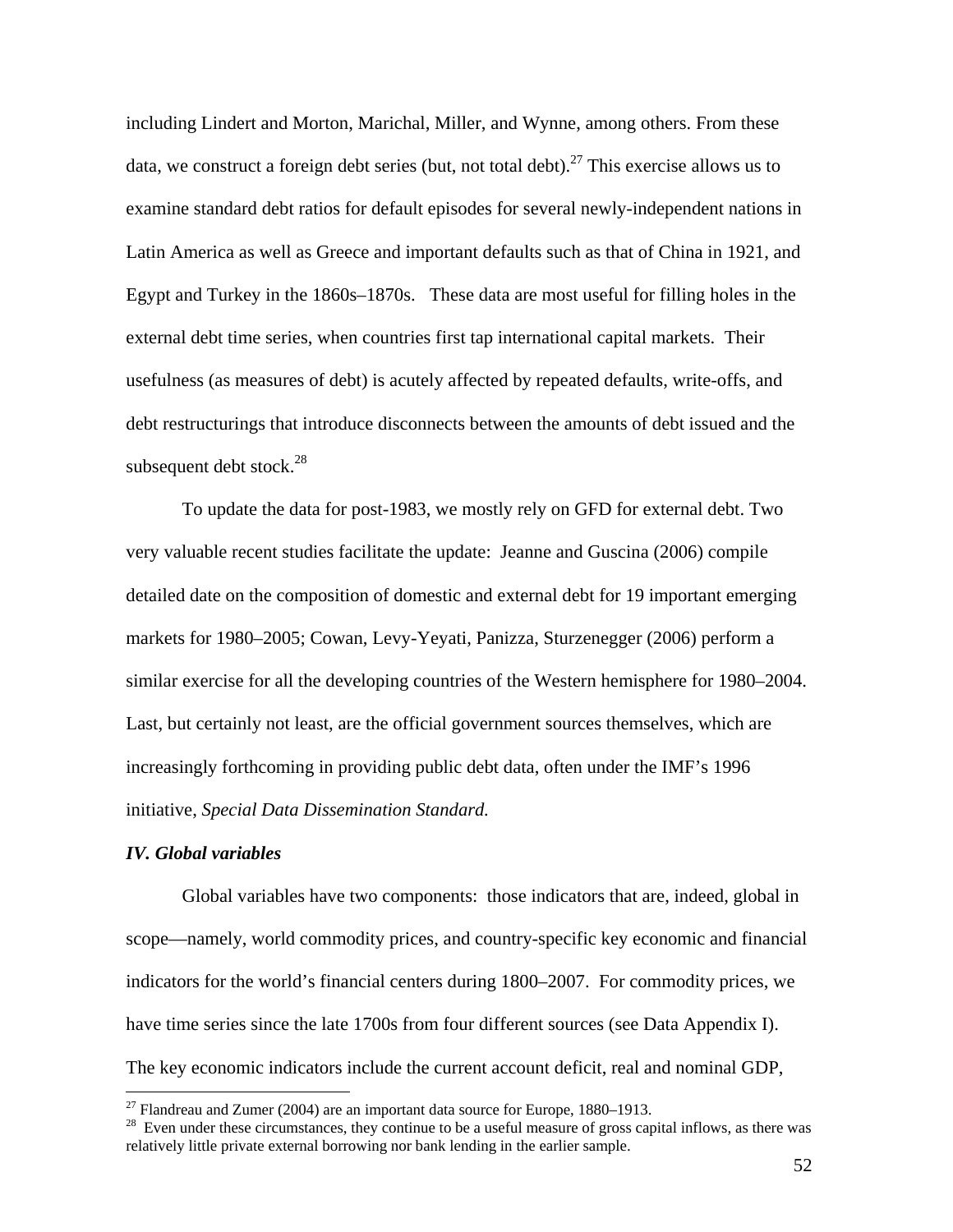including Lindert and Morton, Marichal, Miller, and Wynne, among others. From these data, we construct a foreign debt series (but, not total debt).[27] This exercise allows us to examine standard debt ratios for default episodes for several newly-independent nations in Latin America as well as Greece and important defaults such as that of China in 1921, and Egypt and Turkey in the 1860s–1870s. These data are most useful for filling holes in the external debt time series, when countries first tap international capital markets. Their usefulness (as measures of debt) is acutely affected by repeated defaults, write-offs, and debt restructurings that introduce disconnects between the amounts of debt issued and the subsequent debt stock.[28]

To update the data for post-1983, we mostly rely on GFD for external debt. Two very valuable recent studies facilitate the update: Jeanne and Guscina (2006) compile detailed date on the composition of domestic and external debt for 19 important emerging markets for 1980–2005; Cowan, Levy-Yeyati, Panizza, Sturzenegger (2006) perform a similar exercise for all the developing countries of the Western hemisphere for 1980–2004. Last, but certainly not least, are the official government sources themselves, which are increasingly forthcoming in providing public debt data, often under the IMF's 1996 initiative, *Special Data Dissemination Standard.*

### *IV. Global variables*

Global variables have two components: those indicators that are, indeed, global in scope—namely, world commodity prices, and country-specific key economic and financial indicators for the world's financial centers during 1800–2007. For commodity prices, we have time series since the late 1700s from four different sources (see Data Appendix I). The key economic indicators include the current account deficit, real and nominal GDP,

---

[27] Flandreau and Zumer (2004) are an important data source for Europe, 1880–1913.

[28] Even under these circumstances, they continue to be a useful measure of gross capital inflows, as there was relatively little private external borrowing nor bank lending in the earlier sample.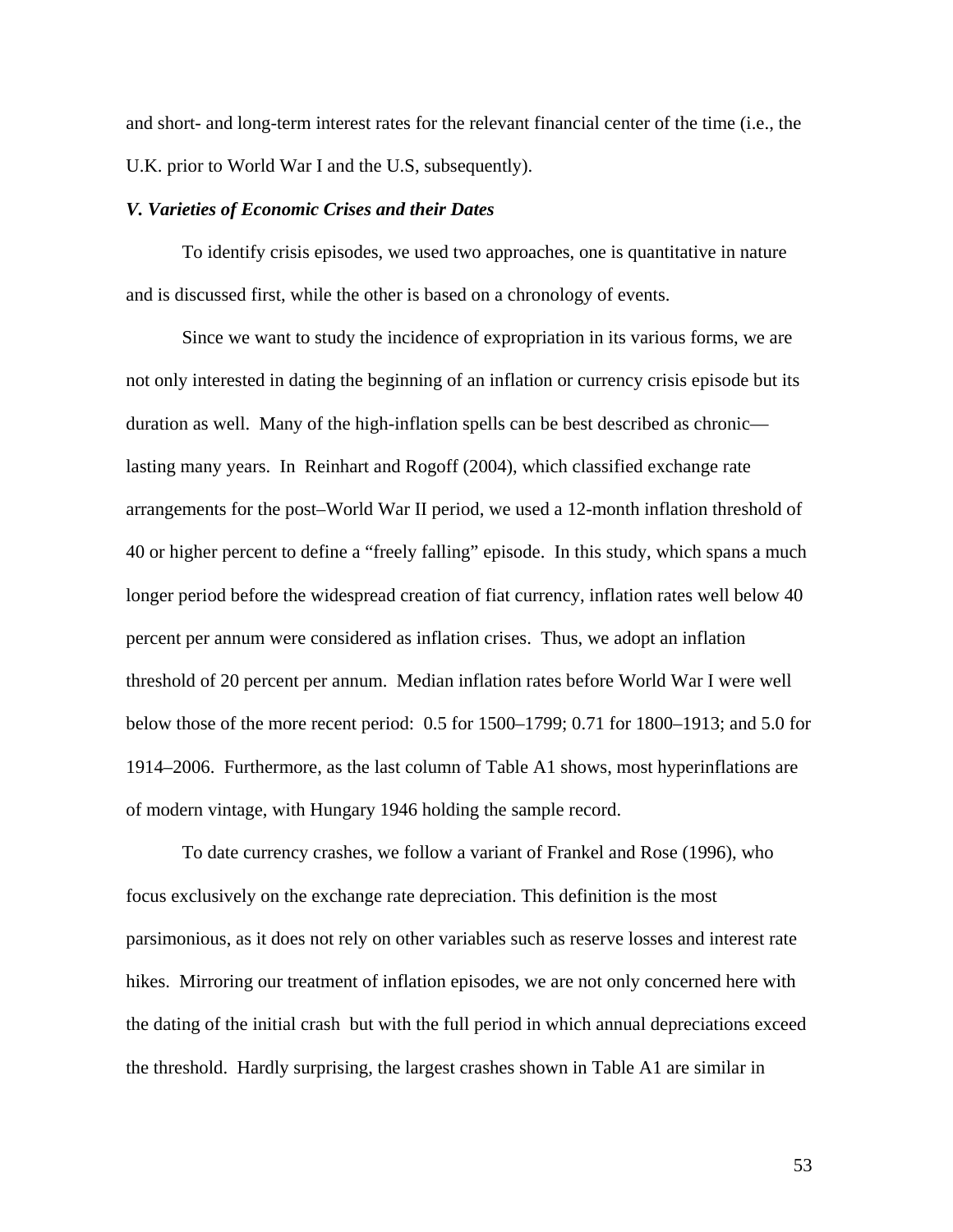and short- and long-term interest rates for the relevant financial center of the time (i.e., the U.K. prior to World War I and the U.S, subsequently).

### *V. Varieties of Economic Crises and their Dates*

To identify crisis episodes, we used two approaches, one is quantitative in nature and is discussed first, while the other is based on a chronology of events.

Since we want to study the incidence of expropriation in its various forms, we are not only interested in dating the beginning of an inflation or currency crisis episode but its duration as well. Many of the high-inflation spells can be best described as chronic—lasting many years. In Reinhart and Rogoff (2004), which classified exchange rate arrangements for the post–World War II period, we used a 12-month inflation threshold of 40 or higher percent to define a "freely falling" episode. In this study, which spans a much longer period before the widespread creation of fiat currency, inflation rates well below 40 percent per annum were considered as inflation crises. Thus, we adopt an inflation threshold of 20 percent per annum. Median inflation rates before World War I were well below those of the more recent period: 0.5 for 1500–1799; 0.71 for 1800–1913; and 5.0 for 1914–2006. Furthermore, as the last column of Table A1 shows, most hyperinflations are of modern vintage, with Hungary 1946 holding the sample record.

To date currency crashes, we follow a variant of Frankel and Rose (1996), who focus exclusively on the exchange rate depreciation. This definition is the most parsimonious, as it does not rely on other variables such as reserve losses and interest rate hikes. Mirroring our treatment of inflation episodes, we are not only concerned here with the dating of the initial crash but with the full period in which annual depreciations exceed the threshold. Hardly surprising, the largest crashes shown in Table A1 are similar in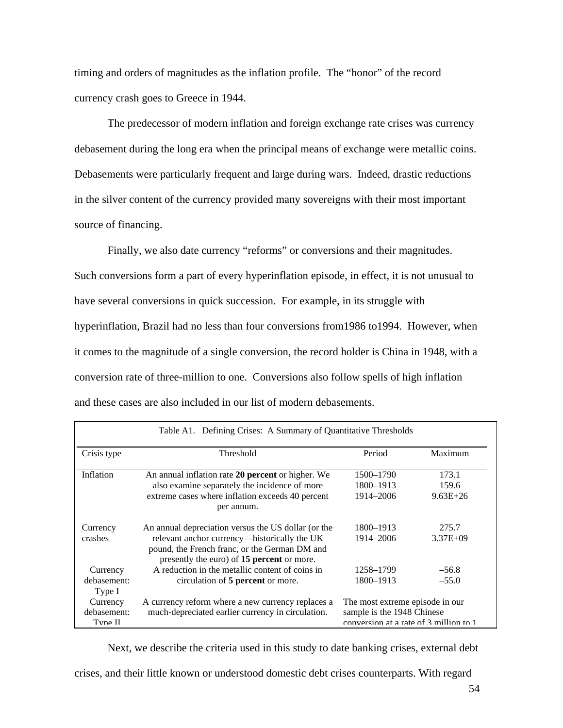timing and orders of magnitudes as the inflation profile. The "honor" of the record currency crash goes to Greece in 1944.

The predecessor of modern inflation and foreign exchange rate crises was currency debasement during the long era when the principal means of exchange were metallic coins. Debasements were particularly frequent and large during wars. Indeed, drastic reductions in the silver content of the currency provided many sovereigns with their most important source of financing.

Finally, we also date currency "reforms" or conversions and their magnitudes. Such conversions form a part of every hyperinflation episode, in effect, it is not unusual to have several conversions in quick succession. For example, in its struggle with hyperinflation, Brazil had no less than four conversions from1986 to1994. However, when it comes to the magnitude of a single conversion, the record holder is China in 1948, with a conversion rate of three-million to one. Conversions also follow spells of high inflation and these cases are also included in our list of modern debasements.

Table A1. Defining Crises: A Summary of Quantitative Thresholds

| Crisis type | Threshold | Period | Maximum |
|---|---|---|---|
| Inflation | An annual inflation rate **20 percent** or higher. We also examine separately the incidence of more extreme cases where inflation exceeds 40 percent per annum. | 1500–1790<br>1800–1913<br>1914–2006 | 173.1<br>159.6<br>9.63E+26 |
| Currency crashes | An annual depreciation versus the US dollar (or the relevant anchor currency—historically the UK pound, the French franc, or the German DM and presently the euro) of **15 percent** or more. | 1800–1913<br>1914–2006 | 275.7<br>3.37E+09 |
| Currency debasement: Type I | A reduction in the metallic content of coins in circulation of **5 percent** or more. | 1258–1799<br>1800–1913 | –56.8<br>–55.0 |
| Currency debasement: Type II | A currency reform where a new currency replaces a much-depreciated earlier currency in circulation. | The most extreme episode in our sample is the 1948 Chinese conversion at a rate of 3 million to 1 | |

Next, we describe the criteria used in this study to date banking crises, external debt crises, and their little known or understood domestic debt crises counterparts. With regard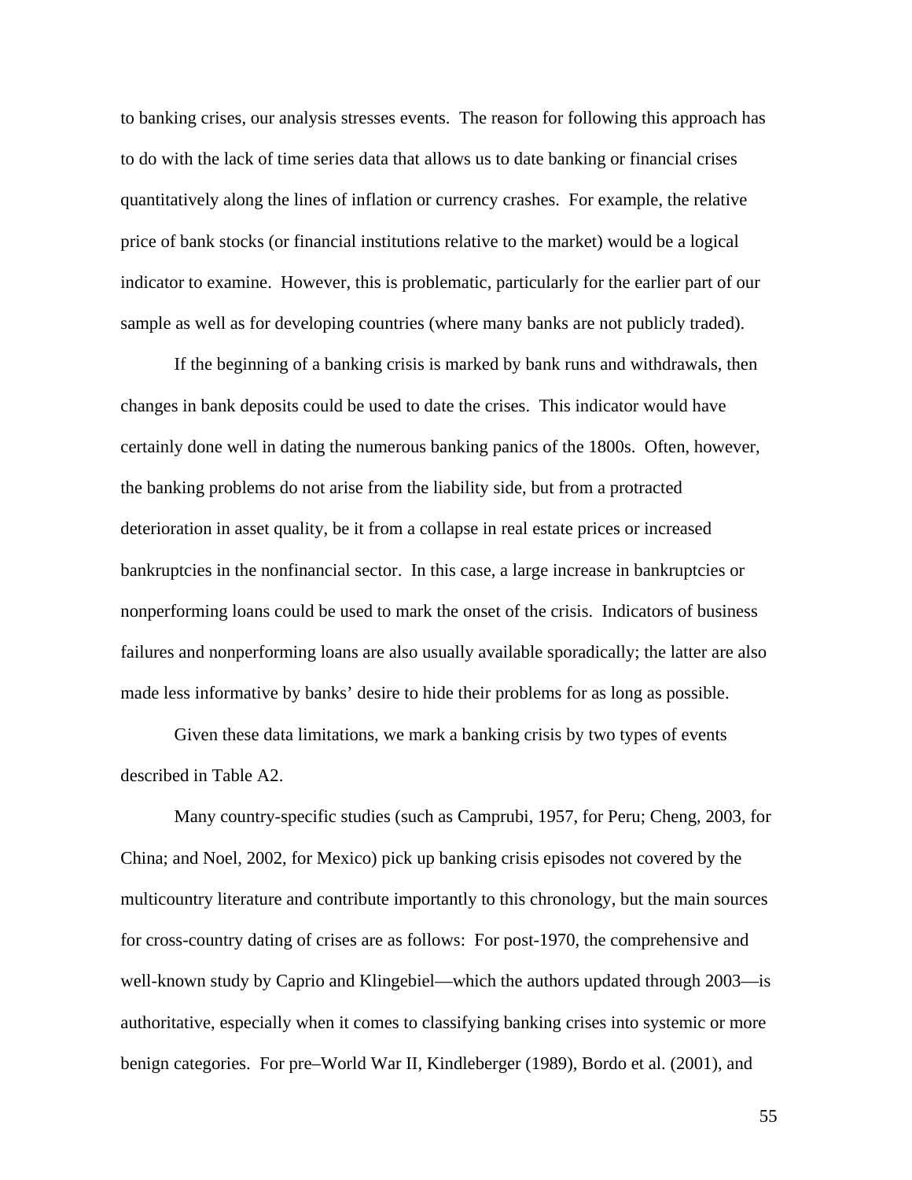to banking crises, our analysis stresses events. The reason for following this approach has to do with the lack of time series data that allows us to date banking or financial crises quantitatively along the lines of inflation or currency crashes. For example, the relative price of bank stocks (or financial institutions relative to the market) would be a logical indicator to examine. However, this is problematic, particularly for the earlier part of our sample as well as for developing countries (where many banks are not publicly traded).

If the beginning of a banking crisis is marked by bank runs and withdrawals, then changes in bank deposits could be used to date the crises. This indicator would have certainly done well in dating the numerous banking panics of the 1800s. Often, however, the banking problems do not arise from the liability side, but from a protracted deterioration in asset quality, be it from a collapse in real estate prices or increased bankruptcies in the nonfinancial sector. In this case, a large increase in bankruptcies or nonperforming loans could be used to mark the onset of the crisis. Indicators of business failures and nonperforming loans are also usually available sporadically; the latter are also made less informative by banks' desire to hide their problems for as long as possible.

Given these data limitations, we mark a banking crisis by two types of events described in Table A2.

Many country-specific studies (such as Camprubi, 1957, for Peru; Cheng, 2003, for China; and Noel, 2002, for Mexico) pick up banking crisis episodes not covered by the multicountry literature and contribute importantly to this chronology, but the main sources for cross-country dating of crises are as follows: For post-1970, the comprehensive and well-known study by Caprio and Klingebiel—which the authors updated through 2003—is authoritative, especially when it comes to classifying banking crises into systemic or more benign categories. For pre–World War II, Kindleberger (1989), Bordo et al. (2001), and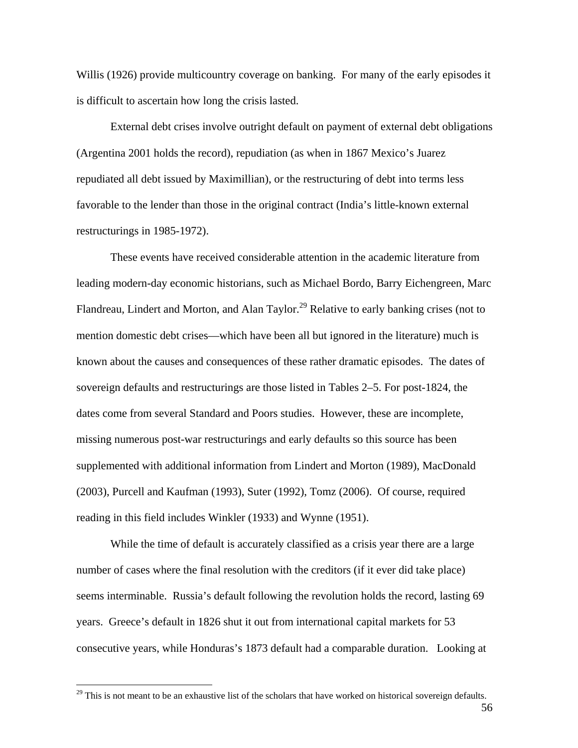Willis (1926) provide multicountry coverage on banking. For many of the early episodes it is difficult to ascertain how long the crisis lasted.

External debt crises involve outright default on payment of external debt obligations (Argentina 2001 holds the record), repudiation (as when in 1867 Mexico's Juarez repudiated all debt issued by Maximillian), or the restructuring of debt into terms less favorable to the lender than those in the original contract (India's little-known external restructurings in 1985-1972).

These events have received considerable attention in the academic literature from leading modern-day economic historians, such as Michael Bordo, Barry Eichengreen, Marc Flandreau, Lindert and Morton, and Alan Taylor.[29] Relative to early banking crises (not to mention domestic debt crises—which have been all but ignored in the literature) much is known about the causes and consequences of these rather dramatic episodes. The dates of sovereign defaults and restructurings are those listed in Tables 2–5. For post-1824, the dates come from several Standard and Poors studies. However, these are incomplete, missing numerous post-war restructurings and early defaults so this source has been supplemented with additional information from Lindert and Morton (1989), MacDonald (2003), Purcell and Kaufman (1993), Suter (1992), Tomz (2006). Of course, required reading in this field includes Winkler (1933) and Wynne (1951).

While the time of default is accurately classified as a crisis year there are a large number of cases where the final resolution with the creditors (if it ever did take place) seems interminable. Russia's default following the revolution holds the record, lasting 69 years. Greece's default in 1826 shut it out from international capital markets for 53 consecutive years, while Honduras's 1873 default had a comparable duration. Looking at

[29] This is not meant to be an exhaustive list of the scholars that have worked on historical sovereign defaults.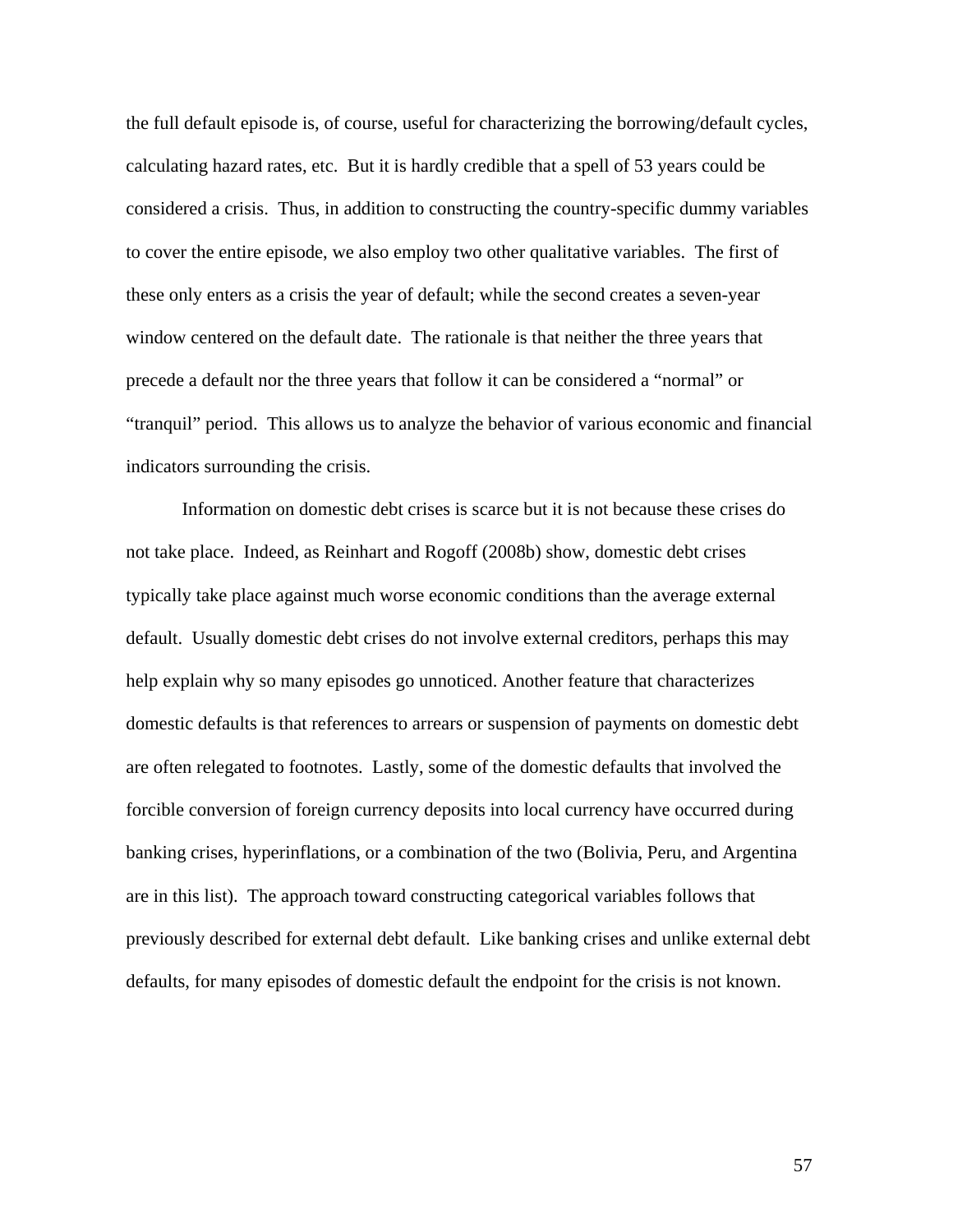the full default episode is, of course, useful for characterizing the borrowing/default cycles, calculating hazard rates, etc. But it is hardly credible that a spell of 53 years could be considered a crisis. Thus, in addition to constructing the country-specific dummy variables to cover the entire episode, we also employ two other qualitative variables. The first of these only enters as a crisis the year of default; while the second creates a seven-year window centered on the default date. The rationale is that neither the three years that precede a default nor the three years that follow it can be considered a "normal" or "tranquil" period. This allows us to analyze the behavior of various economic and financial indicators surrounding the crisis.

Information on domestic debt crises is scarce but it is not because these crises do not take place. Indeed, as Reinhart and Rogoff (2008b) show, domestic debt crises typically take place against much worse economic conditions than the average external default. Usually domestic debt crises do not involve external creditors, perhaps this may help explain why so many episodes go unnoticed. Another feature that characterizes domestic defaults is that references to arrears or suspension of payments on domestic debt are often relegated to footnotes. Lastly, some of the domestic defaults that involved the forcible conversion of foreign currency deposits into local currency have occurred during banking crises, hyperinflations, or a combination of the two (Bolivia, Peru, and Argentina are in this list). The approach toward constructing categorical variables follows that previously described for external debt default. Like banking crises and unlike external debt defaults, for many episodes of domestic default the endpoint for the crisis is not known.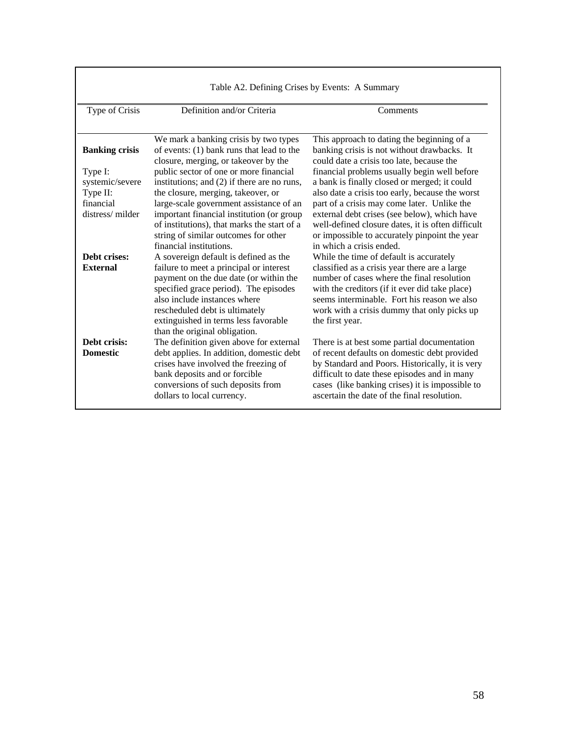Table A2. Defining Crises by Events: A Summary

| Type of Crisis | Definition and/or Criteria | Comments |
|---|---|---|
| **Banking crisis**<br><br>Type I: systemic/severe<br>Type II: financial distress/ milder | We mark a banking crisis by two types of events: (1) bank runs that lead to the closure, merging, or takeover by the public sector of one or more financial institutions; and (2) if there are no runs, the closure, merging, takeover, or large-scale government assistance of an important financial institution (or group of institutions), that marks the start of a string of similar outcomes for other financial institutions. | This approach to dating the beginning of a banking crisis is not without drawbacks. It could date a crisis too late, because the financial problems usually begin well before a bank is finally closed or merged; it could also date a crisis too early, because the worst part of a crisis may come later. Unlike the external debt crises (see below), which have well-defined closure dates, it is often difficult or impossible to accurately pinpoint the year in which a crisis ended. |
| **Debt crises: External** | A sovereign default is defined as the failure to meet a principal or interest payment on the due date (or within the specified grace period). The episodes also include instances where rescheduled debt is ultimately extinguished in terms less favorable than the original obligation. | While the time of default is accurately classified as a crisis year there are a large number of cases where the final resolution with the creditors (if it ever did take place) seems interminable. Fort his reason we also work with a crisis dummy that only picks up the first year. |
| **Debt crisis: Domestic** | The definition given above for external debt applies. In addition, domestic debt crises have involved the freezing of bank deposits and or forcible conversions of such deposits from dollars to local currency. | There is at best some partial documentation of recent defaults on domestic debt provided by Standard and Poors. Historically, it is very difficult to date these episodes and in many cases (like banking crises) it is impossible to ascertain the date of the final resolution. |